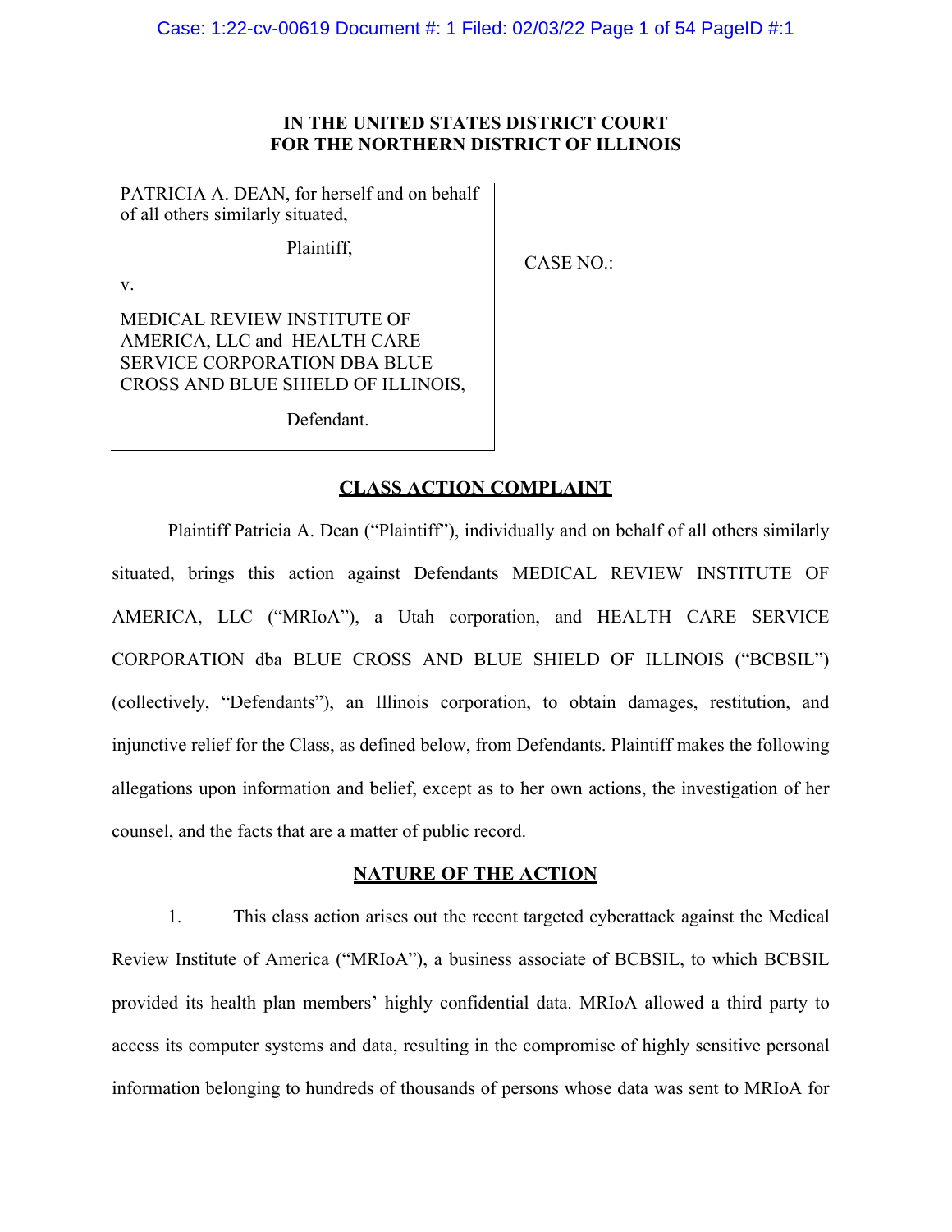**IN THE UNITED STATES DISTRICT COURT**
**FOR THE NORTHERN DISTRICT OF ILLINOIS**

PATRICIA A. DEAN, for herself and on behalf of all others similarly situated,

Plaintiff,

v.

MEDICAL REVIEW INSTITUTE OF AMERICA, LLC and HEALTH CARE SERVICE CORPORATION DBA BLUE CROSS AND BLUE SHIELD OF ILLINOIS,

Defendant.

CASE NO.:

## CLASS ACTION COMPLAINT

Plaintiff Patricia A. Dean ("Plaintiff"), individually and on behalf of all others similarly situated, brings this action against Defendants MEDICAL REVIEW INSTITUTE OF AMERICA, LLC ("MRIoA"), a Utah corporation, and HEALTH CARE SERVICE CORPORATION dba BLUE CROSS AND BLUE SHIELD OF ILLINOIS ("BCBSIL") (collectively, "Defendants"), an Illinois corporation, to obtain damages, restitution, and injunctive relief for the Class, as defined below, from Defendants. Plaintiff makes the following allegations upon information and belief, except as to her own actions, the investigation of her counsel, and the facts that are a matter of public record.

## NATURE OF THE ACTION

1. This class action arises out the recent targeted cyberattack against the Medical Review Institute of America ("MRIoA"), a business associate of BCBSIL, to which BCBSIL provided its health plan members' highly confidential data. MRIoA allowed a third party to access its computer systems and data, resulting in the compromise of highly sensitive personal information belonging to hundreds of thousands of persons whose data was sent to MRIoA for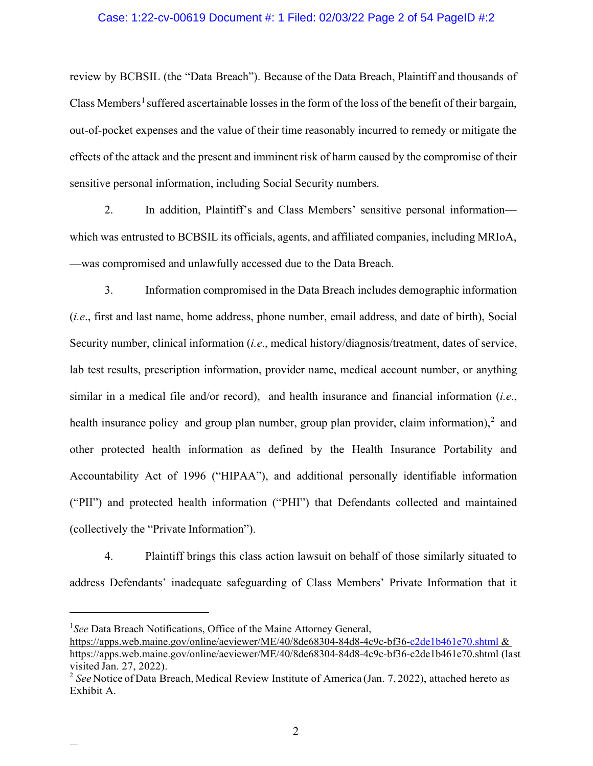review by BCBSIL (the "Data Breach"). Because of the Data Breach, Plaintiff and thousands of Class Members[1] suffered ascertainable losses in the form of the loss of the benefit of their bargain, out-of-pocket expenses and the value of their time reasonably incurred to remedy or mitigate the effects of the attack and the present and imminent risk of harm caused by the compromise of their sensitive personal information, including Social Security numbers.

2. In addition, Plaintiff's and Class Members' sensitive personal information—which was entrusted to BCBSIL its officials, agents, and affiliated companies, including MRIoA, —was compromised and unlawfully accessed due to the Data Breach.

3. Information compromised in the Data Breach includes demographic information (*i.e.*, first and last name, home address, phone number, email address, and date of birth), Social Security number, clinical information (*i.e.*, medical history/diagnosis/treatment, dates of service, lab test results, prescription information, provider name, medical account number, or anything similar in a medical file and/or record), and health insurance and financial information (*i.e.*, health insurance policy and group plan number, group plan provider, claim information),[2] and other protected health information as defined by the Health Insurance Portability and Accountability Act of 1996 ("HIPAA"), and additional personally identifiable information ("PII") and protected health information ("PHI") that Defendants collected and maintained (collectively the "Private Information").

4. Plaintiff brings this class action lawsuit on behalf of those similarly situated to address Defendants' inadequate safeguarding of Class Members' Private Information that it

---

[1] *See* Data Breach Notifications, Office of the Maine Attorney General, https://apps.web.maine.gov/online/aeviewer/ME/40/8de68304-84d8-4c9c-bf36-c2de1b461e70.shtml & https://apps.web.maine.gov/online/aeviewer/ME/40/8de68304-84d8-4c9c-bf36-c2de1b461e70.shtml (last visited Jan. 27, 2022).

[2] *See* Notice of Data Breach, Medical Review Institute of America (Jan. 7, 2022), attached hereto as Exhibit A.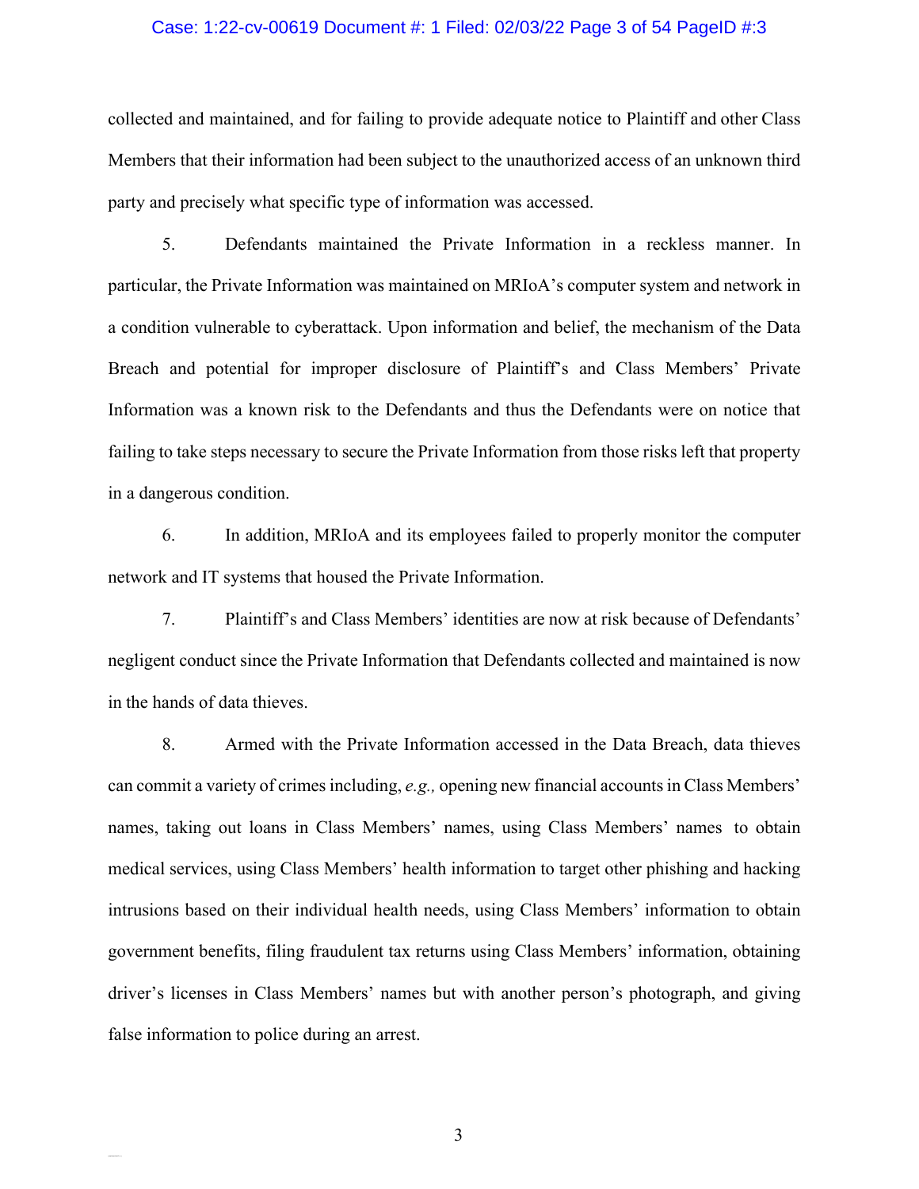collected and maintained, and for failing to provide adequate notice to Plaintiff and other Class Members that their information had been subject to the unauthorized access of an unknown third party and precisely what specific type of information was accessed.

5. Defendants maintained the Private Information in a reckless manner. In particular, the Private Information was maintained on MRIoA's computer system and network in a condition vulnerable to cyberattack. Upon information and belief, the mechanism of the Data Breach and potential for improper disclosure of Plaintiff's and Class Members' Private Information was a known risk to the Defendants and thus the Defendants were on notice that failing to take steps necessary to secure the Private Information from those risks left that property in a dangerous condition.

6. In addition, MRIoA and its employees failed to properly monitor the computer network and IT systems that housed the Private Information.

7. Plaintiff's and Class Members' identities are now at risk because of Defendants' negligent conduct since the Private Information that Defendants collected and maintained is now in the hands of data thieves.

8. Armed with the Private Information accessed in the Data Breach, data thieves can commit a variety of crimes including, *e.g.,* opening new financial accounts in Class Members' names, taking out loans in Class Members' names, using Class Members' names to obtain medical services, using Class Members' health information to target other phishing and hacking intrusions based on their individual health needs, using Class Members' information to obtain government benefits, filing fraudulent tax returns using Class Members' information, obtaining driver's licenses in Class Members' names but with another person's photograph, and giving false information to police during an arrest.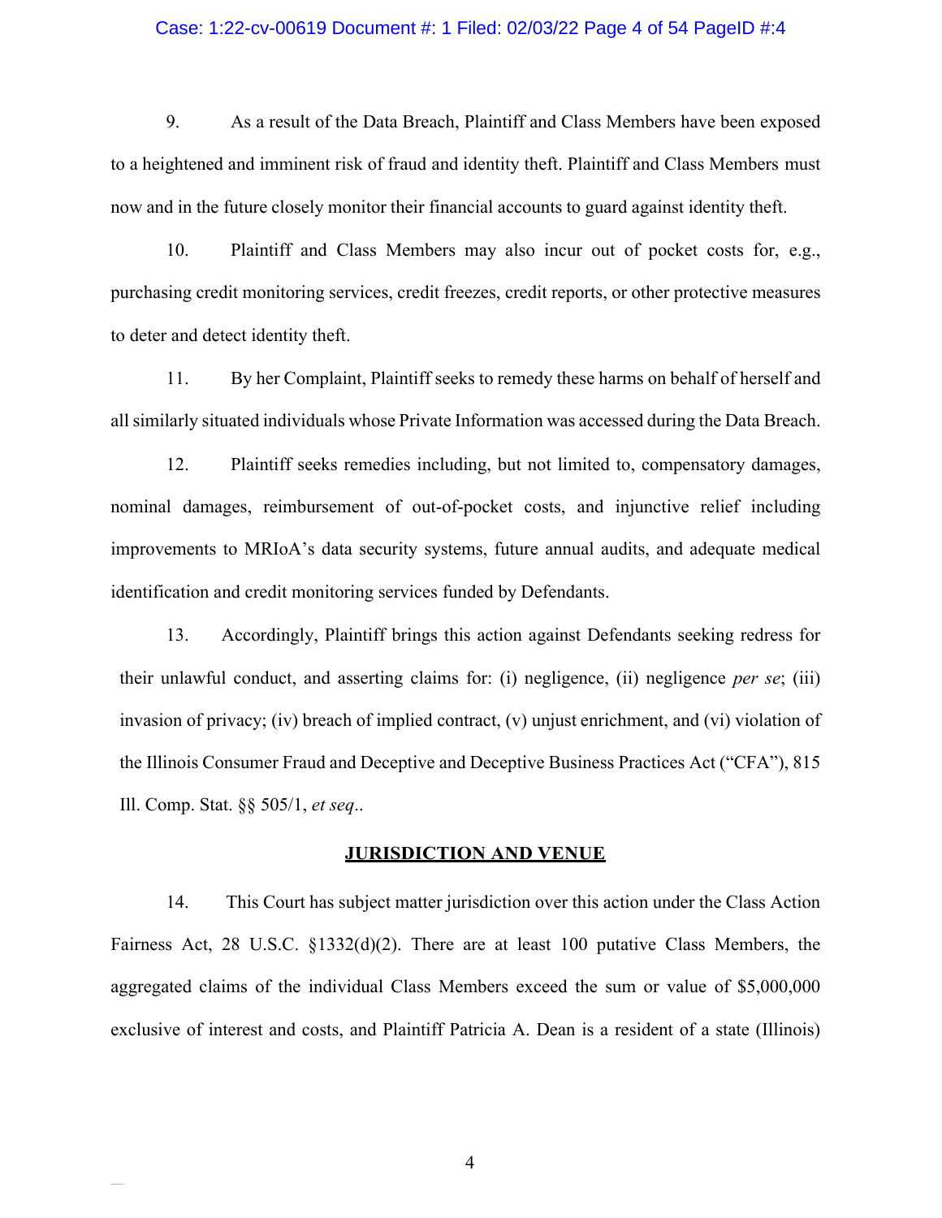9. As a result of the Data Breach, Plaintiff and Class Members have been exposed to a heightened and imminent risk of fraud and identity theft. Plaintiff and Class Members must now and in the future closely monitor their financial accounts to guard against identity theft.

10. Plaintiff and Class Members may also incur out of pocket costs for, e.g., purchasing credit monitoring services, credit freezes, credit reports, or other protective measures to deter and detect identity theft.

11. By her Complaint, Plaintiff seeks to remedy these harms on behalf of herself and all similarly situated individuals whose Private Information was accessed during the Data Breach.

12. Plaintiff seeks remedies including, but not limited to, compensatory damages, nominal damages, reimbursement of out-of-pocket costs, and injunctive relief including improvements to MRIoA's data security systems, future annual audits, and adequate medical identification and credit monitoring services funded by Defendants.

13. Accordingly, Plaintiff brings this action against Defendants seeking redress for their unlawful conduct, and asserting claims for: (i) negligence, (ii) negligence *per se*; (iii) invasion of privacy; (iv) breach of implied contract, (v) unjust enrichment, and (vi) violation of the Illinois Consumer Fraud and Deceptive and Deceptive Business Practices Act ("CFA"), 815 Ill. Comp. Stat. §§ 505/1, *et seq*..

## JURISDICTION AND VENUE

14. This Court has subject matter jurisdiction over this action under the Class Action Fairness Act, 28 U.S.C. §1332(d)(2). There are at least 100 putative Class Members, the aggregated claims of the individual Class Members exceed the sum or value of $5,000,000 exclusive of interest and costs, and Plaintiff Patricia A. Dean is a resident of a state (Illinois)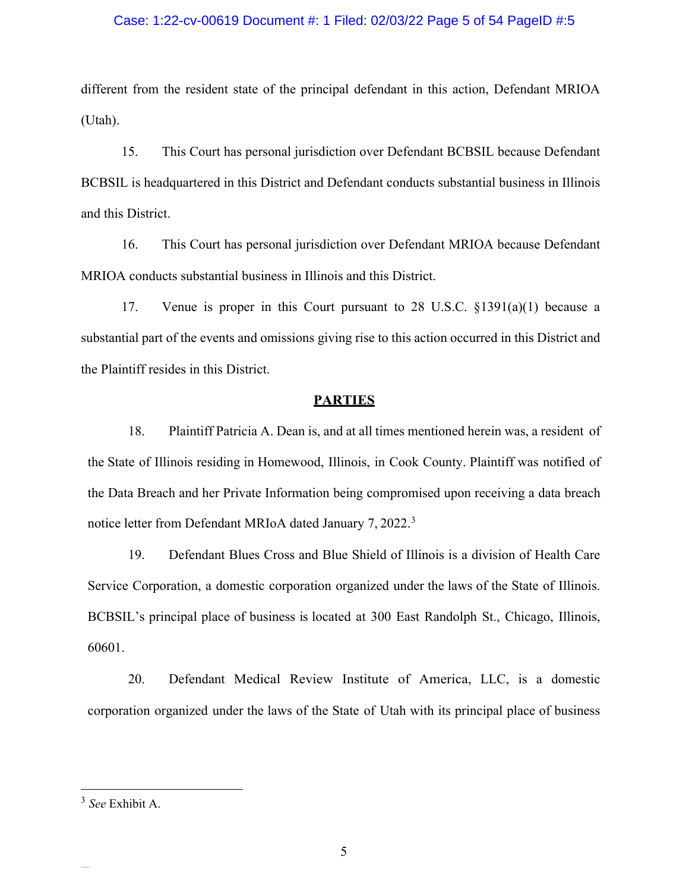different from the resident state of the principal defendant in this action, Defendant MRIOA (Utah).

15. This Court has personal jurisdiction over Defendant BCBSIL because Defendant BCBSIL is headquartered in this District and Defendant conducts substantial business in Illinois and this District.

16. This Court has personal jurisdiction over Defendant MRIOA because Defendant MRIOA conducts substantial business in Illinois and this District.

17. Venue is proper in this Court pursuant to 28 U.S.C. §1391(a)(1) because a substantial part of the events and omissions giving rise to this action occurred in this District and the Plaintiff resides in this District.

## PARTIES

18. Plaintiff Patricia A. Dean is, and at all times mentioned herein was, a resident of the State of Illinois residing in Homewood, Illinois, in Cook County. Plaintiff was notified of the Data Breach and her Private Information being compromised upon receiving a data breach notice letter from Defendant MRIoA dated January 7, 2022.[3]

19. Defendant Blues Cross and Blue Shield of Illinois is a division of Health Care Service Corporation, a domestic corporation organized under the laws of the State of Illinois. BCBSIL's principal place of business is located at 300 East Randolph St., Chicago, Illinois, 60601.

20. Defendant Medical Review Institute of America, LLC, is a domestic corporation organized under the laws of the State of Utah with its principal place of business

---

[3] *See* Exhibit A.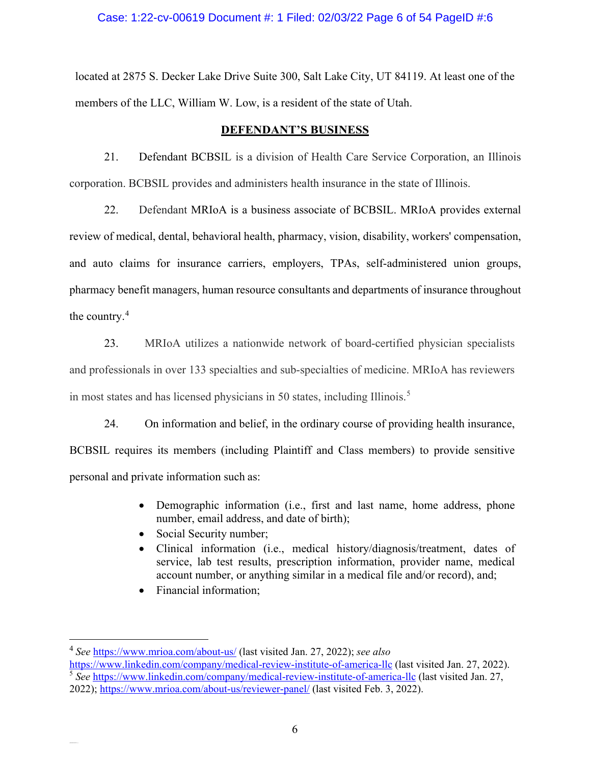located at 2875 S. Decker Lake Drive Suite 300, Salt Lake City, UT 84119. At least one of the members of the LLC, William W. Low, is a resident of the state of Utah.

## DEFENDANT'S BUSINESS

21. Defendant BCBSIL is a division of Health Care Service Corporation, an Illinois corporation. BCBSIL provides and administers health insurance in the state of Illinois.

22. Defendant MRIoA is a business associate of BCBSIL. MRIoA provides external review of medical, dental, behavioral health, pharmacy, vision, disability, workers' compensation, and auto claims for insurance carriers, employers, TPAs, self-administered union groups, pharmacy benefit managers, human resource consultants and departments of insurance throughout the country.[4]

23. MRIoA utilizes a nationwide network of board-certified physician specialists and professionals in over 133 specialties and sub-specialties of medicine. MRIoA has reviewers in most states and has licensed physicians in 50 states, including Illinois.[5]

24. On information and belief, in the ordinary course of providing health insurance, BCBSIL requires its members (including Plaintiff and Class members) to provide sensitive personal and private information such as:

- Demographic information (i.e., first and last name, home address, phone number, email address, and date of birth);
- Social Security number;
- Clinical information (i.e., medical history/diagnosis/treatment, dates of service, lab test results, prescription information, provider name, medical account number, or anything similar in a medical file and/or record), and;
- Financial information;

---

[4] *See* https://www.mrioa.com/about-us/ (last visited Jan. 27, 2022); *see also* https://www.linkedin.com/company/medical-review-institute-of-america-llc (last visited Jan. 27, 2022).

[5] *See* https://www.linkedin.com/company/medical-review-institute-of-america-llc (last visited Jan. 27, 2022); https://www.mrioa.com/about-us/reviewer-panel/ (last visited Feb. 3, 2022).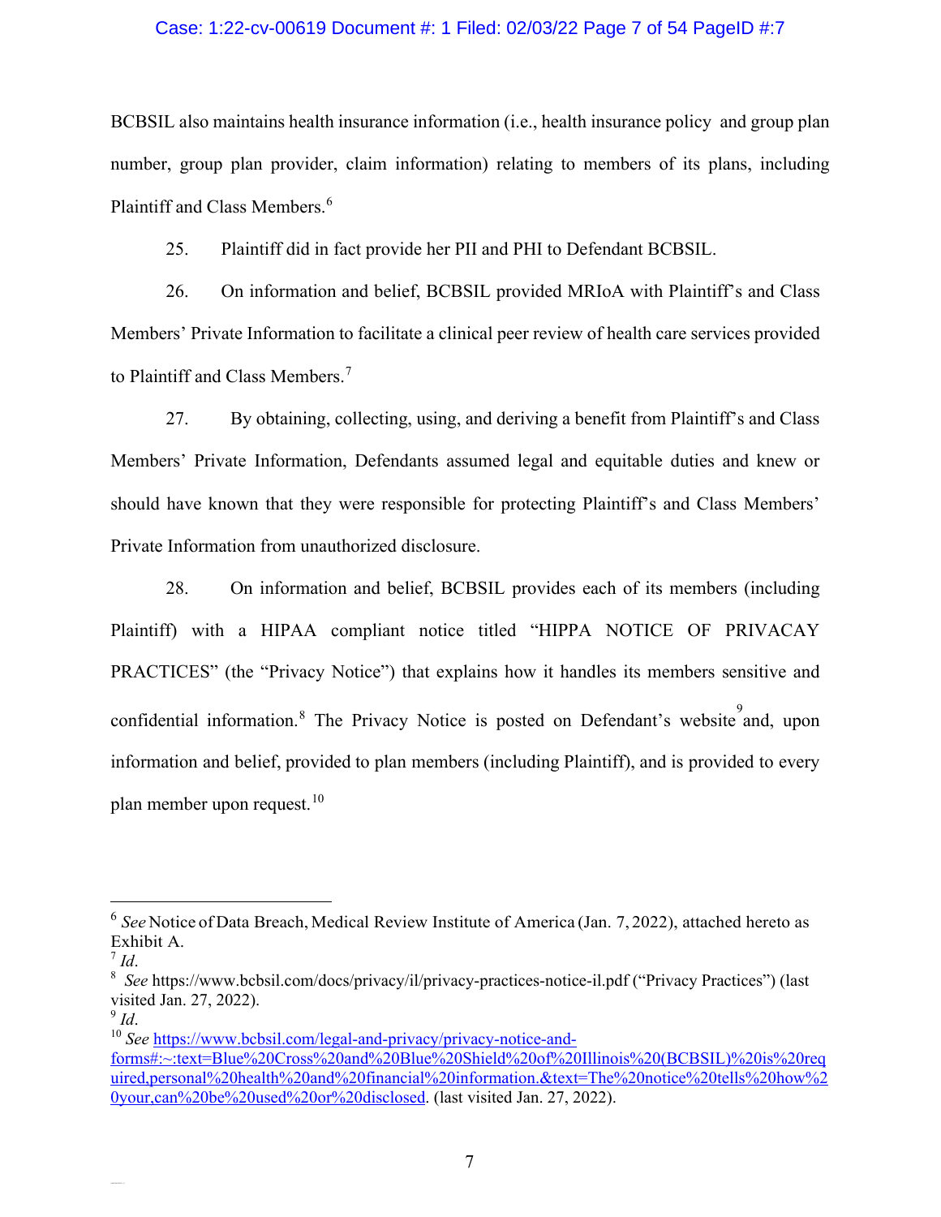BCBSIL also maintains health insurance information (i.e., health insurance policy and group plan number, group plan provider, claim information) relating to members of its plans, including Plaintiff and Class Members.[6]

25. Plaintiff did in fact provide her PII and PHI to Defendant BCBSIL.

26. On information and belief, BCBSIL provided MRIoA with Plaintiff's and Class Members' Private Information to facilitate a clinical peer review of health care services provided to Plaintiff and Class Members.[7]

27. By obtaining, collecting, using, and deriving a benefit from Plaintiff's and Class Members' Private Information, Defendants assumed legal and equitable duties and knew or should have known that they were responsible for protecting Plaintiff's and Class Members' Private Information from unauthorized disclosure.

28. On information and belief, BCBSIL provides each of its members (including Plaintiff) with a HIPAA compliant notice titled "HIPPA NOTICE OF PRIVACAY PRACTICES" (the "Privacy Notice") that explains how it handles its members sensitive and confidential information.[8] The Privacy Notice is posted on Defendant's website[9] and, upon information and belief, provided to plan members (including Plaintiff), and is provided to every plan member upon request.[10]

---

[6] *See* Notice of Data Breach, Medical Review Institute of America (Jan. 7, 2022), attached hereto as Exhibit A.

[7] *Id*.

[8] *See* https://www.bcbsil.com/docs/privacy/il/privacy-practices-notice-il.pdf ("Privacy Practices") (last visited Jan. 27, 2022).

[9] *Id*.

[10] *See* https://www.bcbsil.com/legal-and-privacy/privacy-notice-and-forms#:~:text=Blue%20Cross%20and%20Blue%20Shield%20of%20Illinois%20(BCBSIL)%20is%20required,personal%20health%20and%20financial%20information.&text=The%20notice%20tells%20how%20your,can%20be%20used%20or%20disclosed. (last visited Jan. 27, 2022).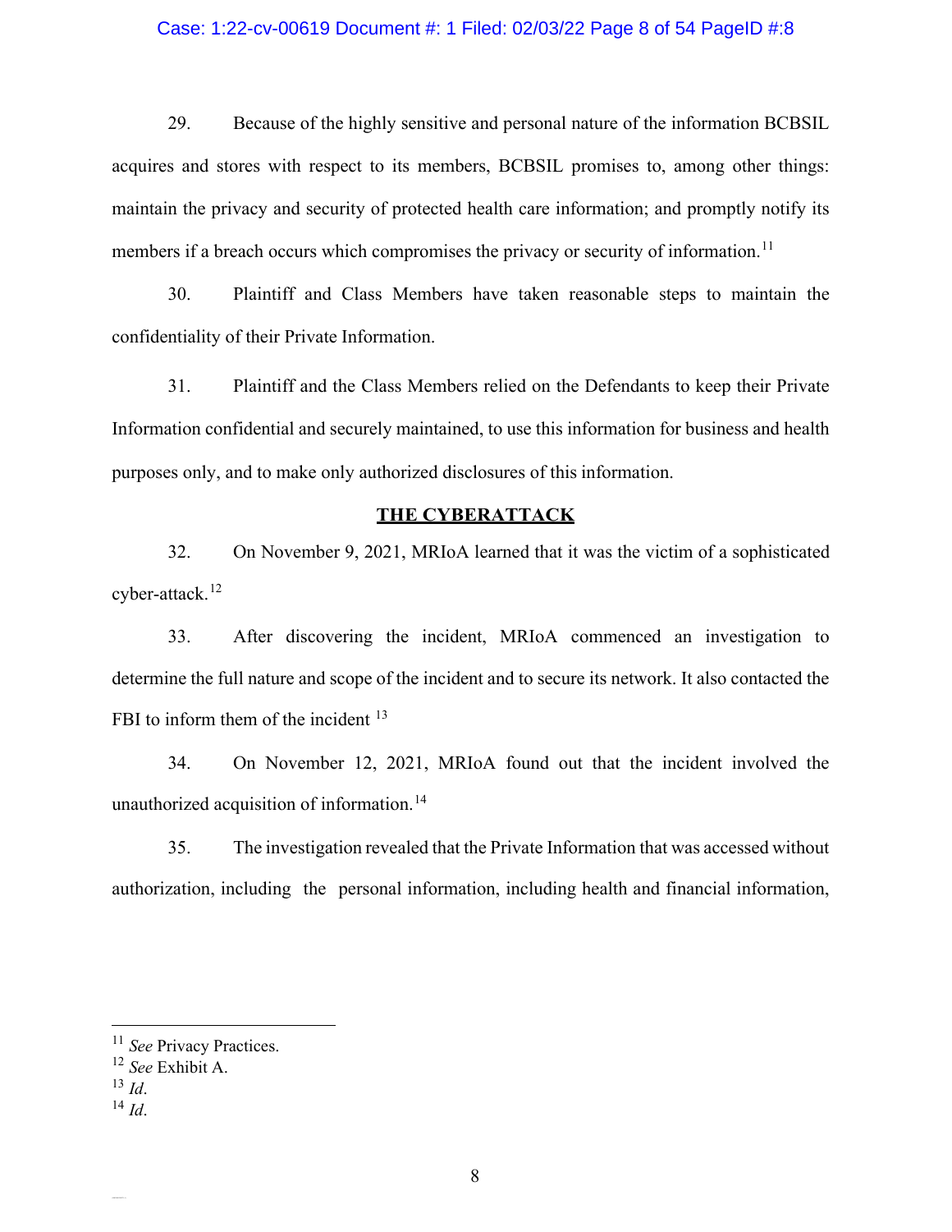29. Because of the highly sensitive and personal nature of the information BCBSIL acquires and stores with respect to its members, BCBSIL promises to, among other things: maintain the privacy and security of protected health care information; and promptly notify its members if a breach occurs which compromises the privacy or security of information.[11]

30. Plaintiff and Class Members have taken reasonable steps to maintain the confidentiality of their Private Information.

31. Plaintiff and the Class Members relied on the Defendants to keep their Private Information confidential and securely maintained, to use this information for business and health purposes only, and to make only authorized disclosures of this information.

## THE CYBERATTACK

32. On November 9, 2021, MRIoA learned that it was the victim of a sophisticated cyber-attack.[12]

33. After discovering the incident, MRIoA commenced an investigation to determine the full nature and scope of the incident and to secure its network. It also contacted the FBI to inform them of the incident [13]

34. On November 12, 2021, MRIoA found out that the incident involved the unauthorized acquisition of information.[14]

35. The investigation revealed that the Private Information that was accessed without authorization, including the personal information, including health and financial information,

---

[11] *See* Privacy Practices.
[12] *See* Exhibit A.
[13] *Id*.
[14] *Id*.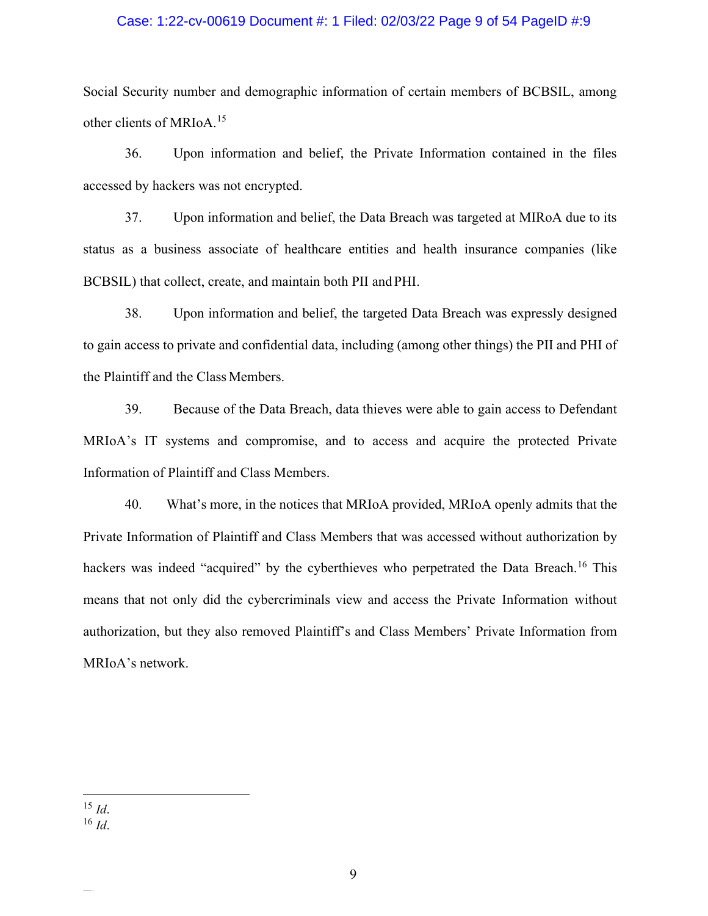Social Security number and demographic information of certain members of BCBSIL, among other clients of MRIoA.[15]

36. Upon information and belief, the Private Information contained in the files accessed by hackers was not encrypted.

37. Upon information and belief, the Data Breach was targeted at MIRoA due to its status as a business associate of healthcare entities and health insurance companies (like BCBSIL) that collect, create, and maintain both PII and PHI.

38. Upon information and belief, the targeted Data Breach was expressly designed to gain access to private and confidential data, including (among other things) the PII and PHI of the Plaintiff and the Class Members.

39. Because of the Data Breach, data thieves were able to gain access to Defendant MRIoA's IT systems and compromise, and to access and acquire the protected Private Information of Plaintiff and Class Members.

40. What's more, in the notices that MRIoA provided, MRIoA openly admits that the Private Information of Plaintiff and Class Members that was accessed without authorization by hackers was indeed "acquired" by the cyberthieves who perpetrated the Data Breach.[16] This means that not only did the cybercriminals view and access the Private Information without authorization, but they also removed Plaintiff's and Class Members' Private Information from MRIoA's network.

---

[15] *Id*.

[16] *Id*.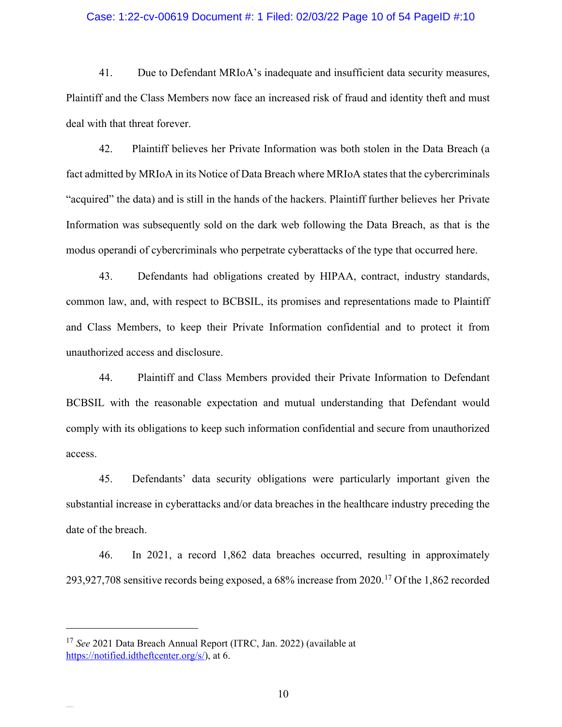41. Due to Defendant MRIoA's inadequate and insufficient data security measures, Plaintiff and the Class Members now face an increased risk of fraud and identity theft and must deal with that threat forever.

42. Plaintiff believes her Private Information was both stolen in the Data Breach (a fact admitted by MRIoA in its Notice of Data Breach where MRIoA states that the cybercriminals "acquired" the data) and is still in the hands of the hackers. Plaintiff further believes her Private Information was subsequently sold on the dark web following the Data Breach, as that is the modus operandi of cybercriminals who perpetrate cyberattacks of the type that occurred here.

43. Defendants had obligations created by HIPAA, contract, industry standards, common law, and, with respect to BCBSIL, its promises and representations made to Plaintiff and Class Members, to keep their Private Information confidential and to protect it from unauthorized access and disclosure.

44. Plaintiff and Class Members provided their Private Information to Defendant BCBSIL with the reasonable expectation and mutual understanding that Defendant would comply with its obligations to keep such information confidential and secure from unauthorized access.

45. Defendants' data security obligations were particularly important given the substantial increase in cyberattacks and/or data breaches in the healthcare industry preceding the date of the breach.

46. In 2021, a record 1,862 data breaches occurred, resulting in approximately 293,927,708 sensitive records being exposed, a 68% increase from 2020.[17] Of the 1,862 recorded

---

[17] *See* 2021 Data Breach Annual Report (ITRC, Jan. 2022) (available at https://notified.idtheftcenter.org/s/), at 6.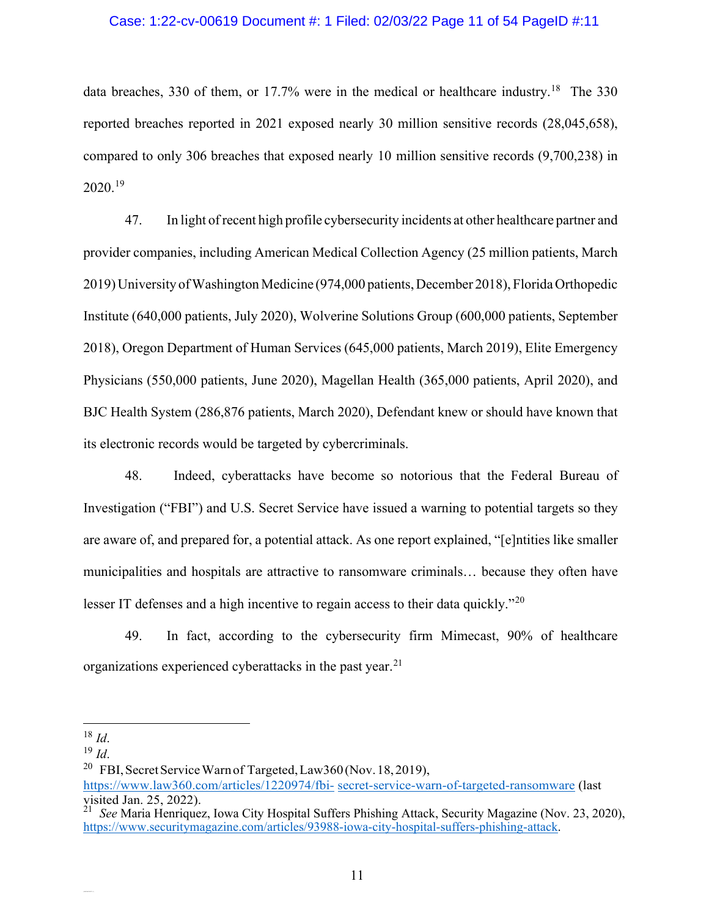data breaches, 330 of them, or 17.7% were in the medical or healthcare industry.[18] The 330 reported breaches reported in 2021 exposed nearly 30 million sensitive records (28,045,658), compared to only 306 breaches that exposed nearly 10 million sensitive records (9,700,238) in 2020.[19]

47. In light of recent high profile cybersecurity incidents at other healthcare partner and provider companies, including American Medical Collection Agency (25 million patients, March 2019) University of Washington Medicine (974,000 patients, December 2018), Florida Orthopedic Institute (640,000 patients, July 2020), Wolverine Solutions Group (600,000 patients, September 2018), Oregon Department of Human Services (645,000 patients, March 2019), Elite Emergency Physicians (550,000 patients, June 2020), Magellan Health (365,000 patients, April 2020), and BJC Health System (286,876 patients, March 2020), Defendant knew or should have known that its electronic records would be targeted by cybercriminals.

48. Indeed, cyberattacks have become so notorious that the Federal Bureau of Investigation ("FBI") and U.S. Secret Service have issued a warning to potential targets so they are aware of, and prepared for, a potential attack. As one report explained, "[e]ntities like smaller municipalities and hospitals are attractive to ransomware criminals… because they often have lesser IT defenses and a high incentive to regain access to their data quickly."[20]

49. In fact, according to the cybersecurity firm Mimecast, 90% of healthcare organizations experienced cyberattacks in the past year.[21]

---

[18] *Id*.

[19] *Id*.

[20] FBI, Secret Service Warn of Targeted, Law360 (Nov. 18, 2019), https://www.law360.com/articles/1220974/fbi- secret-service-warn-of-targeted-ransomware (last visited Jan. 25, 2022).

[21] *See* Maria Henriquez, Iowa City Hospital Suffers Phishing Attack, Security Magazine (Nov. 23, 2020), https://www.securitymagazine.com/articles/93988-iowa-city-hospital-suffers-phishing-attack.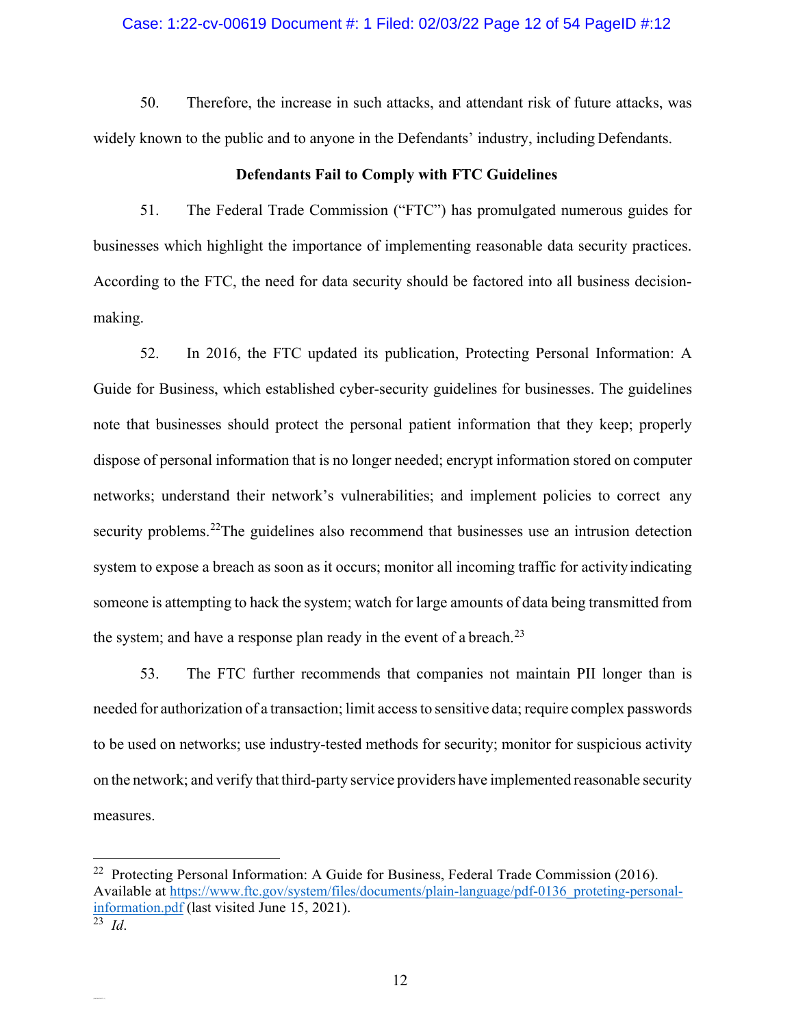50. Therefore, the increase in such attacks, and attendant risk of future attacks, was widely known to the public and to anyone in the Defendants' industry, including Defendants.

**Defendants Fail to Comply with FTC Guidelines**

51. The Federal Trade Commission ("FTC") has promulgated numerous guides for businesses which highlight the importance of implementing reasonable data security practices. According to the FTC, the need for data security should be factored into all business decision-making.

52. In 2016, the FTC updated its publication, Protecting Personal Information: A Guide for Business, which established cyber-security guidelines for businesses. The guidelines note that businesses should protect the personal patient information that they keep; properly dispose of personal information that is no longer needed; encrypt information stored on computer networks; understand their network's vulnerabilities; and implement policies to correct any security problems.[22]The guidelines also recommend that businesses use an intrusion detection system to expose a breach as soon as it occurs; monitor all incoming traffic for activity indicating someone is attempting to hack the system; watch for large amounts of data being transmitted from the system; and have a response plan ready in the event of a breach.[23]

53. The FTC further recommends that companies not maintain PII longer than is needed for authorization of a transaction; limit access to sensitive data; require complex passwords to be used on networks; use industry-tested methods for security; monitor for suspicious activity on the network; and verify that third-party service providers have implemented reasonable security measures.

---

[22] Protecting Personal Information: A Guide for Business, Federal Trade Commission (2016). Available at https://www.ftc.gov/system/files/documents/plain-language/pdf-0136_proteting-personal-information.pdf (last visited June 15, 2021).

[23] *Id*.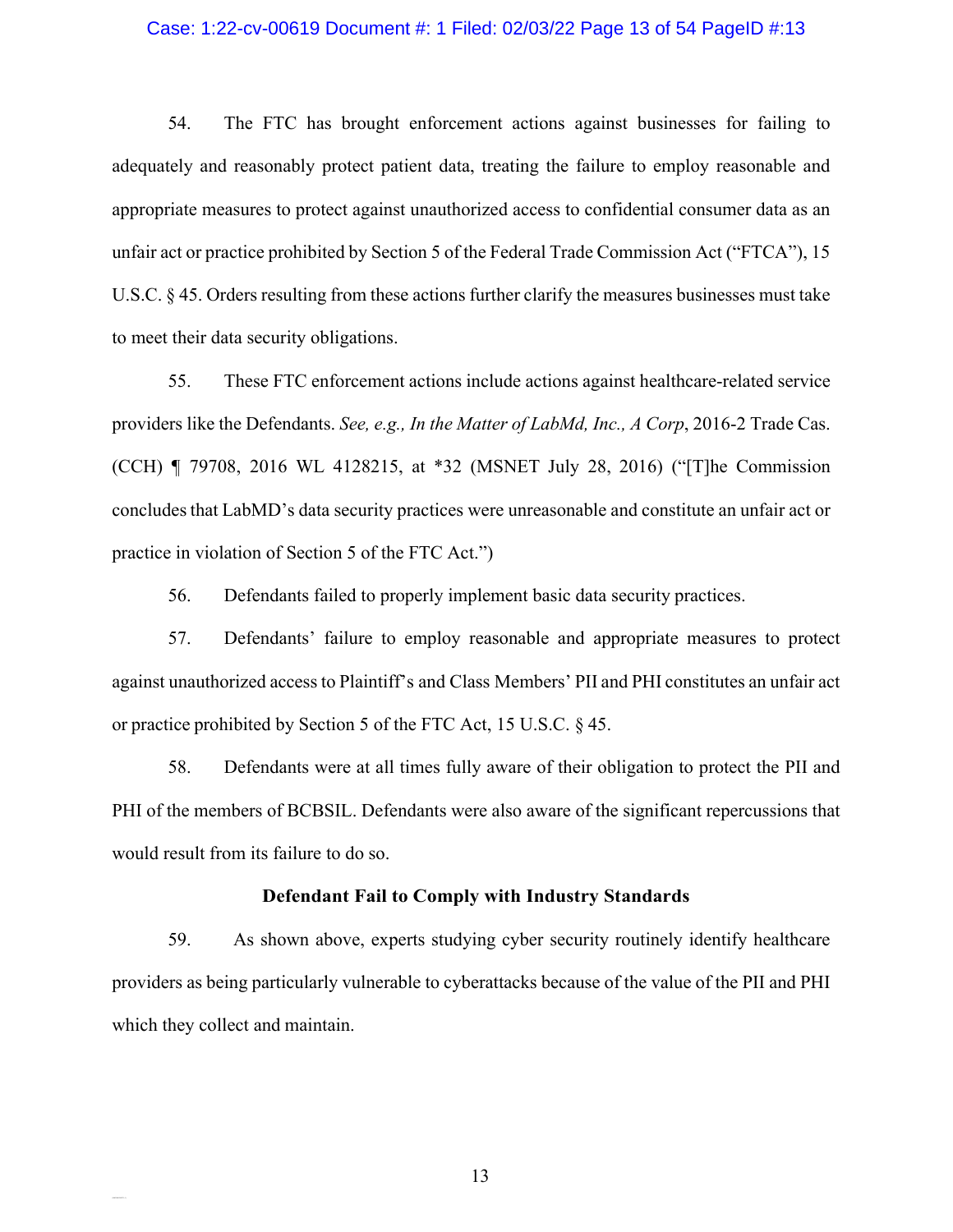54. The FTC has brought enforcement actions against businesses for failing to adequately and reasonably protect patient data, treating the failure to employ reasonable and appropriate measures to protect against unauthorized access to confidential consumer data as an unfair act or practice prohibited by Section 5 of the Federal Trade Commission Act ("FTCA"), 15 U.S.C. § 45. Orders resulting from these actions further clarify the measures businesses must take to meet their data security obligations.

55. These FTC enforcement actions include actions against healthcare-related service providers like the Defendants. *See, e.g., In the Matter of LabMd, Inc., A Corp*, 2016-2 Trade Cas. (CCH) ¶ 79708, 2016 WL 4128215, at *32 (MSNET July 28, 2016) ("[T]he Commission concludes that LabMD's data security practices were unreasonable and constitute an unfair act or practice in violation of Section 5 of the FTC Act.")

56. Defendants failed to properly implement basic data security practices.

57. Defendants' failure to employ reasonable and appropriate measures to protect against unauthorized access to Plaintiff's and Class Members' PII and PHI constitutes an unfair act or practice prohibited by Section 5 of the FTC Act, 15 U.S.C. § 45.

58. Defendants were at all times fully aware of their obligation to protect the PII and PHI of the members of BCBSIL. Defendants were also aware of the significant repercussions that would result from its failure to do so.

**Defendant Fail to Comply with Industry Standards**

59. As shown above, experts studying cyber security routinely identify healthcare providers as being particularly vulnerable to cyberattacks because of the value of the PII and PHI which they collect and maintain.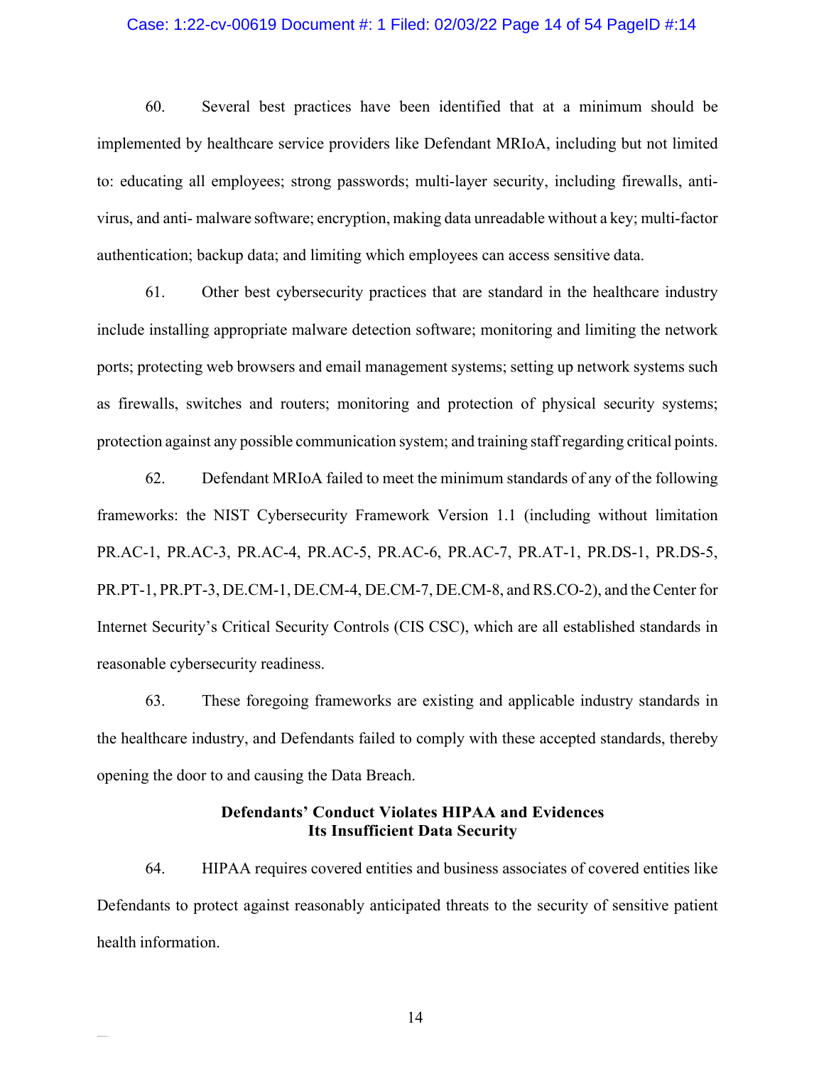60. Several best practices have been identified that at a minimum should be implemented by healthcare service providers like Defendant MRIoA, including but not limited to: educating all employees; strong passwords; multi-layer security, including firewalls, anti-virus, and anti- malware software; encryption, making data unreadable without a key; multi-factor authentication; backup data; and limiting which employees can access sensitive data.

61. Other best cybersecurity practices that are standard in the healthcare industry include installing appropriate malware detection software; monitoring and limiting the network ports; protecting web browsers and email management systems; setting up network systems such as firewalls, switches and routers; monitoring and protection of physical security systems; protection against any possible communication system; and training staff regarding critical points.

62. Defendant MRIoA failed to meet the minimum standards of any of the following frameworks: the NIST Cybersecurity Framework Version 1.1 (including without limitation PR.AC-1, PR.AC-3, PR.AC-4, PR.AC-5, PR.AC-6, PR.AC-7, PR.AT-1, PR.DS-1, PR.DS-5, PR.PT-1, PR.PT-3, DE.CM-1, DE.CM-4, DE.CM-7, DE.CM-8, and RS.CO-2), and the Center for Internet Security's Critical Security Controls (CIS CSC), which are all established standards in reasonable cybersecurity readiness.

63. These foregoing frameworks are existing and applicable industry standards in the healthcare industry, and Defendants failed to comply with these accepted standards, thereby opening the door to and causing the Data Breach.

**Defendants' Conduct Violates HIPAA and Evidences Its Insufficient Data Security**

64. HIPAA requires covered entities and business associates of covered entities like Defendants to protect against reasonably anticipated threats to the security of sensitive patient health information.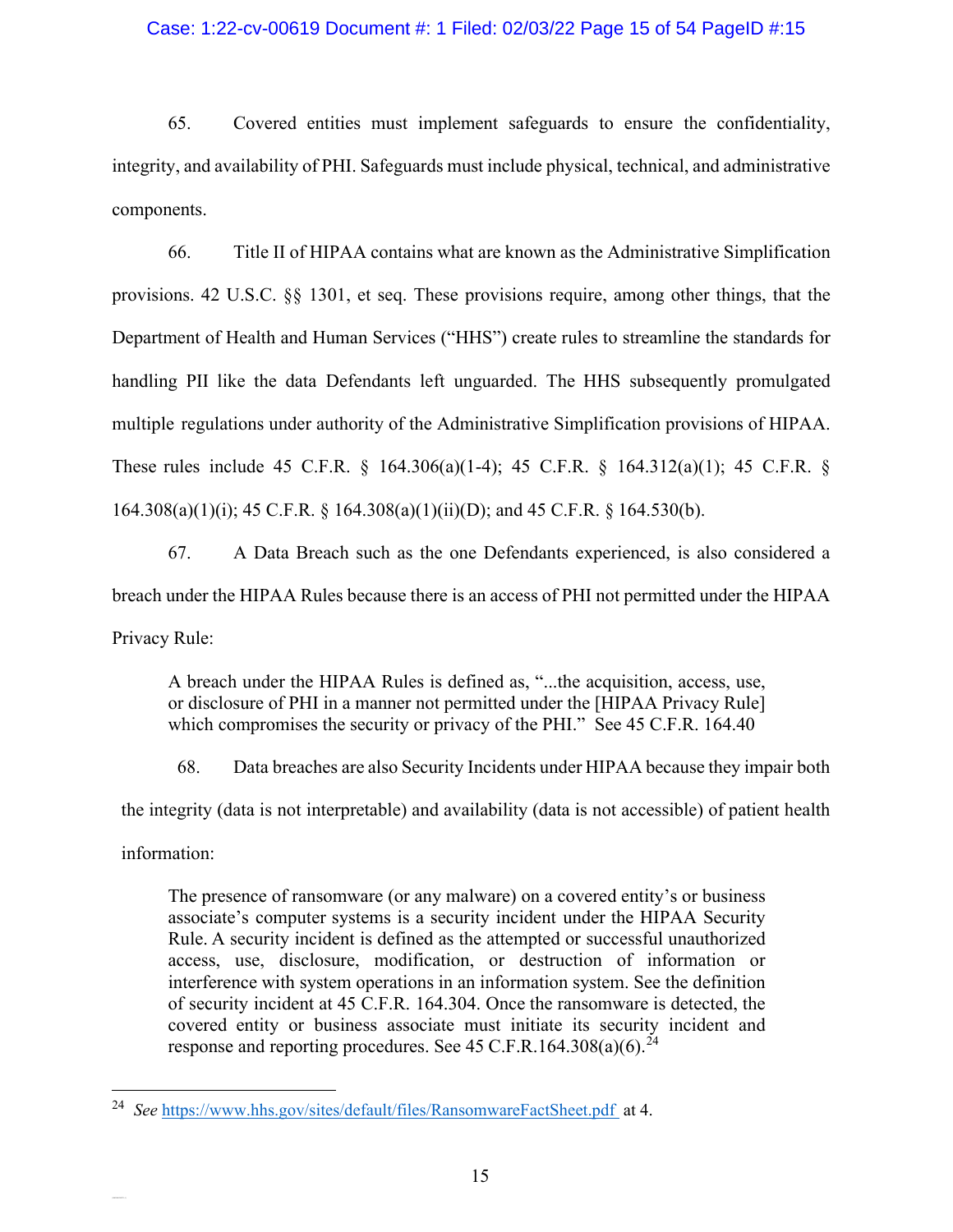65. Covered entities must implement safeguards to ensure the confidentiality, integrity, and availability of PHI. Safeguards must include physical, technical, and administrative components.

66. Title II of HIPAA contains what are known as the Administrative Simplification provisions. 42 U.S.C. §§ 1301, et seq. These provisions require, among other things, that the Department of Health and Human Services ("HHS") create rules to streamline the standards for handling PII like the data Defendants left unguarded. The HHS subsequently promulgated multiple regulations under authority of the Administrative Simplification provisions of HIPAA. These rules include 45 C.F.R. § 164.306(a)(1-4); 45 C.F.R. § 164.312(a)(1); 45 C.F.R. § 164.308(a)(1)(i); 45 C.F.R. § 164.308(a)(1)(ii)(D); and 45 C.F.R. § 164.530(b).

67. A Data Breach such as the one Defendants experienced, is also considered a breach under the HIPAA Rules because there is an access of PHI not permitted under the HIPAA Privacy Rule:

> A breach under the HIPAA Rules is defined as, "...the acquisition, access, use, or disclosure of PHI in a manner not permitted under the [HIPAA Privacy Rule] which compromises the security or privacy of the PHI." See 45 C.F.R. 164.40

68. Data breaches are also Security Incidents under HIPAA because they impair both the integrity (data is not interpretable) and availability (data is not accessible) of patient health information:

> The presence of ransomware (or any malware) on a covered entity's or business associate's computer systems is a security incident under the HIPAA Security Rule. A security incident is defined as the attempted or successful unauthorized access, use, disclosure, modification, or destruction of information or interference with system operations in an information system. See the definition of security incident at 45 C.F.R. 164.304. Once the ransomware is detected, the covered entity or business associate must initiate its security incident and response and reporting procedures. See 45 C.F.R.164.308(a)(6).[24]

---

[24] *See* https://www.hhs.gov/sites/default/files/RansomwareFactSheet.pdf at 4.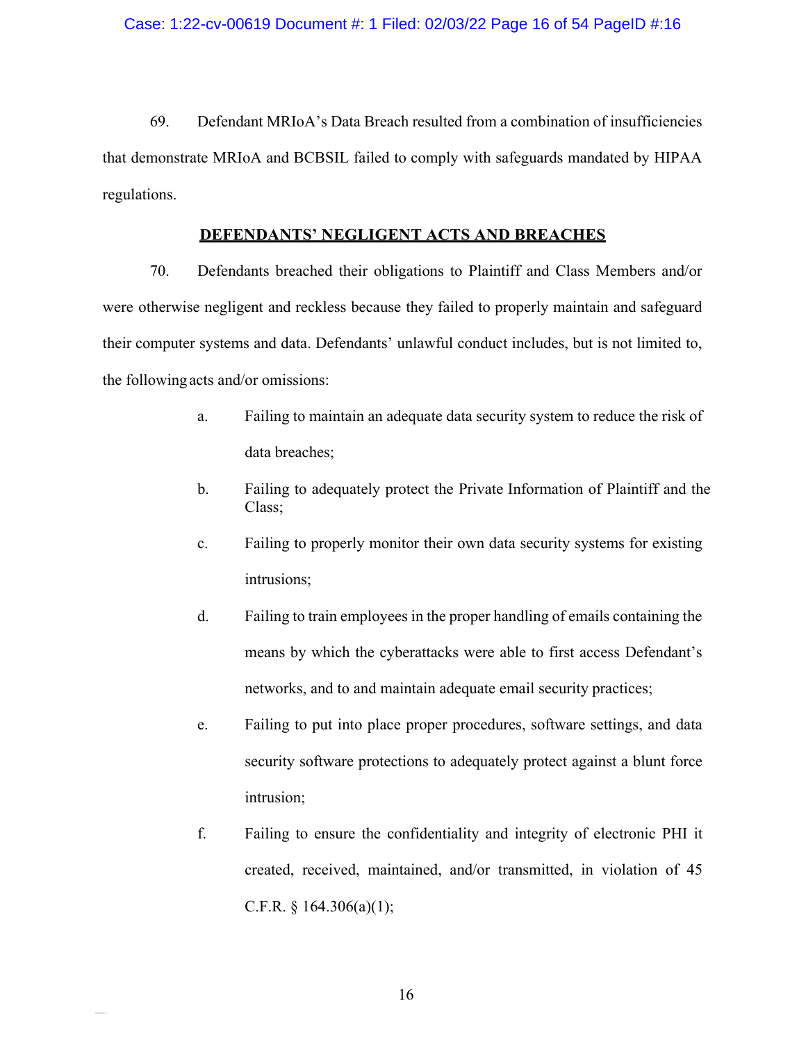69. Defendant MRIoA's Data Breach resulted from a combination of insufficiencies that demonstrate MRIoA and BCBSIL failed to comply with safeguards mandated by HIPAA regulations.

**DEFENDANTS' NEGLIGENT ACTS AND BREACHES**

70. Defendants breached their obligations to Plaintiff and Class Members and/or were otherwise negligent and reckless because they failed to properly maintain and safeguard their computer systems and data. Defendants' unlawful conduct includes, but is not limited to, the following acts and/or omissions:

a. Failing to maintain an adequate data security system to reduce the risk of data breaches;

b. Failing to adequately protect the Private Information of Plaintiff and the Class;

c. Failing to properly monitor their own data security systems for existing intrusions;

d. Failing to train employees in the proper handling of emails containing the means by which the cyberattacks were able to first access Defendant's networks, and to and maintain adequate email security practices;

e. Failing to put into place proper procedures, software settings, and data security software protections to adequately protect against a blunt force intrusion;

f. Failing to ensure the confidentiality and integrity of electronic PHI it created, received, maintained, and/or transmitted, in violation of 45 C.F.R. § 164.306(a)(1);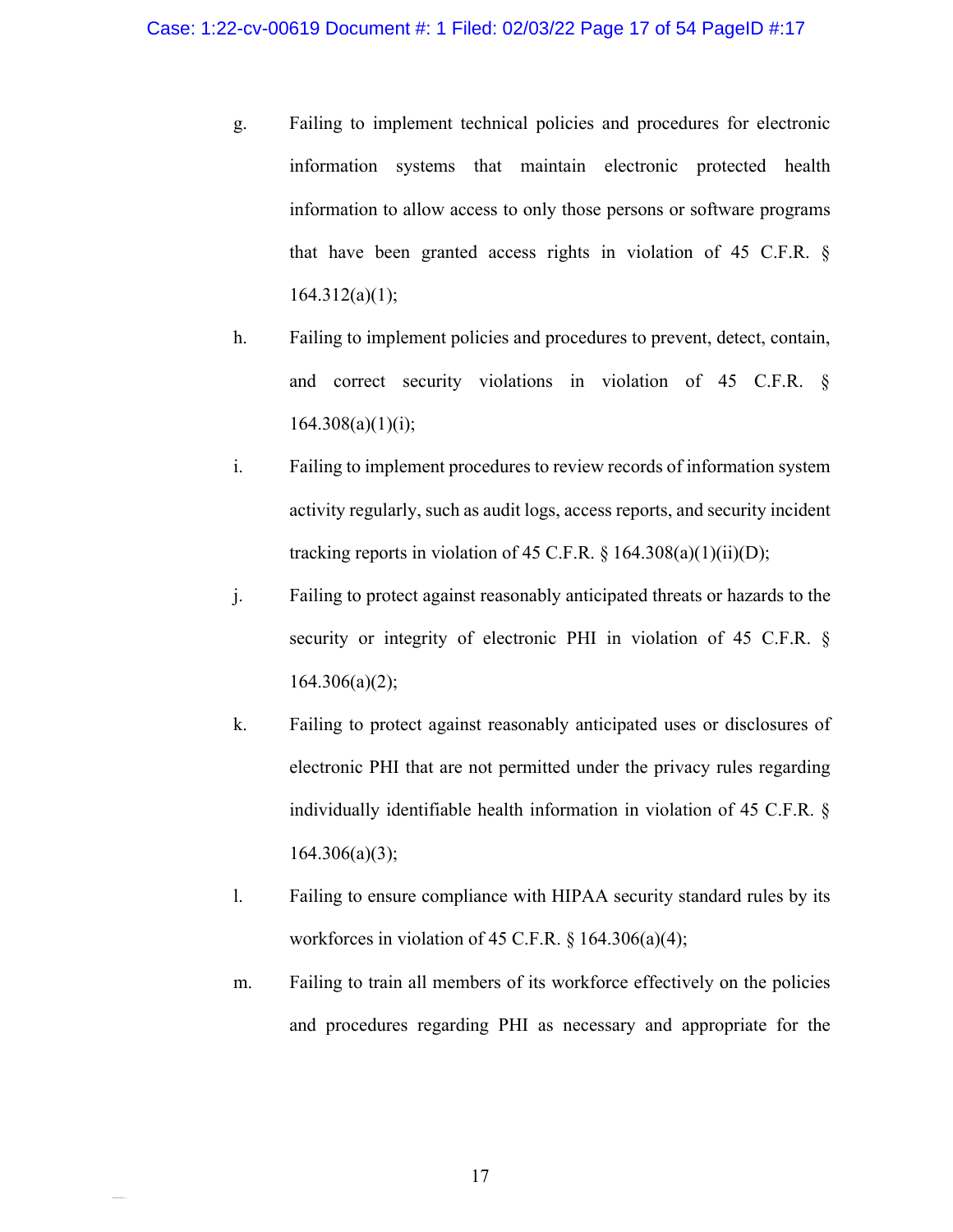g. Failing to implement technical policies and procedures for electronic information systems that maintain electronic protected health information to allow access to only those persons or software programs that have been granted access rights in violation of 45 C.F.R. § 164.312(a)(1);

h. Failing to implement policies and procedures to prevent, detect, contain, and correct security violations in violation of 45 C.F.R. § 164.308(a)(1)(i);

i. Failing to implement procedures to review records of information system activity regularly, such as audit logs, access reports, and security incident tracking reports in violation of 45 C.F.R. § 164.308(a)(1)(ii)(D);

j. Failing to protect against reasonably anticipated threats or hazards to the security or integrity of electronic PHI in violation of 45 C.F.R. § 164.306(a)(2);

k. Failing to protect against reasonably anticipated uses or disclosures of electronic PHI that are not permitted under the privacy rules regarding individually identifiable health information in violation of 45 C.F.R. § 164.306(a)(3);

l. Failing to ensure compliance with HIPAA security standard rules by its workforces in violation of 45 C.F.R. § 164.306(a)(4);

m. Failing to train all members of its workforce effectively on the policies and procedures regarding PHI as necessary and appropriate for the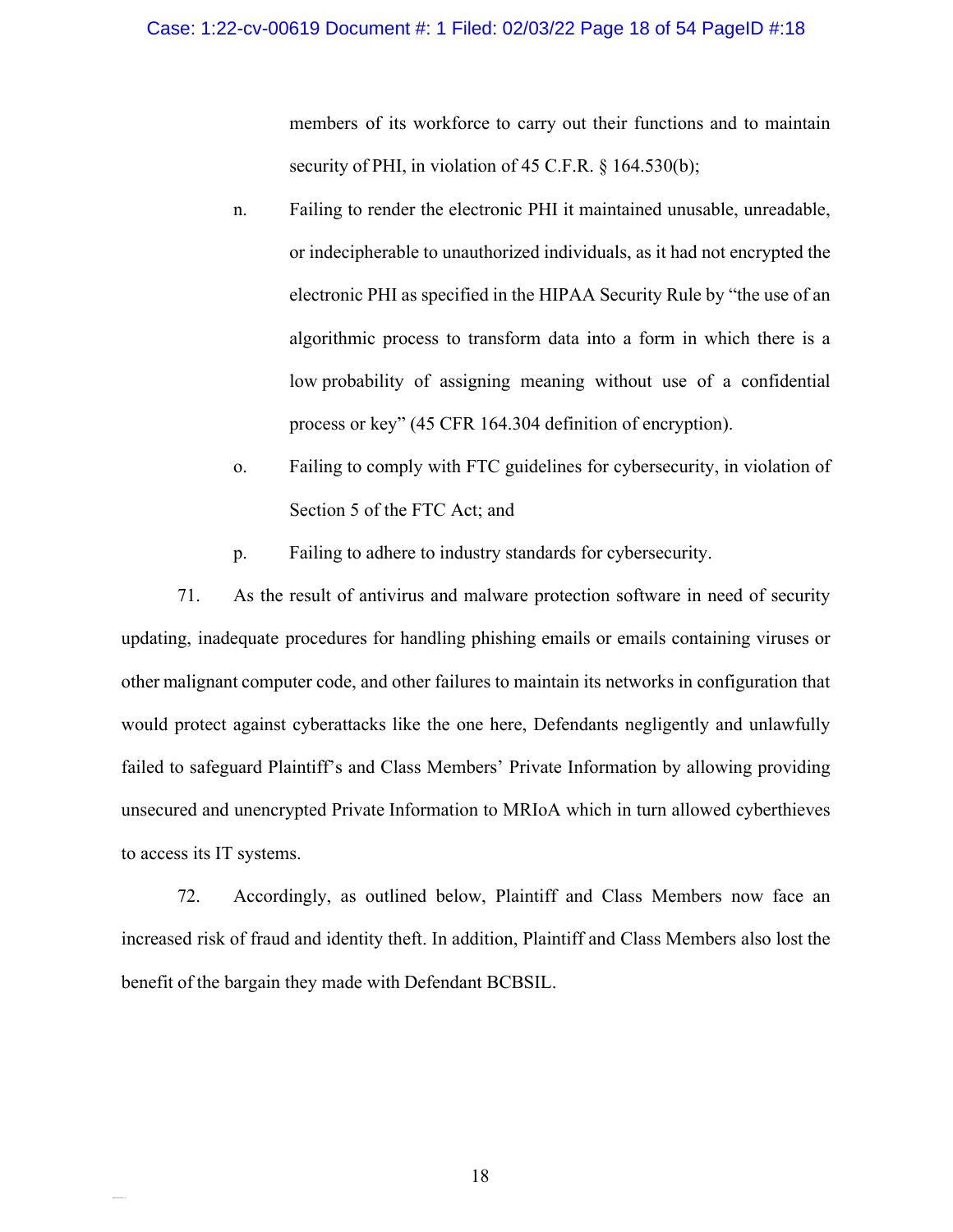members of its workforce to carry out their functions and to maintain security of PHI, in violation of 45 C.F.R. § 164.530(b);

n. Failing to render the electronic PHI it maintained unusable, unreadable, or indecipherable to unauthorized individuals, as it had not encrypted the electronic PHI as specified in the HIPAA Security Rule by "the use of an algorithmic process to transform data into a form in which there is a low probability of assigning meaning without use of a confidential process or key" (45 CFR 164.304 definition of encryption).

o. Failing to comply with FTC guidelines for cybersecurity, in violation of Section 5 of the FTC Act; and

p. Failing to adhere to industry standards for cybersecurity.

71. As the result of antivirus and malware protection software in need of security updating, inadequate procedures for handling phishing emails or emails containing viruses or other malignant computer code, and other failures to maintain its networks in configuration that would protect against cyberattacks like the one here, Defendants negligently and unlawfully failed to safeguard Plaintiff's and Class Members' Private Information by allowing providing unsecured and unencrypted Private Information to MRIoA which in turn allowed cyberthieves to access its IT systems.

72. Accordingly, as outlined below, Plaintiff and Class Members now face an increased risk of fraud and identity theft. In addition, Plaintiff and Class Members also lost the benefit of the bargain they made with Defendant BCBSIL.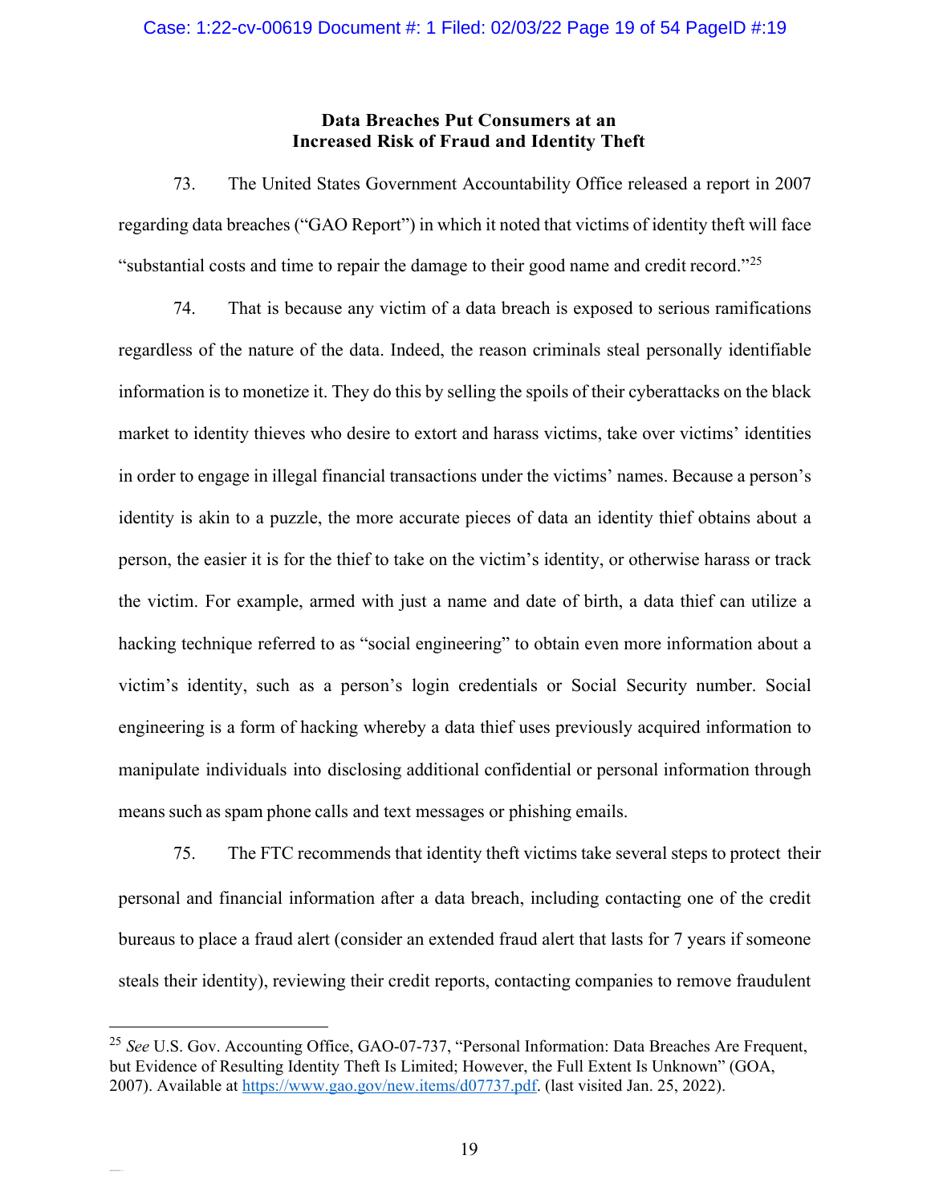## Data Breaches Put Consumers at an Increased Risk of Fraud and Identity Theft

73. The United States Government Accountability Office released a report in 2007 regarding data breaches ("GAO Report") in which it noted that victims of identity theft will face "substantial costs and time to repair the damage to their good name and credit record."[25]

74. That is because any victim of a data breach is exposed to serious ramifications regardless of the nature of the data. Indeed, the reason criminals steal personally identifiable information is to monetize it. They do this by selling the spoils of their cyberattacks on the black market to identity thieves who desire to extort and harass victims, take over victims' identities in order to engage in illegal financial transactions under the victims' names. Because a person's identity is akin to a puzzle, the more accurate pieces of data an identity thief obtains about a person, the easier it is for the thief to take on the victim's identity, or otherwise harass or track the victim. For example, armed with just a name and date of birth, a data thief can utilize a hacking technique referred to as "social engineering" to obtain even more information about a victim's identity, such as a person's login credentials or Social Security number. Social engineering is a form of hacking whereby a data thief uses previously acquired information to manipulate individuals into disclosing additional confidential or personal information through means such as spam phone calls and text messages or phishing emails.

75. The FTC recommends that identity theft victims take several steps to protect their personal and financial information after a data breach, including contacting one of the credit bureaus to place a fraud alert (consider an extended fraud alert that lasts for 7 years if someone steals their identity), reviewing their credit reports, contacting companies to remove fraudulent

---

[25] *See* U.S. Gov. Accounting Office, GAO-07-737, "Personal Information: Data Breaches Are Frequent, but Evidence of Resulting Identity Theft Is Limited; However, the Full Extent Is Unknown" (GOA, 2007). Available at https://www.gao.gov/new.items/d07737.pdf. (last visited Jan. 25, 2022).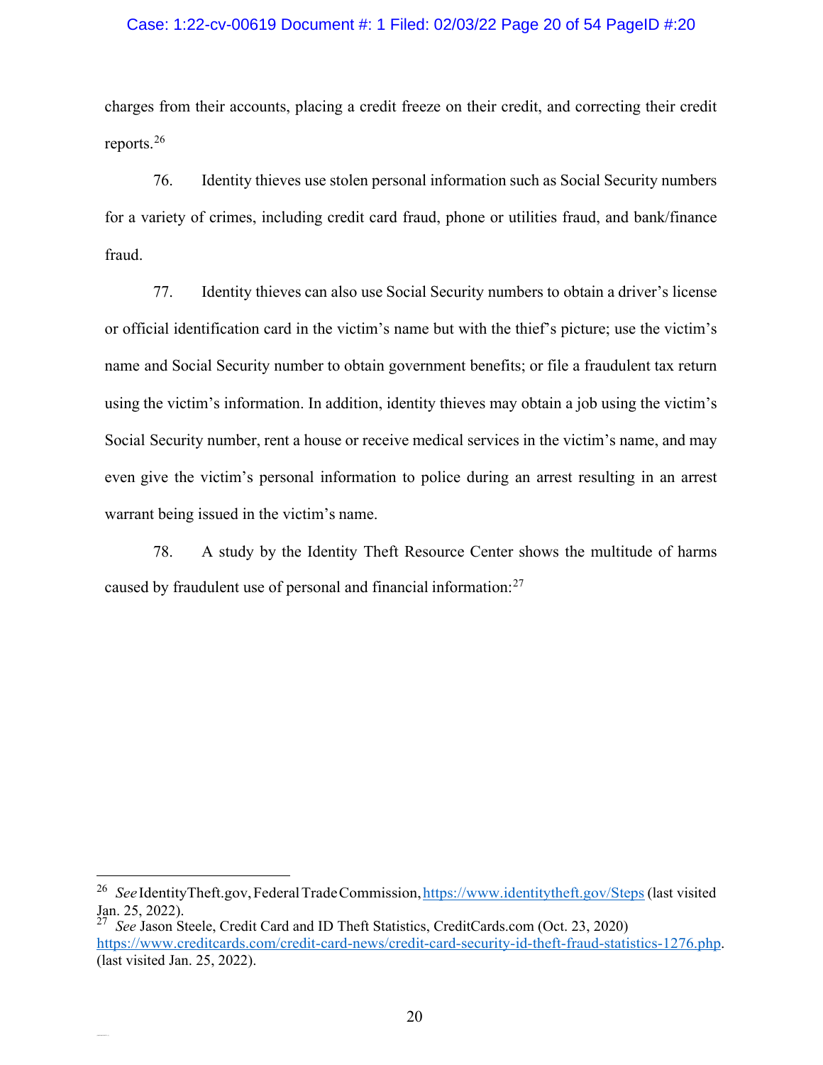charges from their accounts, placing a credit freeze on their credit, and correcting their credit reports.[26]

76. Identity thieves use stolen personal information such as Social Security numbers for a variety of crimes, including credit card fraud, phone or utilities fraud, and bank/finance fraud.

77. Identity thieves can also use Social Security numbers to obtain a driver's license or official identification card in the victim's name but with the thief's picture; use the victim's name and Social Security number to obtain government benefits; or file a fraudulent tax return using the victim's information. In addition, identity thieves may obtain a job using the victim's Social Security number, rent a house or receive medical services in the victim's name, and may even give the victim's personal information to police during an arrest resulting in an arrest warrant being issued in the victim's name.

78. A study by the Identity Theft Resource Center shows the multitude of harms caused by fraudulent use of personal and financial information:[27]

---

[26] *See* IdentityTheft.gov, Federal Trade Commission, https://www.identitytheft.gov/Steps (last visited Jan. 25, 2022).

[27] *See* Jason Steele, Credit Card and ID Theft Statistics, CreditCards.com (Oct. 23, 2020) https://www.creditcards.com/credit-card-news/credit-card-security-id-theft-fraud-statistics-1276.php. (last visited Jan. 25, 2022).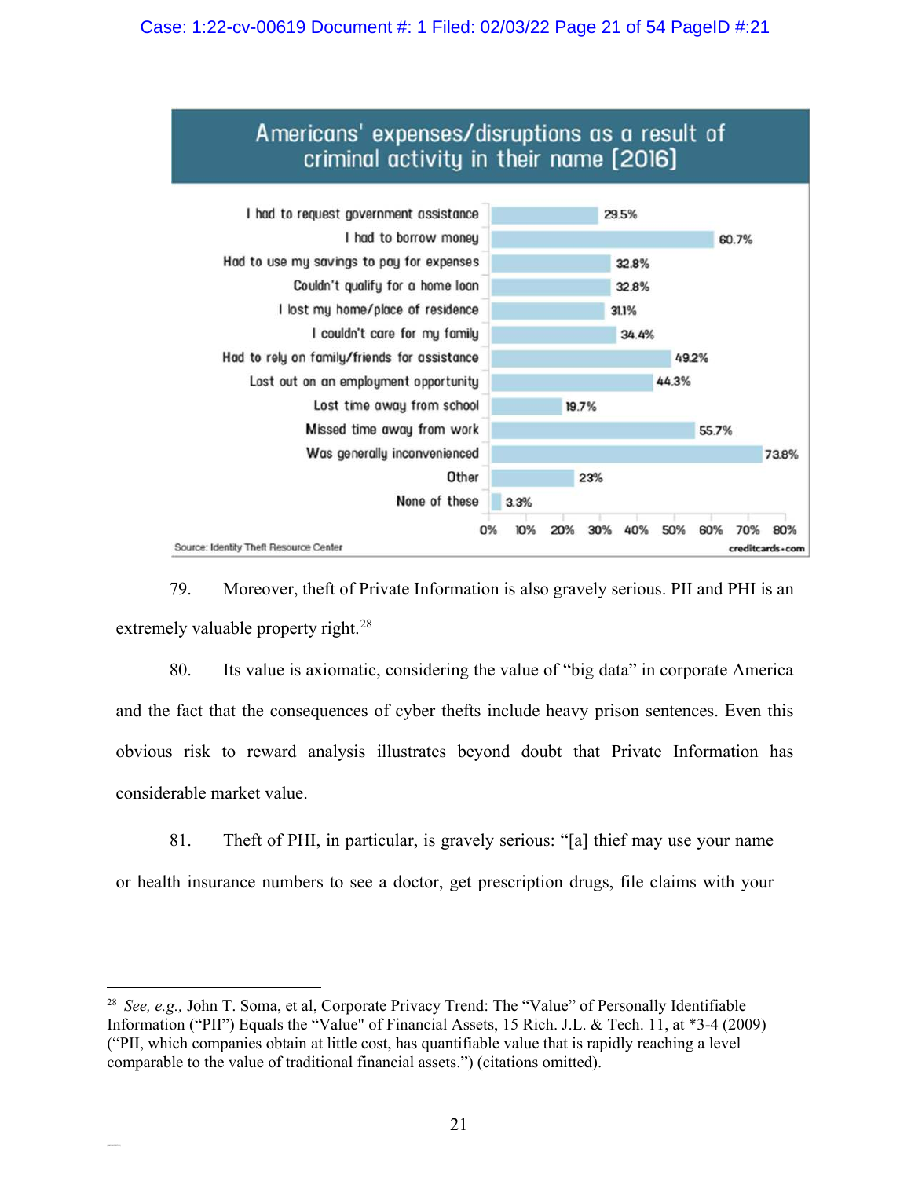**Americans' expenses/disruptions as a result of criminal activity in their name (2016)**

| Response | Percentage |
|---|---|
| I had to request government assistance | 29.5% |
| I had to borrow money | 60.7% |
| Had to use my savings to pay for expenses | 32.8% |
| Couldn't qualify for a home loan | 32.8% |
| I lost my home/place of residence | 31.1% |
| I couldn't care for my family | 34.4% |
| Had to rely on family/friends for assistance | 49.2% |
| Lost out on an employment opportunity | 44.3% |
| Lost time away from school | 19.7% |
| Missed time away from work | 55.7% |
| Was generally inconvenienced | 73.8% |
| Other | 23% |
| None of these | 3.3% |

Source: Identity Theft Resource Center — creditcards.com

79. Moreover, theft of Private Information is also gravely serious. PII and PHI is an extremely valuable property right.[28]

80. Its value is axiomatic, considering the value of "big data" in corporate America and the fact that the consequences of cyber thefts include heavy prison sentences. Even this obvious risk to reward analysis illustrates beyond doubt that Private Information has considerable market value.

81. Theft of PHI, in particular, is gravely serious: "[a] thief may use your name or health insurance numbers to see a doctor, get prescription drugs, file claims with your

---

[28] *See, e.g.,* John T. Soma, et al, Corporate Privacy Trend: The "Value" of Personally Identifiable Information ("PII") Equals the "Value" of Financial Assets, 15 Rich. J.L. & Tech. 11, at *3-4 (2009) ("PII, which companies obtain at little cost, has quantifiable value that is rapidly reaching a level comparable to the value of traditional financial assets.") (citations omitted).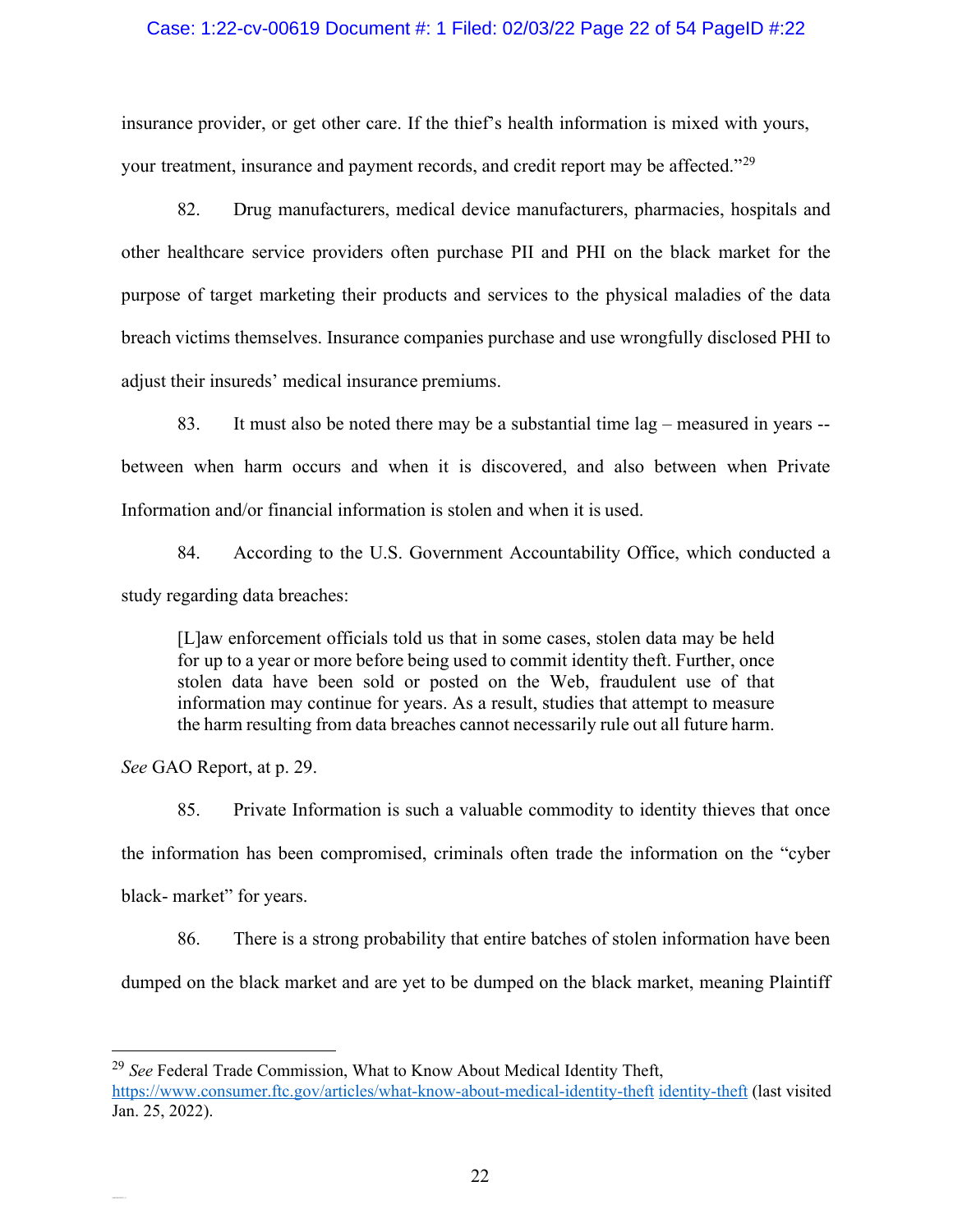insurance provider, or get other care. If the thief's health information is mixed with yours, your treatment, insurance and payment records, and credit report may be affected."[29]

82. Drug manufacturers, medical device manufacturers, pharmacies, hospitals and other healthcare service providers often purchase PII and PHI on the black market for the purpose of target marketing their products and services to the physical maladies of the data breach victims themselves. Insurance companies purchase and use wrongfully disclosed PHI to adjust their insureds' medical insurance premiums.

83. It must also be noted there may be a substantial time lag – measured in years -- between when harm occurs and when it is discovered, and also between when Private Information and/or financial information is stolen and when it is used.

84. According to the U.S. Government Accountability Office, which conducted a study regarding data breaches:

> [L]aw enforcement officials told us that in some cases, stolen data may be held for up to a year or more before being used to commit identity theft. Further, once stolen data have been sold or posted on the Web, fraudulent use of that information may continue for years. As a result, studies that attempt to measure the harm resulting from data breaches cannot necessarily rule out all future harm.

*See* GAO Report, at p. 29.

85. Private Information is such a valuable commodity to identity thieves that once the information has been compromised, criminals often trade the information on the "cyber black- market" for years.

86. There is a strong probability that entire batches of stolen information have been dumped on the black market and are yet to be dumped on the black market, meaning Plaintiff

---

[29] *See* Federal Trade Commission, What to Know About Medical Identity Theft, https://www.consumer.ftc.gov/articles/what-know-about-medical-identity-theft identity-theft (last visited Jan. 25, 2022).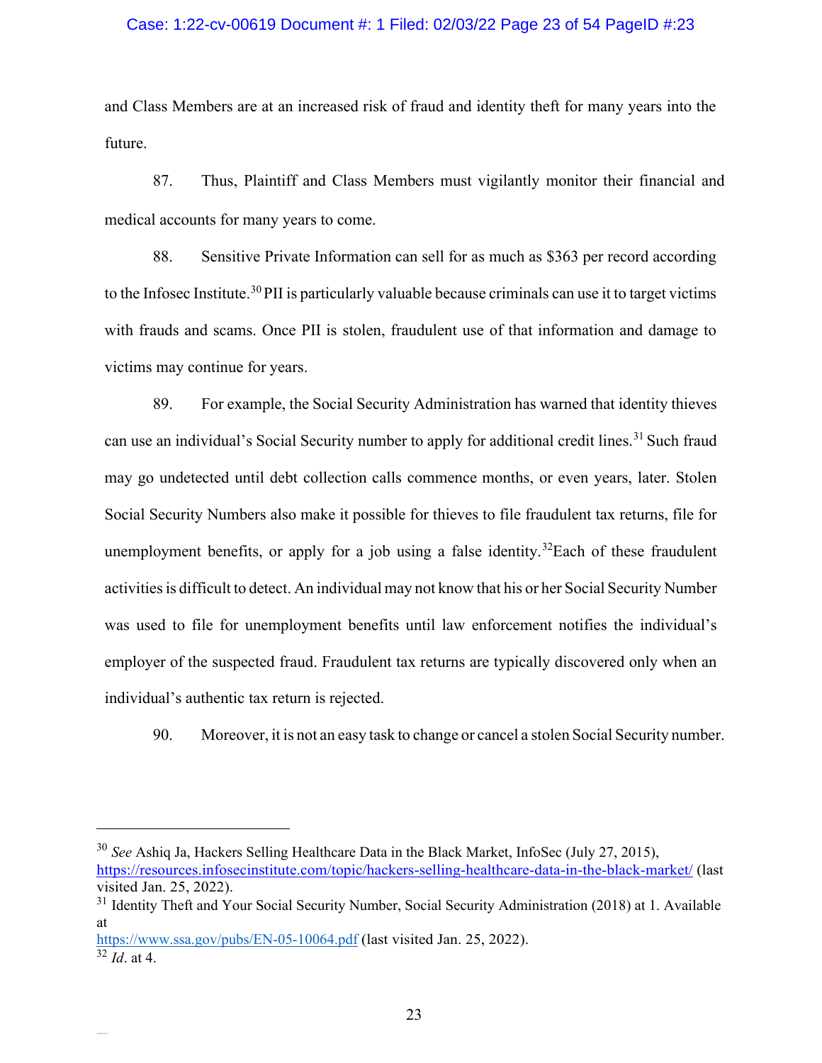and Class Members are at an increased risk of fraud and identity theft for many years into the future.

87. Thus, Plaintiff and Class Members must vigilantly monitor their financial and medical accounts for many years to come.

88. Sensitive Private Information can sell for as much as $363 per record according to the Infosec Institute.[30] PII is particularly valuable because criminals can use it to target victims with frauds and scams. Once PII is stolen, fraudulent use of that information and damage to victims may continue for years.

89. For example, the Social Security Administration has warned that identity thieves can use an individual's Social Security number to apply for additional credit lines.[31] Such fraud may go undetected until debt collection calls commence months, or even years, later. Stolen Social Security Numbers also make it possible for thieves to file fraudulent tax returns, file for unemployment benefits, or apply for a job using a false identity.[32]Each of these fraudulent activities is difficult to detect. An individual may not know that his or her Social Security Number was used to file for unemployment benefits until law enforcement notifies the individual's employer of the suspected fraud. Fraudulent tax returns are typically discovered only when an individual's authentic tax return is rejected.

90. Moreover, it is not an easy task to change or cancel a stolen Social Security number.

---

[30] *See* Ashiq Ja, Hackers Selling Healthcare Data in the Black Market, InfoSec (July 27, 2015), https://resources.infosecinstitute.com/topic/hackers-selling-healthcare-data-in-the-black-market/ (last visited Jan. 25, 2022).

[31] Identity Theft and Your Social Security Number, Social Security Administration (2018) at 1. Available at https://www.ssa.gov/pubs/EN-05-10064.pdf (last visited Jan. 25, 2022).

[32] *Id*. at 4.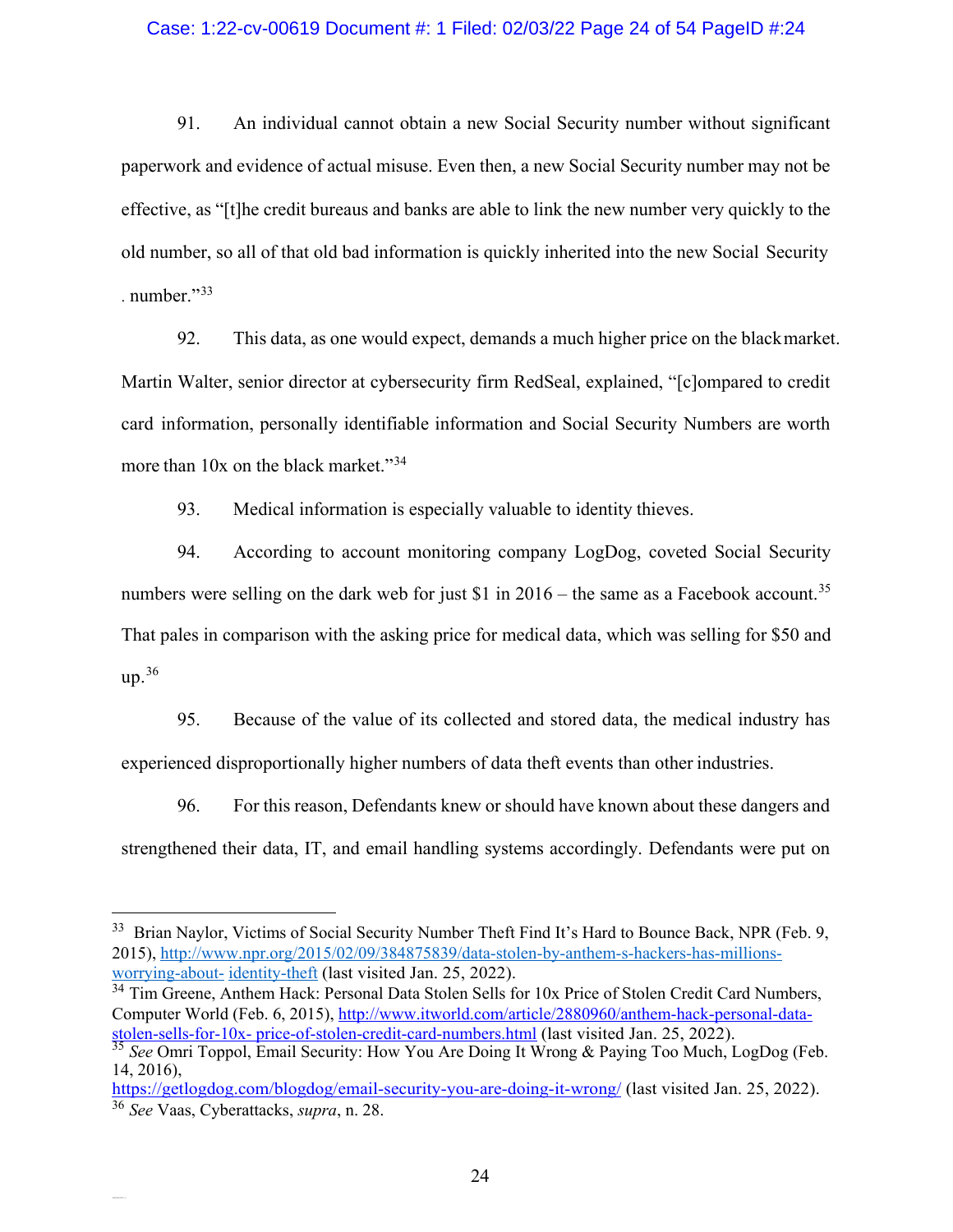91. An individual cannot obtain a new Social Security number without significant paperwork and evidence of actual misuse. Even then, a new Social Security number may not be effective, as "[t]he credit bureaus and banks are able to link the new number very quickly to the old number, so all of that old bad information is quickly inherited into the new Social Security number."[33]

92. This data, as one would expect, demands a much higher price on the black market. Martin Walter, senior director at cybersecurity firm RedSeal, explained, "[c]ompared to credit card information, personally identifiable information and Social Security Numbers are worth more than 10x on the black market."[34]

93. Medical information is especially valuable to identity thieves.

94. According to account monitoring company LogDog, coveted Social Security numbers were selling on the dark web for just $1 in 2016 – the same as a Facebook account.[35] That pales in comparison with the asking price for medical data, which was selling for $50 and up.[36]

95. Because of the value of its collected and stored data, the medical industry has experienced disproportionally higher numbers of data theft events than other industries.

96. For this reason, Defendants knew or should have known about these dangers and strengthened their data, IT, and email handling systems accordingly. Defendants were put on

---

[33] Brian Naylor, Victims of Social Security Number Theft Find It's Hard to Bounce Back, NPR (Feb. 9, 2015), http://www.npr.org/2015/02/09/384875839/data-stolen-by-anthem-s-hackers-has-millions-worrying-about- identity-theft (last visited Jan. 25, 2022).

[34] Tim Greene, Anthem Hack: Personal Data Stolen Sells for 10x Price of Stolen Credit Card Numbers, Computer World (Feb. 6, 2015), http://www.itworld.com/article/2880960/anthem-hack-personal-data-stolen-sells-for-10x- price-of-stolen-credit-card-numbers.html (last visited Jan. 25, 2022).

[35] *See* Omri Toppol, Email Security: How You Are Doing It Wrong & Paying Too Much, LogDog (Feb. 14, 2016), https://getlogdog.com/blogdog/email-security-you-are-doing-it-wrong/ (last visited Jan. 25, 2022).

[36] *See* Vaas, Cyberattacks, *supra*, n. 28.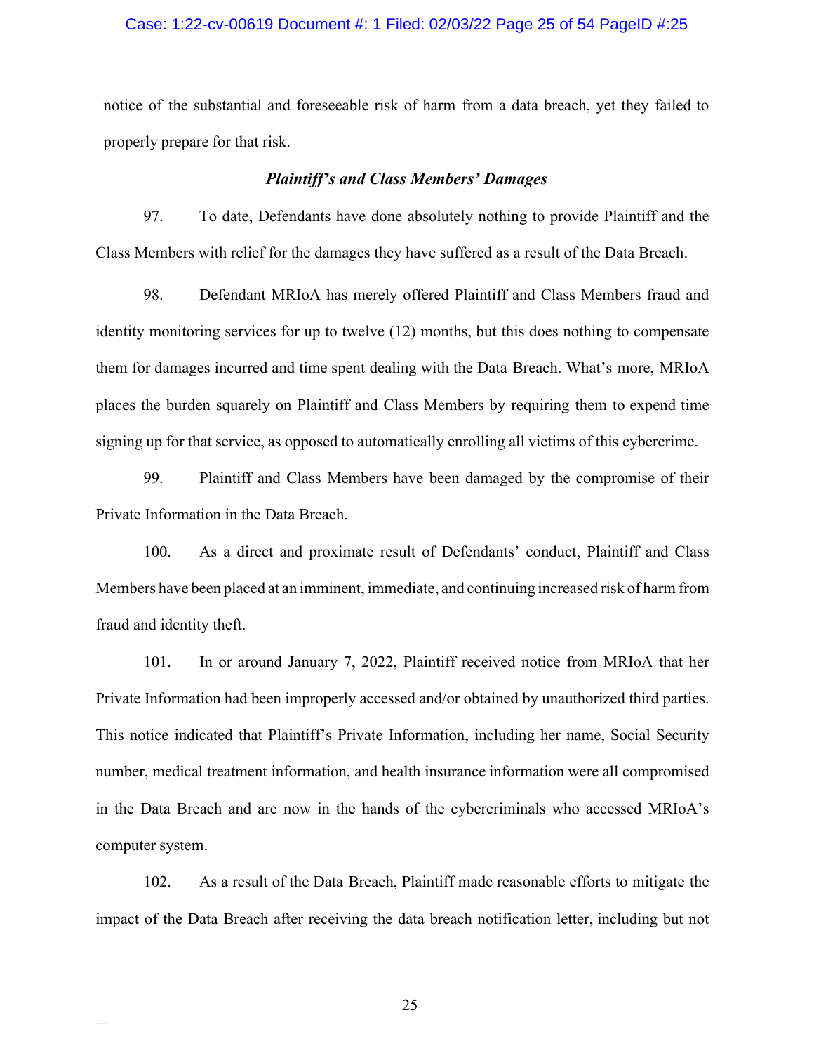notice of the substantial and foreseeable risk of harm from a data breach, yet they failed to properly prepare for that risk.

### *Plaintiff's and Class Members' Damages*

97. To date, Defendants have done absolutely nothing to provide Plaintiff and the Class Members with relief for the damages they have suffered as a result of the Data Breach.

98. Defendant MRIoA has merely offered Plaintiff and Class Members fraud and identity monitoring services for up to twelve (12) months, but this does nothing to compensate them for damages incurred and time spent dealing with the Data Breach. What's more, MRIoA places the burden squarely on Plaintiff and Class Members by requiring them to expend time signing up for that service, as opposed to automatically enrolling all victims of this cybercrime.

99. Plaintiff and Class Members have been damaged by the compromise of their Private Information in the Data Breach.

100. As a direct and proximate result of Defendants' conduct, Plaintiff and Class Members have been placed at an imminent, immediate, and continuing increased risk of harm from fraud and identity theft.

101. In or around January 7, 2022, Plaintiff received notice from MRIoA that her Private Information had been improperly accessed and/or obtained by unauthorized third parties. This notice indicated that Plaintiff's Private Information, including her name, Social Security number, medical treatment information, and health insurance information were all compromised in the Data Breach and are now in the hands of the cybercriminals who accessed MRIoA's computer system.

102. As a result of the Data Breach, Plaintiff made reasonable efforts to mitigate the impact of the Data Breach after receiving the data breach notification letter, including but not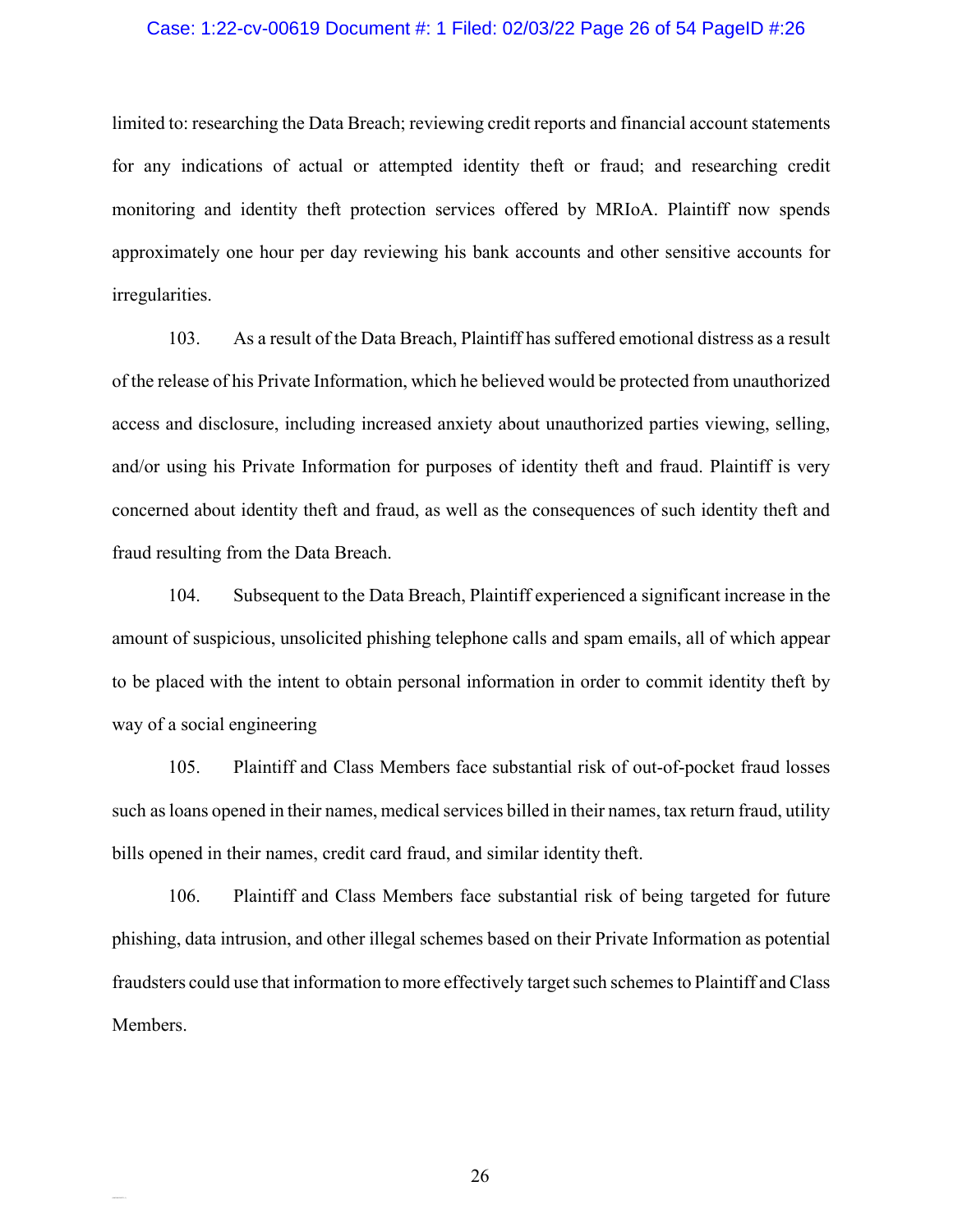limited to: researching the Data Breach; reviewing credit reports and financial account statements for any indications of actual or attempted identity theft or fraud; and researching credit monitoring and identity theft protection services offered by MRIoA. Plaintiff now spends approximately one hour per day reviewing his bank accounts and other sensitive accounts for irregularities.

103. As a result of the Data Breach, Plaintiff has suffered emotional distress as a result of the release of his Private Information, which he believed would be protected from unauthorized access and disclosure, including increased anxiety about unauthorized parties viewing, selling, and/or using his Private Information for purposes of identity theft and fraud. Plaintiff is very concerned about identity theft and fraud, as well as the consequences of such identity theft and fraud resulting from the Data Breach.

104. Subsequent to the Data Breach, Plaintiff experienced a significant increase in the amount of suspicious, unsolicited phishing telephone calls and spam emails, all of which appear to be placed with the intent to obtain personal information in order to commit identity theft by way of a social engineering

105. Plaintiff and Class Members face substantial risk of out-of-pocket fraud losses such as loans opened in their names, medical services billed in their names, tax return fraud, utility bills opened in their names, credit card fraud, and similar identity theft.

106. Plaintiff and Class Members face substantial risk of being targeted for future phishing, data intrusion, and other illegal schemes based on their Private Information as potential fraudsters could use that information to more effectively target such schemes to Plaintiff and Class Members.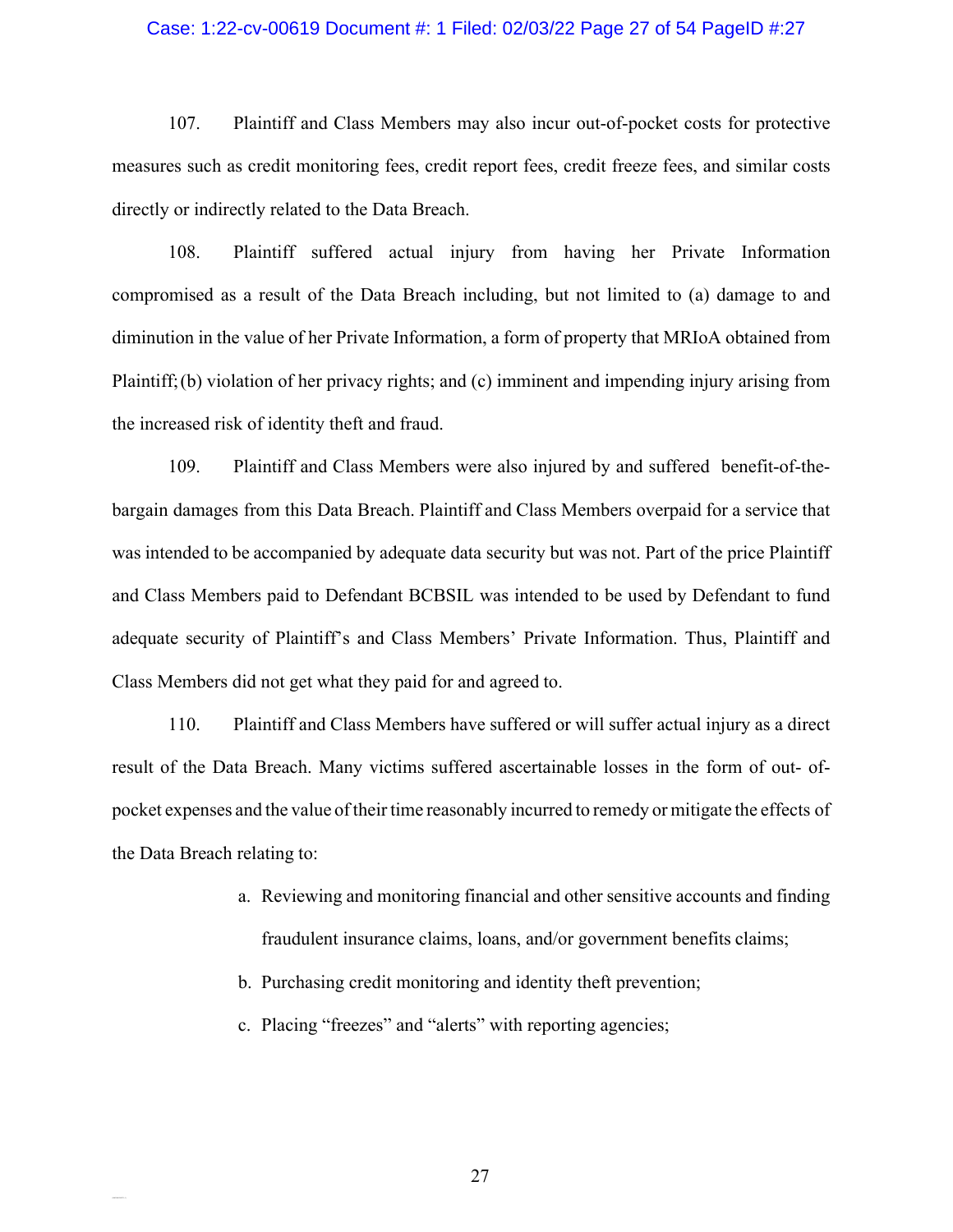107. Plaintiff and Class Members may also incur out-of-pocket costs for protective measures such as credit monitoring fees, credit report fees, credit freeze fees, and similar costs directly or indirectly related to the Data Breach.

108. Plaintiff suffered actual injury from having her Private Information compromised as a result of the Data Breach including, but not limited to (a) damage to and diminution in the value of her Private Information, a form of property that MRIoA obtained from Plaintiff; (b) violation of her privacy rights; and (c) imminent and impending injury arising from the increased risk of identity theft and fraud.

109. Plaintiff and Class Members were also injured by and suffered benefit-of-the-bargain damages from this Data Breach. Plaintiff and Class Members overpaid for a service that was intended to be accompanied by adequate data security but was not. Part of the price Plaintiff and Class Members paid to Defendant BCBSIL was intended to be used by Defendant to fund adequate security of Plaintiff's and Class Members' Private Information. Thus, Plaintiff and Class Members did not get what they paid for and agreed to.

110. Plaintiff and Class Members have suffered or will suffer actual injury as a direct result of the Data Breach. Many victims suffered ascertainable losses in the form of out- of-pocket expenses and the value of their time reasonably incurred to remedy or mitigate the effects of the Data Breach relating to:

a. Reviewing and monitoring financial and other sensitive accounts and finding fraudulent insurance claims, loans, and/or government benefits claims;

b. Purchasing credit monitoring and identity theft prevention;

c. Placing "freezes" and "alerts" with reporting agencies;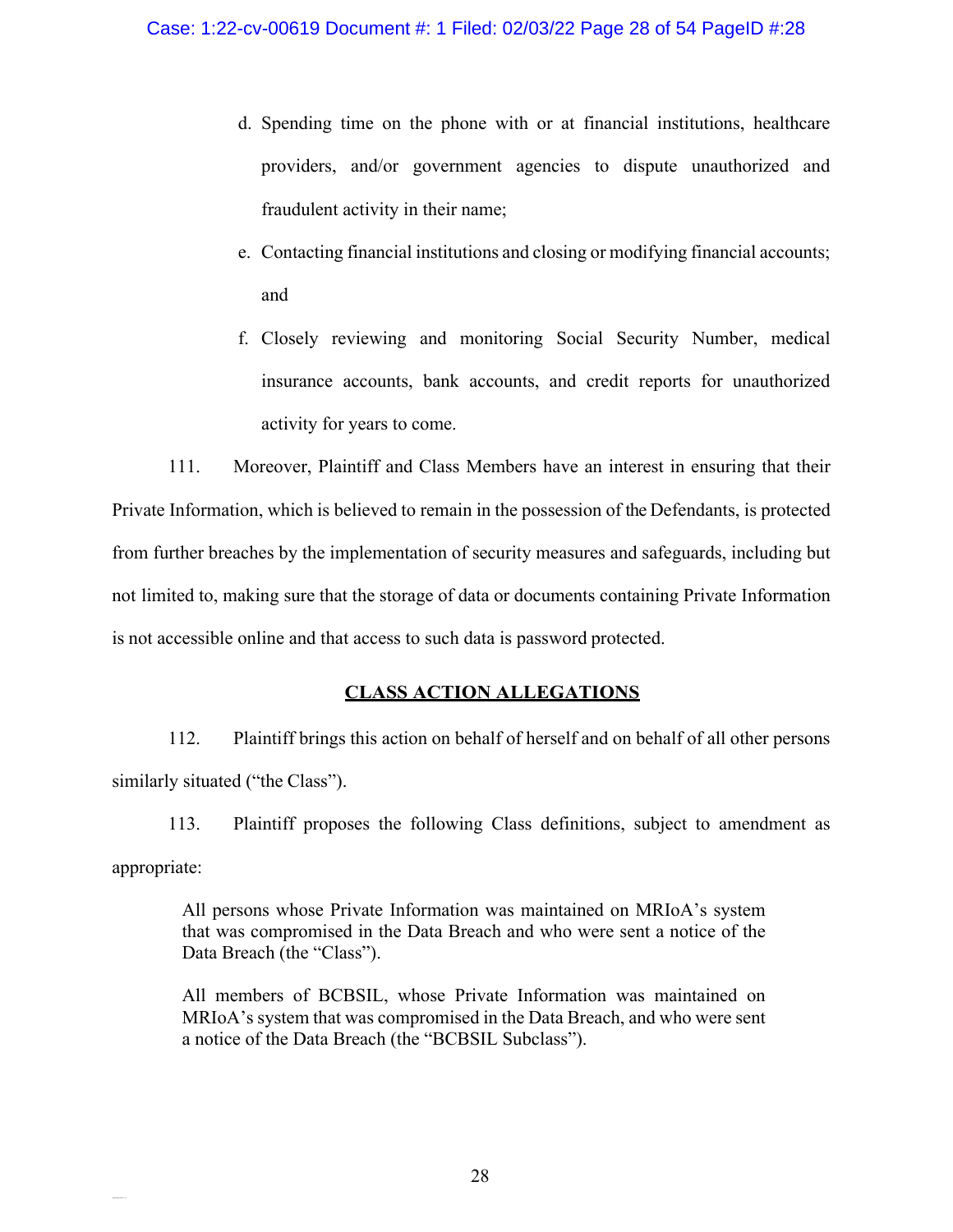d. Spending time on the phone with or at financial institutions, healthcare providers, and/or government agencies to dispute unauthorized and fraudulent activity in their name;

e. Contacting financial institutions and closing or modifying financial accounts; and

f. Closely reviewing and monitoring Social Security Number, medical insurance accounts, bank accounts, and credit reports for unauthorized activity for years to come.

111. Moreover, Plaintiff and Class Members have an interest in ensuring that their Private Information, which is believed to remain in the possession of the Defendants, is protected from further breaches by the implementation of security measures and safeguards, including but not limited to, making sure that the storage of data or documents containing Private Information is not accessible online and that access to such data is password protected.

## CLASS ACTION ALLEGATIONS

112. Plaintiff brings this action on behalf of herself and on behalf of all other persons similarly situated ("the Class").

113. Plaintiff proposes the following Class definitions, subject to amendment as appropriate:

> All persons whose Private Information was maintained on MRIoA's system that was compromised in the Data Breach and who were sent a notice of the Data Breach (the "Class").
>
> All members of BCBSIL, whose Private Information was maintained on MRIoA's system that was compromised in the Data Breach, and who were sent a notice of the Data Breach (the "BCBSIL Subclass").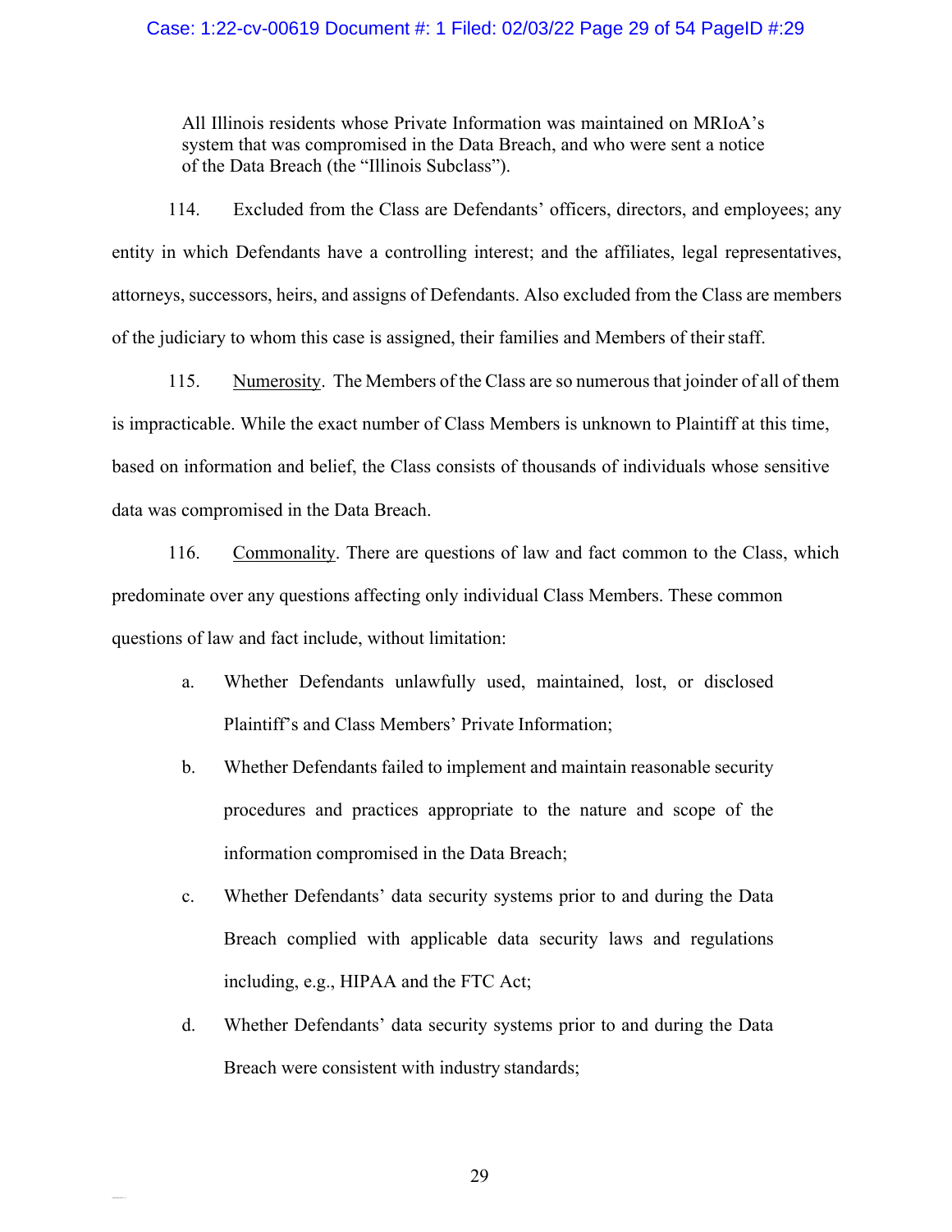> All Illinois residents whose Private Information was maintained on MRIoA's system that was compromised in the Data Breach, and who were sent a notice of the Data Breach (the "Illinois Subclass").

114. Excluded from the Class are Defendants' officers, directors, and employees; any entity in which Defendants have a controlling interest; and the affiliates, legal representatives, attorneys, successors, heirs, and assigns of Defendants. Also excluded from the Class are members of the judiciary to whom this case is assigned, their families and Members of their staff.

115. Numerosity. The Members of the Class are so numerous that joinder of all of them is impracticable. While the exact number of Class Members is unknown to Plaintiff at this time, based on information and belief, the Class consists of thousands of individuals whose sensitive data was compromised in the Data Breach.

116. Commonality. There are questions of law and fact common to the Class, which predominate over any questions affecting only individual Class Members. These common questions of law and fact include, without limitation:

a. Whether Defendants unlawfully used, maintained, lost, or disclosed Plaintiff's and Class Members' Private Information;

b. Whether Defendants failed to implement and maintain reasonable security procedures and practices appropriate to the nature and scope of the information compromised in the Data Breach;

c. Whether Defendants' data security systems prior to and during the Data Breach complied with applicable data security laws and regulations including, e.g., HIPAA and the FTC Act;

d. Whether Defendants' data security systems prior to and during the Data Breach were consistent with industry standards;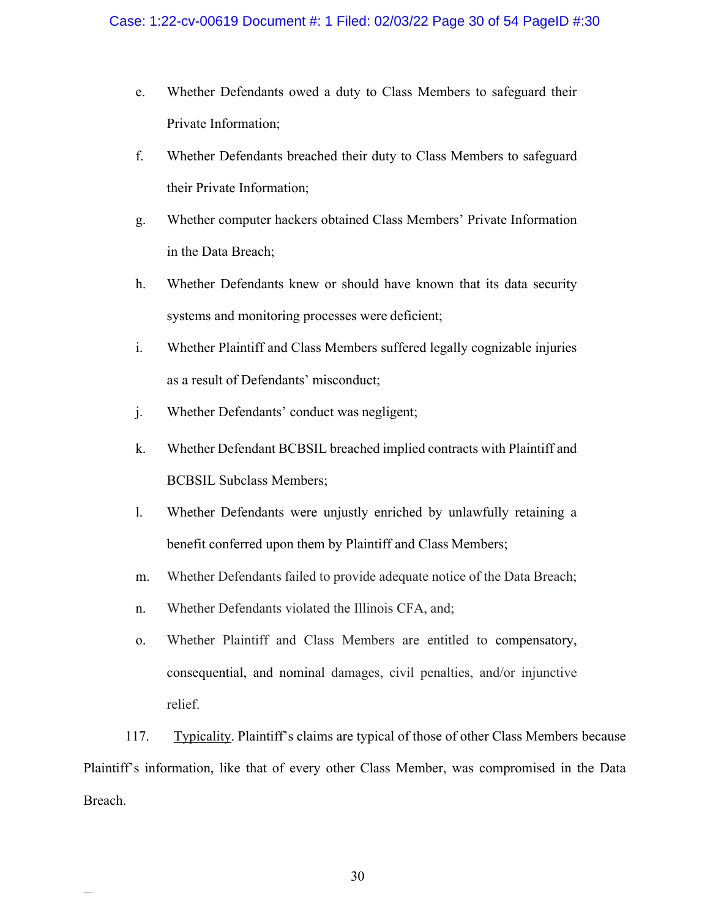e. Whether Defendants owed a duty to Class Members to safeguard their Private Information;

f. Whether Defendants breached their duty to Class Members to safeguard their Private Information;

g. Whether computer hackers obtained Class Members' Private Information in the Data Breach;

h. Whether Defendants knew or should have known that its data security systems and monitoring processes were deficient;

i. Whether Plaintiff and Class Members suffered legally cognizable injuries as a result of Defendants' misconduct;

j. Whether Defendants' conduct was negligent;

k. Whether Defendant BCBSIL breached implied contracts with Plaintiff and BCBSIL Subclass Members;

l. Whether Defendants were unjustly enriched by unlawfully retaining a benefit conferred upon them by Plaintiff and Class Members;

m. Whether Defendants failed to provide adequate notice of the Data Breach;

n. Whether Defendants violated the Illinois CFA, and;

o. Whether Plaintiff and Class Members are entitled to compensatory, consequential, and nominal damages, civil penalties, and/or injunctive relief.

117. Typicality. Plaintiff's claims are typical of those of other Class Members because Plaintiff's information, like that of every other Class Member, was compromised in the Data Breach.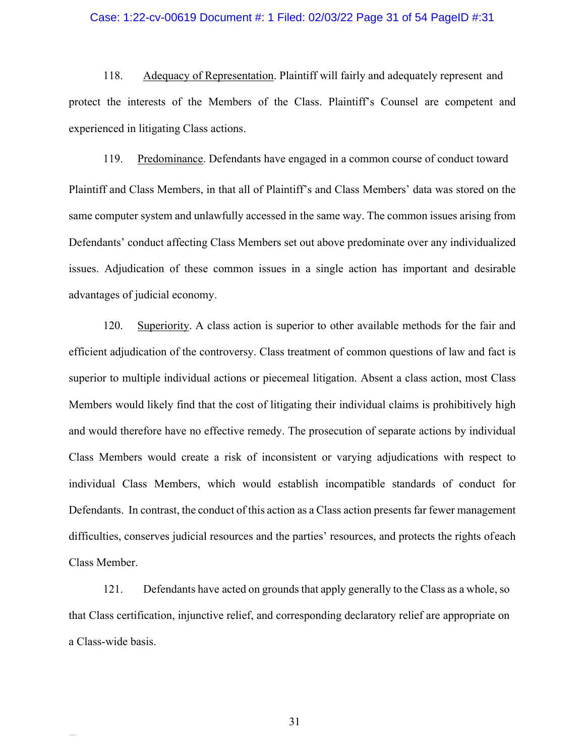118. Adequacy of Representation. Plaintiff will fairly and adequately represent and protect the interests of the Members of the Class. Plaintiff's Counsel are competent and experienced in litigating Class actions.

119. Predominance. Defendants have engaged in a common course of conduct toward Plaintiff and Class Members, in that all of Plaintiff's and Class Members' data was stored on the same computer system and unlawfully accessed in the same way. The common issues arising from Defendants' conduct affecting Class Members set out above predominate over any individualized issues. Adjudication of these common issues in a single action has important and desirable advantages of judicial economy.

120. Superiority. A class action is superior to other available methods for the fair and efficient adjudication of the controversy. Class treatment of common questions of law and fact is superior to multiple individual actions or piecemeal litigation. Absent a class action, most Class Members would likely find that the cost of litigating their individual claims is prohibitively high and would therefore have no effective remedy. The prosecution of separate actions by individual Class Members would create a risk of inconsistent or varying adjudications with respect to individual Class Members, which would establish incompatible standards of conduct for Defendants. In contrast, the conduct of this action as a Class action presents far fewer management difficulties, conserves judicial resources and the parties' resources, and protects the rights ofeach Class Member.

121. Defendants have acted on grounds that apply generally to the Class as a whole, so that Class certification, injunctive relief, and corresponding declaratory relief are appropriate on a Class-wide basis.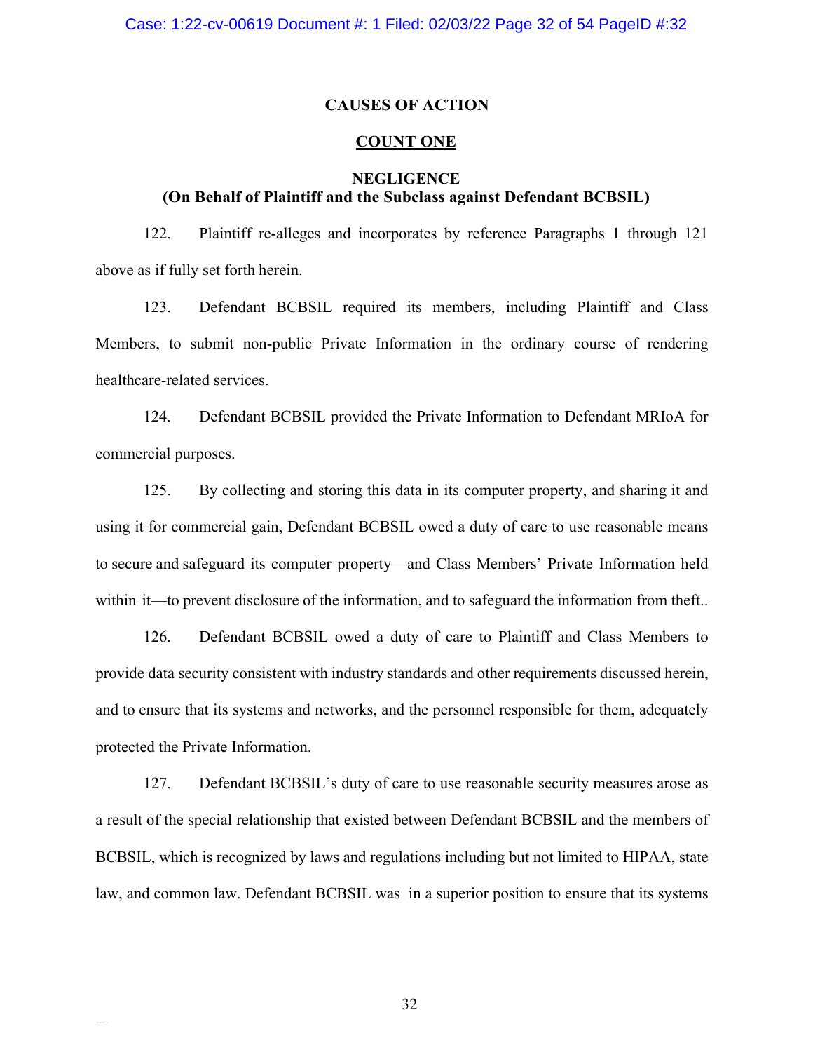## CAUSES OF ACTION

## COUNT ONE

### NEGLIGENCE
**(On Behalf of Plaintiff and the Subclass against Defendant BCBSIL)**

122. Plaintiff re-alleges and incorporates by reference Paragraphs 1 through 121 above as if fully set forth herein.

123. Defendant BCBSIL required its members, including Plaintiff and Class Members, to submit non-public Private Information in the ordinary course of rendering healthcare-related services.

124. Defendant BCBSIL provided the Private Information to Defendant MRIoA for commercial purposes.

125. By collecting and storing this data in its computer property, and sharing it and using it for commercial gain, Defendant BCBSIL owed a duty of care to use reasonable means to secure and safeguard its computer property—and Class Members' Private Information held within it—to prevent disclosure of the information, and to safeguard the information from theft..

126. Defendant BCBSIL owed a duty of care to Plaintiff and Class Members to provide data security consistent with industry standards and other requirements discussed herein, and to ensure that its systems and networks, and the personnel responsible for them, adequately protected the Private Information.

127. Defendant BCBSIL's duty of care to use reasonable security measures arose as a result of the special relationship that existed between Defendant BCBSIL and the members of BCBSIL, which is recognized by laws and regulations including but not limited to HIPAA, state law, and common law. Defendant BCBSIL was in a superior position to ensure that its systems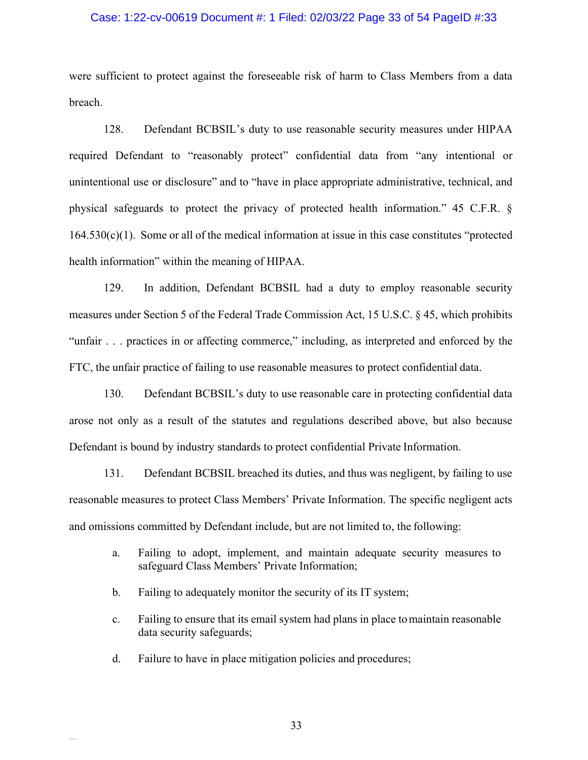were sufficient to protect against the foreseeable risk of harm to Class Members from a data breach.

128. Defendant BCBSIL's duty to use reasonable security measures under HIPAA required Defendant to "reasonably protect" confidential data from "any intentional or unintentional use or disclosure" and to "have in place appropriate administrative, technical, and physical safeguards to protect the privacy of protected health information." 45 C.F.R. § 164.530(c)(1). Some or all of the medical information at issue in this case constitutes "protected health information" within the meaning of HIPAA.

129. In addition, Defendant BCBSIL had a duty to employ reasonable security measures under Section 5 of the Federal Trade Commission Act, 15 U.S.C. § 45, which prohibits "unfair . . . practices in or affecting commerce," including, as interpreted and enforced by the FTC, the unfair practice of failing to use reasonable measures to protect confidential data.

130. Defendant BCBSIL's duty to use reasonable care in protecting confidential data arose not only as a result of the statutes and regulations described above, but also because Defendant is bound by industry standards to protect confidential Private Information.

131. Defendant BCBSIL breached its duties, and thus was negligent, by failing to use reasonable measures to protect Class Members' Private Information. The specific negligent acts and omissions committed by Defendant include, but are not limited to, the following:

a. Failing to adopt, implement, and maintain adequate security measures to safeguard Class Members' Private Information;

b. Failing to adequately monitor the security of its IT system;

c. Failing to ensure that its email system had plans in place to maintain reasonable data security safeguards;

d. Failure to have in place mitigation policies and procedures;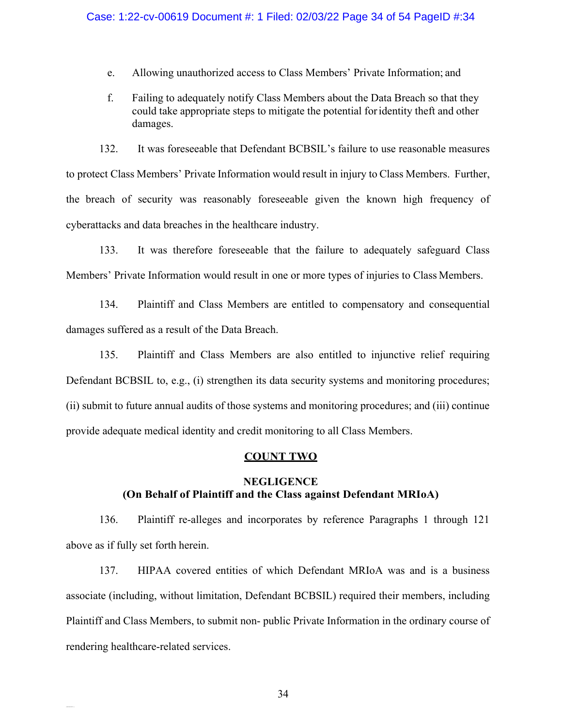e. Allowing unauthorized access to Class Members' Private Information; and

f. Failing to adequately notify Class Members about the Data Breach so that they could take appropriate steps to mitigate the potential for identity theft and other damages.

132. It was foreseeable that Defendant BCBSIL's failure to use reasonable measures to protect Class Members' Private Information would result in injury to Class Members. Further, the breach of security was reasonably foreseeable given the known high frequency of cyberattacks and data breaches in the healthcare industry.

133. It was therefore foreseeable that the failure to adequately safeguard Class Members' Private Information would result in one or more types of injuries to Class Members.

134. Plaintiff and Class Members are entitled to compensatory and consequential damages suffered as a result of the Data Breach.

135. Plaintiff and Class Members are also entitled to injunctive relief requiring Defendant BCBSIL to, e.g., (i) strengthen its data security systems and monitoring procedures; (ii) submit to future annual audits of those systems and monitoring procedures; and (iii) continue provide adequate medical identity and credit monitoring to all Class Members.

## COUNT TWO

### NEGLIGENCE
### (On Behalf of Plaintiff and the Class against Defendant MRIoA)

136. Plaintiff re-alleges and incorporates by reference Paragraphs 1 through 121 above as if fully set forth herein.

137. HIPAA covered entities of which Defendant MRIoA was and is a business associate (including, without limitation, Defendant BCBSIL) required their members, including Plaintiff and Class Members, to submit non- public Private Information in the ordinary course of rendering healthcare-related services.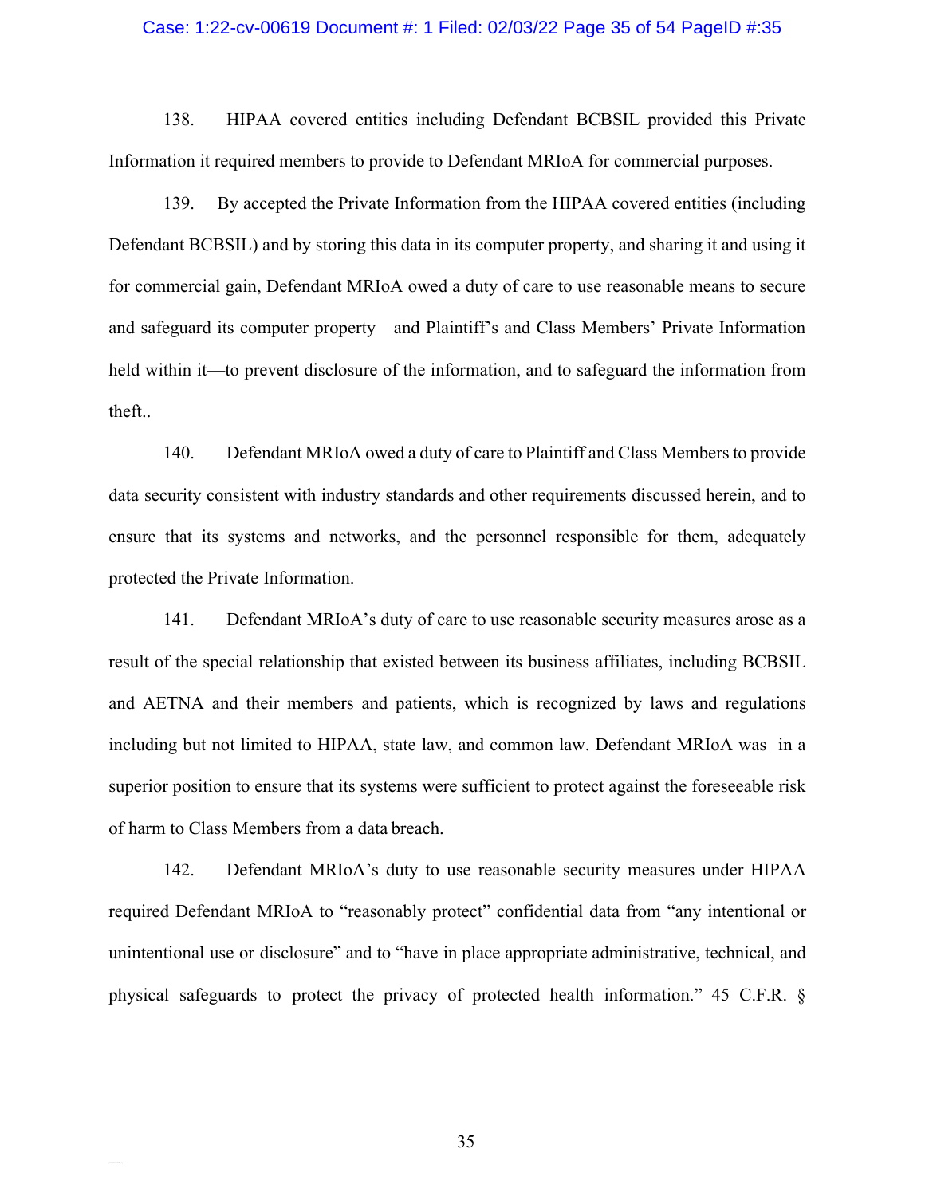138. HIPAA covered entities including Defendant BCBSIL provided this Private Information it required members to provide to Defendant MRIoA for commercial purposes.

139. By accepted the Private Information from the HIPAA covered entities (including Defendant BCBSIL) and by storing this data in its computer property, and sharing it and using it for commercial gain, Defendant MRIoA owed a duty of care to use reasonable means to secure and safeguard its computer property—and Plaintiff's and Class Members' Private Information held within it—to prevent disclosure of the information, and to safeguard the information from theft..

140. Defendant MRIoA owed a duty of care to Plaintiff and Class Members to provide data security consistent with industry standards and other requirements discussed herein, and to ensure that its systems and networks, and the personnel responsible for them, adequately protected the Private Information.

141. Defendant MRIoA's duty of care to use reasonable security measures arose as a result of the special relationship that existed between its business affiliates, including BCBSIL and AETNA and their members and patients, which is recognized by laws and regulations including but not limited to HIPAA, state law, and common law. Defendant MRIoA was in a superior position to ensure that its systems were sufficient to protect against the foreseeable risk of harm to Class Members from a data breach.

142. Defendant MRIoA's duty to use reasonable security measures under HIPAA required Defendant MRIoA to "reasonably protect" confidential data from "any intentional or unintentional use or disclosure" and to "have in place appropriate administrative, technical, and physical safeguards to protect the privacy of protected health information." 45 C.F.R. §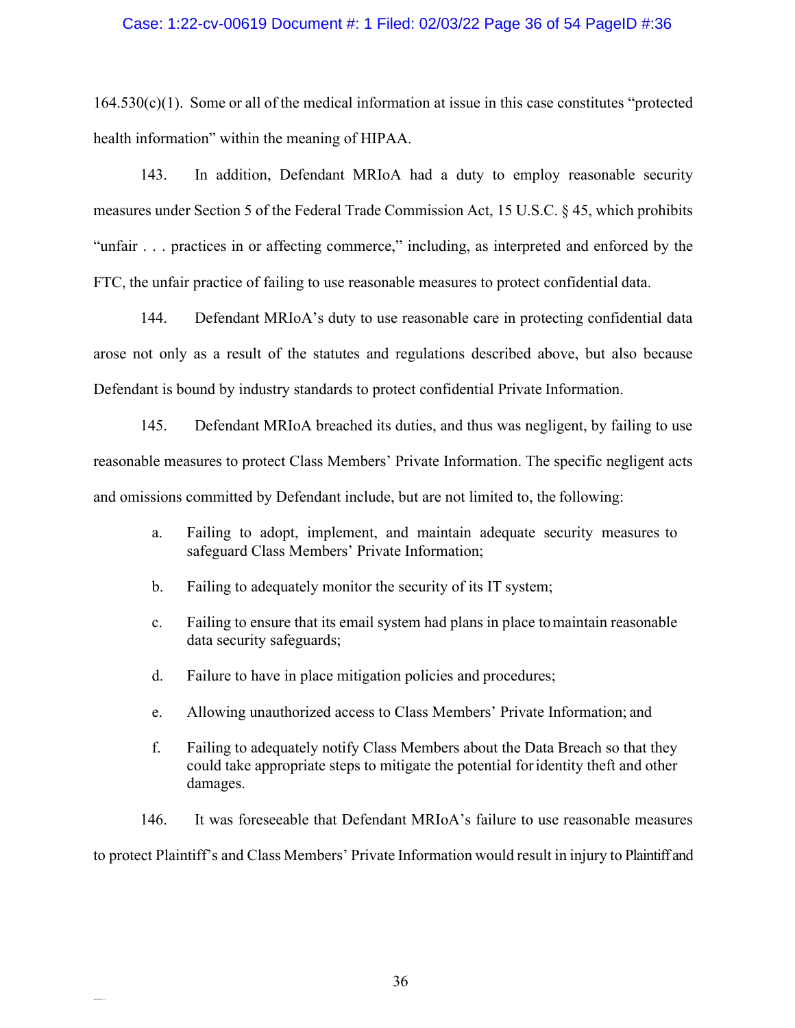164.530(c)(1). Some or all of the medical information at issue in this case constitutes "protected health information" within the meaning of HIPAA.

143. In addition, Defendant MRIoA had a duty to employ reasonable security measures under Section 5 of the Federal Trade Commission Act, 15 U.S.C. § 45, which prohibits "unfair . . . practices in or affecting commerce," including, as interpreted and enforced by the FTC, the unfair practice of failing to use reasonable measures to protect confidential data.

144. Defendant MRIoA's duty to use reasonable care in protecting confidential data arose not only as a result of the statutes and regulations described above, but also because Defendant is bound by industry standards to protect confidential Private Information.

145. Defendant MRIoA breached its duties, and thus was negligent, by failing to use reasonable measures to protect Class Members' Private Information. The specific negligent acts and omissions committed by Defendant include, but are not limited to, the following:

a. Failing to adopt, implement, and maintain adequate security measures to safeguard Class Members' Private Information;

b. Failing to adequately monitor the security of its IT system;

c. Failing to ensure that its email system had plans in place to maintain reasonable data security safeguards;

d. Failure to have in place mitigation policies and procedures;

e. Allowing unauthorized access to Class Members' Private Information; and

f. Failing to adequately notify Class Members about the Data Breach so that they could take appropriate steps to mitigate the potential for identity theft and other damages.

146. It was foreseeable that Defendant MRIoA's failure to use reasonable measures to protect Plaintiff's and Class Members' Private Information would result in injury to Plaintiff and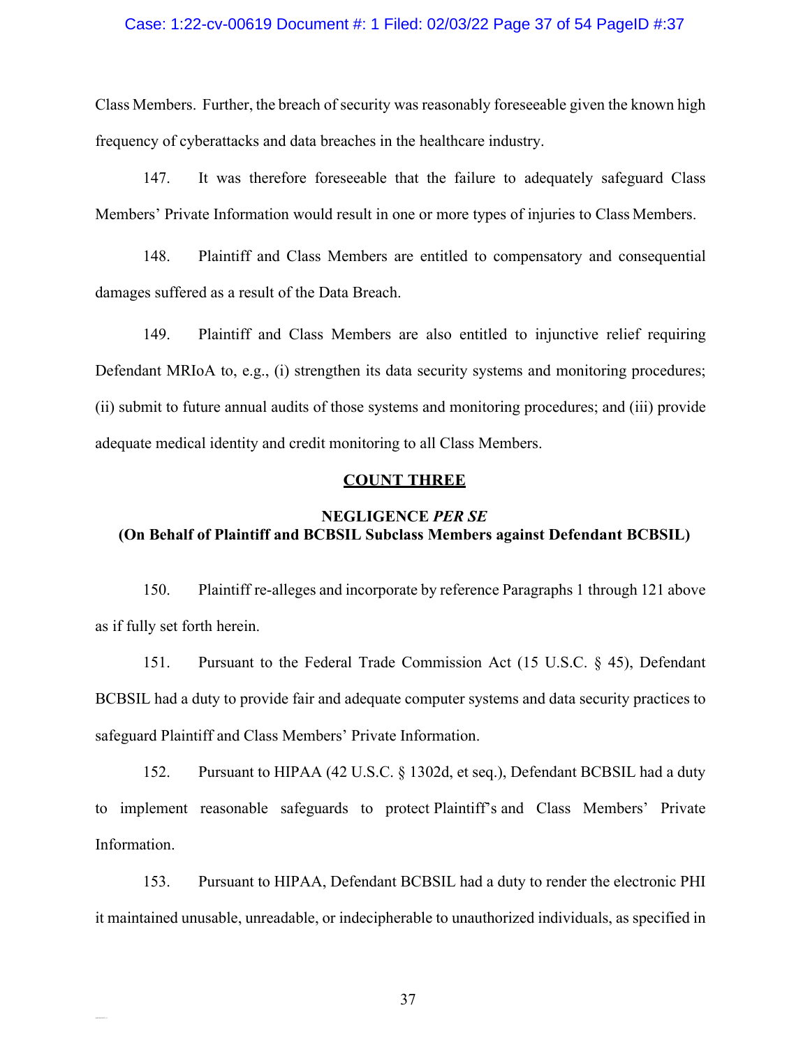Class Members. Further, the breach of security was reasonably foreseeable given the known high frequency of cyberattacks and data breaches in the healthcare industry.

147. It was therefore foreseeable that the failure to adequately safeguard Class Members' Private Information would result in one or more types of injuries to Class Members.

148. Plaintiff and Class Members are entitled to compensatory and consequential damages suffered as a result of the Data Breach.

149. Plaintiff and Class Members are also entitled to injunctive relief requiring Defendant MRIoA to, e.g., (i) strengthen its data security systems and monitoring procedures; (ii) submit to future annual audits of those systems and monitoring procedures; and (iii) provide adequate medical identity and credit monitoring to all Class Members.

## COUNT THREE

### NEGLIGENCE *PER SE*
### (On Behalf of Plaintiff and BCBSIL Subclass Members against Defendant BCBSIL)

150. Plaintiff re-alleges and incorporate by reference Paragraphs 1 through 121 above as if fully set forth herein.

151. Pursuant to the Federal Trade Commission Act (15 U.S.C. § 45), Defendant BCBSIL had a duty to provide fair and adequate computer systems and data security practices to safeguard Plaintiff and Class Members' Private Information.

152. Pursuant to HIPAA (42 U.S.C. § 1302d, et seq.), Defendant BCBSIL had a duty to implement reasonable safeguards to protect Plaintiff's and Class Members' Private Information.

153. Pursuant to HIPAA, Defendant BCBSIL had a duty to render the electronic PHI it maintained unusable, unreadable, or indecipherable to unauthorized individuals, as specified in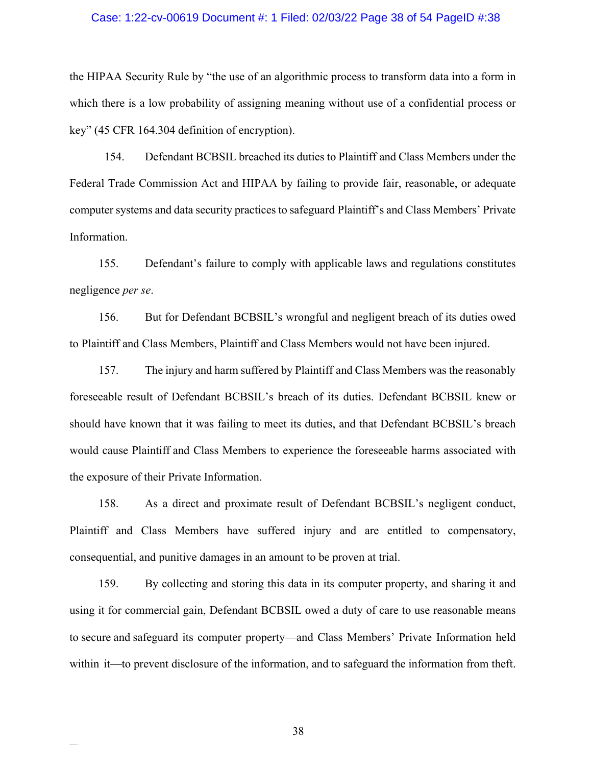the HIPAA Security Rule by "the use of an algorithmic process to transform data into a form in which there is a low probability of assigning meaning without use of a confidential process or key" (45 CFR 164.304 definition of encryption).

154. Defendant BCBSIL breached its duties to Plaintiff and Class Members under the Federal Trade Commission Act and HIPAA by failing to provide fair, reasonable, or adequate computer systems and data security practices to safeguard Plaintiff's and Class Members' Private Information.

155. Defendant's failure to comply with applicable laws and regulations constitutes negligence *per se*.

156. But for Defendant BCBSIL's wrongful and negligent breach of its duties owed to Plaintiff and Class Members, Plaintiff and Class Members would not have been injured.

157. The injury and harm suffered by Plaintiff and Class Members was the reasonably foreseeable result of Defendant BCBSIL's breach of its duties. Defendant BCBSIL knew or should have known that it was failing to meet its duties, and that Defendant BCBSIL's breach would cause Plaintiff and Class Members to experience the foreseeable harms associated with the exposure of their Private Information.

158. As a direct and proximate result of Defendant BCBSIL's negligent conduct, Plaintiff and Class Members have suffered injury and are entitled to compensatory, consequential, and punitive damages in an amount to be proven at trial.

159. By collecting and storing this data in its computer property, and sharing it and using it for commercial gain, Defendant BCBSIL owed a duty of care to use reasonable means to secure and safeguard its computer property—and Class Members' Private Information held within it—to prevent disclosure of the information, and to safeguard the information from theft.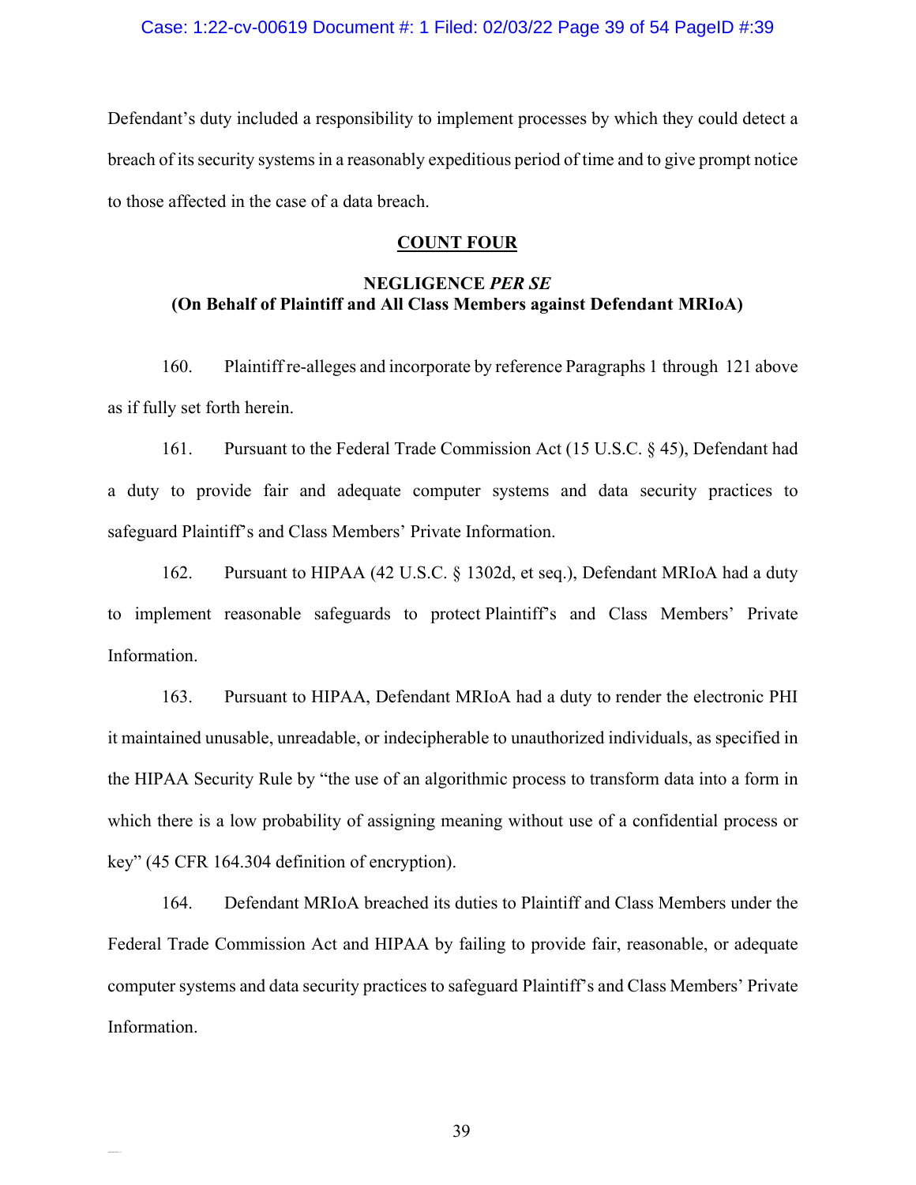Defendant's duty included a responsibility to implement processes by which they could detect a breach of its security systems in a reasonably expeditious period of time and to give prompt notice to those affected in the case of a data breach.

## COUNT FOUR

### NEGLIGENCE *PER SE*
### (On Behalf of Plaintiff and All Class Members against Defendant MRIoA)

160. Plaintiff re-alleges and incorporate by reference Paragraphs 1 through 121 above as if fully set forth herein.

161. Pursuant to the Federal Trade Commission Act (15 U.S.C. § 45), Defendant had a duty to provide fair and adequate computer systems and data security practices to safeguard Plaintiff's and Class Members' Private Information.

162. Pursuant to HIPAA (42 U.S.C. § 1302d, et seq.), Defendant MRIoA had a duty to implement reasonable safeguards to protect Plaintiff's and Class Members' Private Information.

163. Pursuant to HIPAA, Defendant MRIoA had a duty to render the electronic PHI it maintained unusable, unreadable, or indecipherable to unauthorized individuals, as specified in the HIPAA Security Rule by "the use of an algorithmic process to transform data into a form in which there is a low probability of assigning meaning without use of a confidential process or key" (45 CFR 164.304 definition of encryption).

164. Defendant MRIoA breached its duties to Plaintiff and Class Members under the Federal Trade Commission Act and HIPAA by failing to provide fair, reasonable, or adequate computer systems and data security practices to safeguard Plaintiff's and Class Members' Private Information.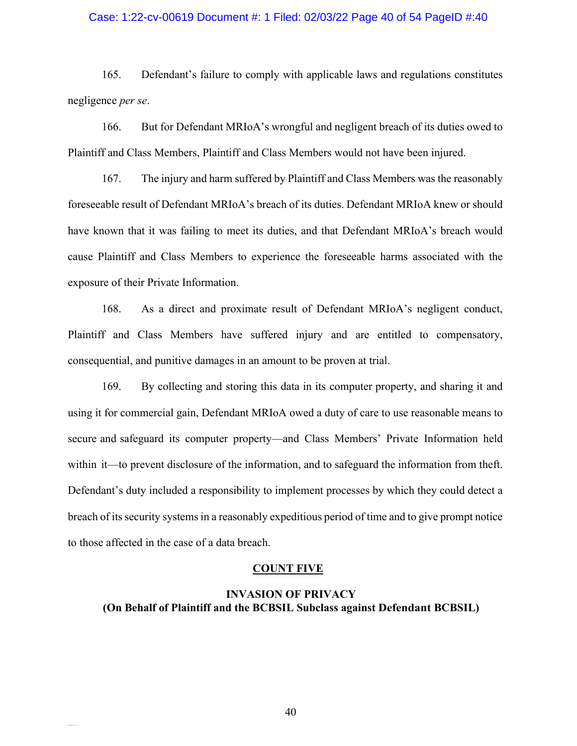165. Defendant's failure to comply with applicable laws and regulations constitutes negligence *per se*.

166. But for Defendant MRIoA's wrongful and negligent breach of its duties owed to Plaintiff and Class Members, Plaintiff and Class Members would not have been injured.

167. The injury and harm suffered by Plaintiff and Class Members was the reasonably foreseeable result of Defendant MRIoA's breach of its duties. Defendant MRIoA knew or should have known that it was failing to meet its duties, and that Defendant MRIoA's breach would cause Plaintiff and Class Members to experience the foreseeable harms associated with the exposure of their Private Information.

168. As a direct and proximate result of Defendant MRIoA's negligent conduct, Plaintiff and Class Members have suffered injury and are entitled to compensatory, consequential, and punitive damages in an amount to be proven at trial.

169. By collecting and storing this data in its computer property, and sharing it and using it for commercial gain, Defendant MRIoA owed a duty of care to use reasonable means to secure and safeguard its computer property—and Class Members' Private Information held within it—to prevent disclosure of the information, and to safeguard the information from theft. Defendant's duty included a responsibility to implement processes by which they could detect a breach of its security systems in a reasonably expeditious period of time and to give prompt notice to those affected in the case of a data breach.

## COUNT FIVE

### INVASION OF PRIVACY
### (On Behalf of Plaintiff and the BCBSIL Subclass against Defendant BCBSIL)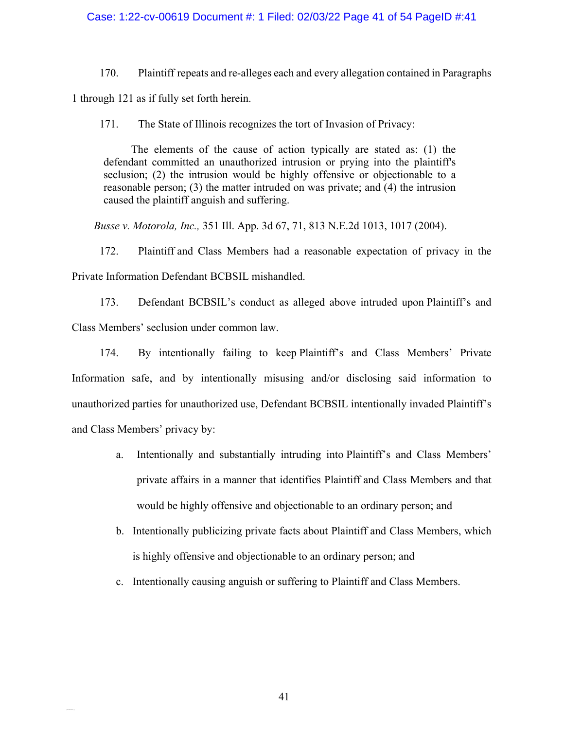170. Plaintiff repeats and re-alleges each and every allegation contained in Paragraphs 1 through 121 as if fully set forth herein.

171. The State of Illinois recognizes the tort of Invasion of Privacy:

> The elements of the cause of action typically are stated as: (1) the defendant committed an unauthorized intrusion or prying into the plaintiff's seclusion; (2) the intrusion would be highly offensive or objectionable to a reasonable person; (3) the matter intruded on was private; and (4) the intrusion caused the plaintiff anguish and suffering.

*Busse v. Motorola, Inc.,* 351 Ill. App. 3d 67, 71, 813 N.E.2d 1013, 1017 (2004).

172. Plaintiff and Class Members had a reasonable expectation of privacy in the Private Information Defendant BCBSIL mishandled.

173. Defendant BCBSIL's conduct as alleged above intruded upon Plaintiff's and Class Members' seclusion under common law.

174. By intentionally failing to keep Plaintiff's and Class Members' Private Information safe, and by intentionally misusing and/or disclosing said information to unauthorized parties for unauthorized use, Defendant BCBSIL intentionally invaded Plaintiff's and Class Members' privacy by:

a. Intentionally and substantially intruding into Plaintiff's and Class Members' private affairs in a manner that identifies Plaintiff and Class Members and that would be highly offensive and objectionable to an ordinary person; and

b. Intentionally publicizing private facts about Plaintiff and Class Members, which is highly offensive and objectionable to an ordinary person; and

c. Intentionally causing anguish or suffering to Plaintiff and Class Members.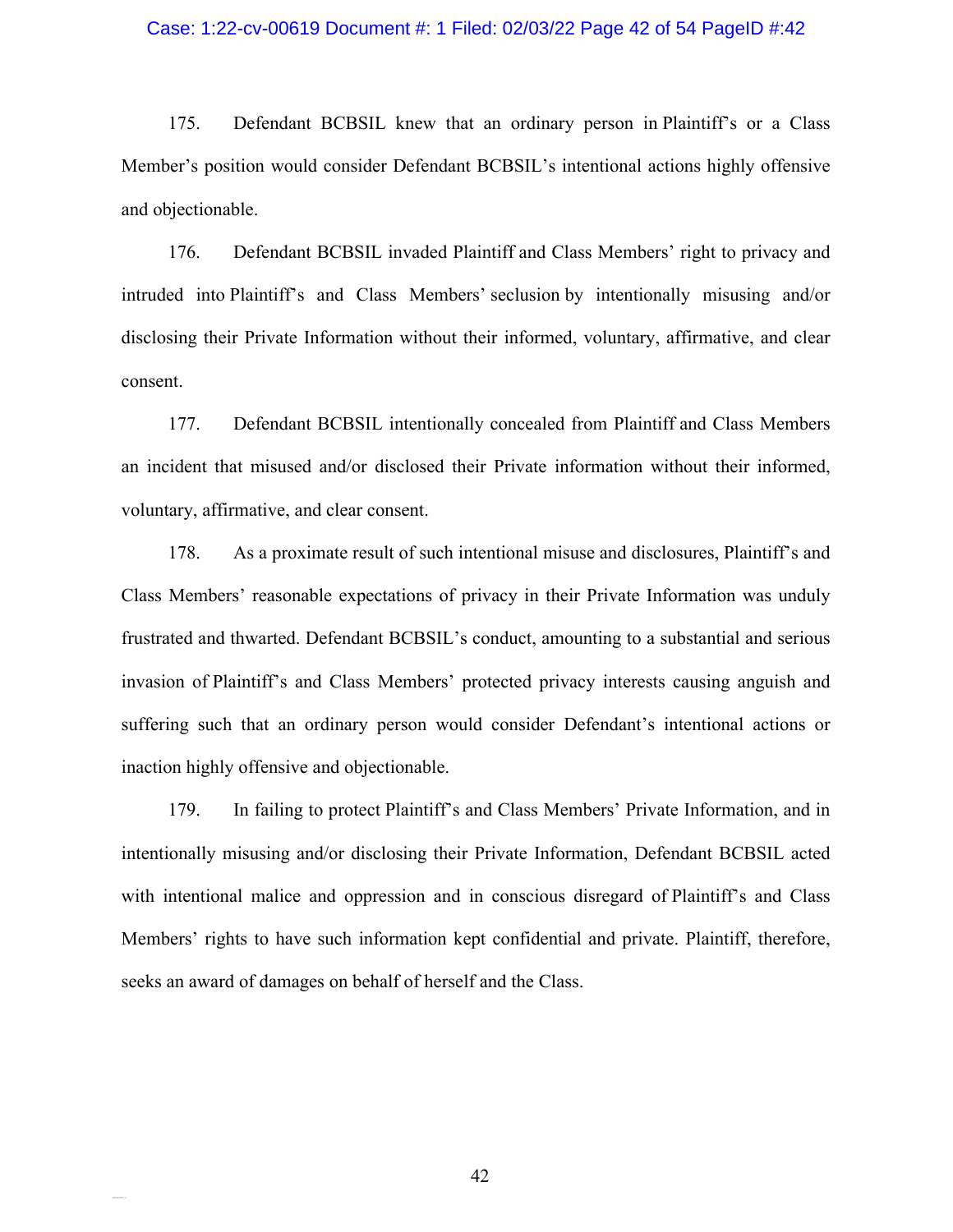175. Defendant BCBSIL knew that an ordinary person in Plaintiff's or a Class Member's position would consider Defendant BCBSIL's intentional actions highly offensive and objectionable.

176. Defendant BCBSIL invaded Plaintiff and Class Members' right to privacy and intruded into Plaintiff's and Class Members' seclusion by intentionally misusing and/or disclosing their Private Information without their informed, voluntary, affirmative, and clear consent.

177. Defendant BCBSIL intentionally concealed from Plaintiff and Class Members an incident that misused and/or disclosed their Private information without their informed, voluntary, affirmative, and clear consent.

178. As a proximate result of such intentional misuse and disclosures, Plaintiff's and Class Members' reasonable expectations of privacy in their Private Information was unduly frustrated and thwarted. Defendant BCBSIL's conduct, amounting to a substantial and serious invasion of Plaintiff's and Class Members' protected privacy interests causing anguish and suffering such that an ordinary person would consider Defendant's intentional actions or inaction highly offensive and objectionable.

179. In failing to protect Plaintiff's and Class Members' Private Information, and in intentionally misusing and/or disclosing their Private Information, Defendant BCBSIL acted with intentional malice and oppression and in conscious disregard of Plaintiff's and Class Members' rights to have such information kept confidential and private. Plaintiff, therefore, seeks an award of damages on behalf of herself and the Class.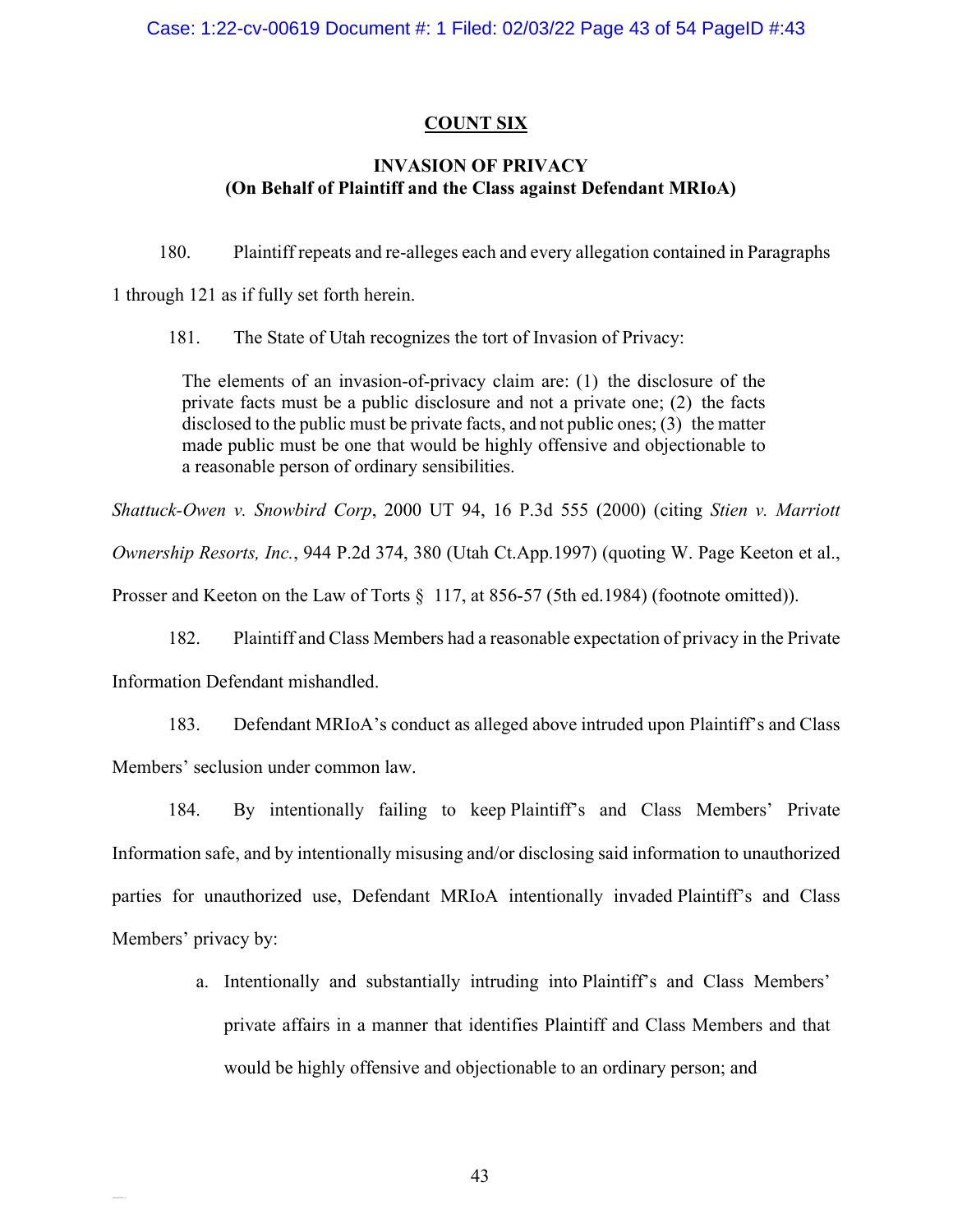## COUNT SIX

### INVASION OF PRIVACY
### (On Behalf of Plaintiff and the Class against Defendant MRIoA)

180. Plaintiff repeats and re-alleges each and every allegation contained in Paragraphs 1 through 121 as if fully set forth herein.

181. The State of Utah recognizes the tort of Invasion of Privacy:

> The elements of an invasion-of-privacy claim are: (1) the disclosure of the private facts must be a public disclosure and not a private one; (2) the facts disclosed to the public must be private facts, and not public ones; (3) the matter made public must be one that would be highly offensive and objectionable to a reasonable person of ordinary sensibilities.

*Shattuck-Owen v. Snowbird Corp*, 2000 UT 94, 16 P.3d 555 (2000) (citing *Stien v. Marriott Ownership Resorts, Inc.*, 944 P.2d 374, 380 (Utah Ct.App.1997) (quoting W. Page Keeton et al., Prosser and Keeton on the Law of Torts § 117, at 856-57 (5th ed.1984) (footnote omitted)).

182. Plaintiff and Class Members had a reasonable expectation of privacy in the Private Information Defendant mishandled.

183. Defendant MRIoA's conduct as alleged above intruded upon Plaintiff's and Class Members' seclusion under common law.

184. By intentionally failing to keep Plaintiff's and Class Members' Private Information safe, and by intentionally misusing and/or disclosing said information to unauthorized parties for unauthorized use, Defendant MRIoA intentionally invaded Plaintiff's and Class Members' privacy by:

a. Intentionally and substantially intruding into Plaintiff's and Class Members' private affairs in a manner that identifies Plaintiff and Class Members and that would be highly offensive and objectionable to an ordinary person; and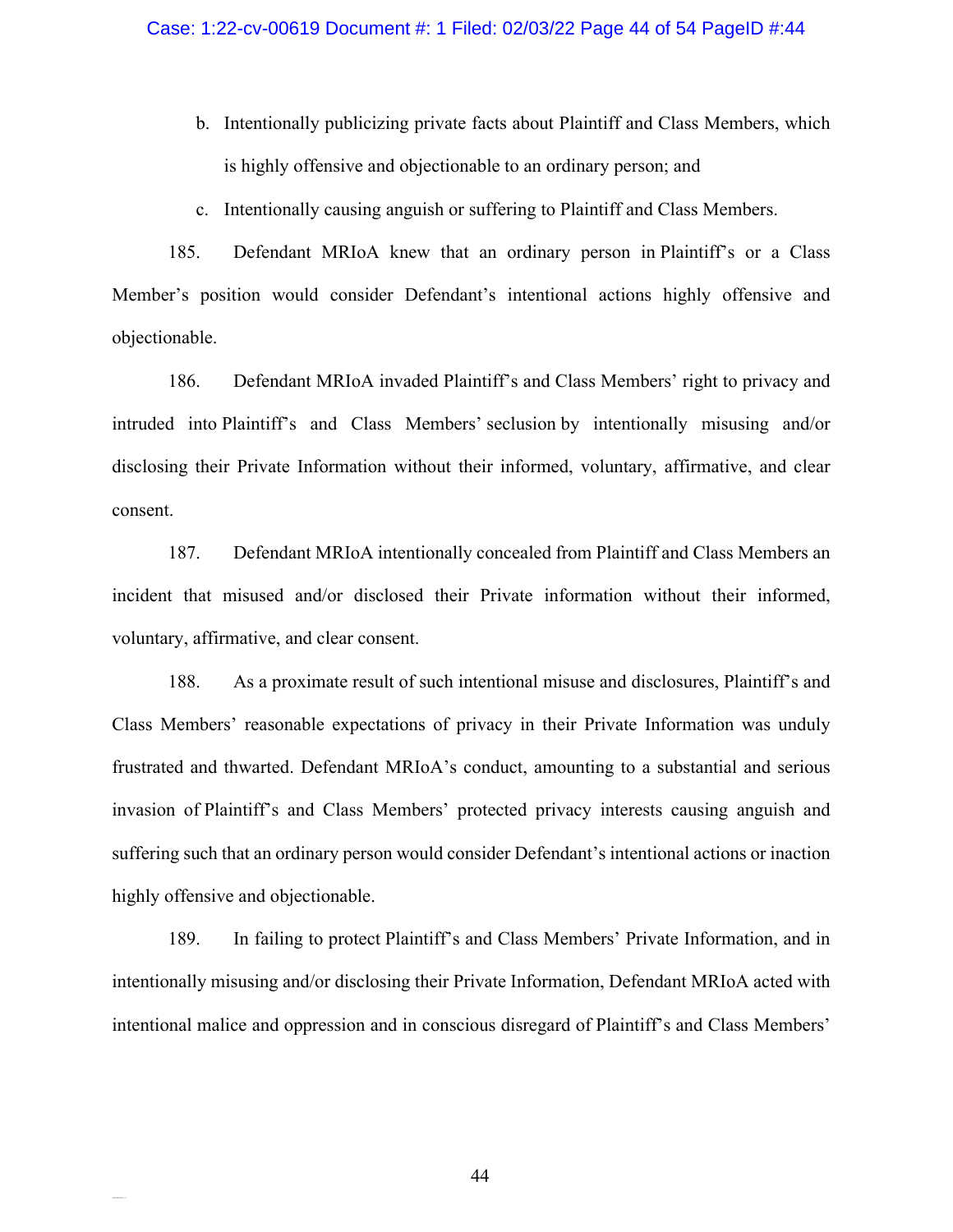b. Intentionally publicizing private facts about Plaintiff and Class Members, which is highly offensive and objectionable to an ordinary person; and

c. Intentionally causing anguish or suffering to Plaintiff and Class Members.

185. Defendant MRIoA knew that an ordinary person in Plaintiff's or a Class Member's position would consider Defendant's intentional actions highly offensive and objectionable.

186. Defendant MRIoA invaded Plaintiff's and Class Members' right to privacy and intruded into Plaintiff's and Class Members' seclusion by intentionally misusing and/or disclosing their Private Information without their informed, voluntary, affirmative, and clear consent.

187. Defendant MRIoA intentionally concealed from Plaintiff and Class Members an incident that misused and/or disclosed their Private information without their informed, voluntary, affirmative, and clear consent.

188. As a proximate result of such intentional misuse and disclosures, Plaintiff's and Class Members' reasonable expectations of privacy in their Private Information was unduly frustrated and thwarted. Defendant MRIoA's conduct, amounting to a substantial and serious invasion of Plaintiff's and Class Members' protected privacy interests causing anguish and suffering such that an ordinary person would consider Defendant's intentional actions or inaction highly offensive and objectionable.

189. In failing to protect Plaintiff's and Class Members' Private Information, and in intentionally misusing and/or disclosing their Private Information, Defendant MRIoA acted with intentional malice and oppression and in conscious disregard of Plaintiff's and Class Members'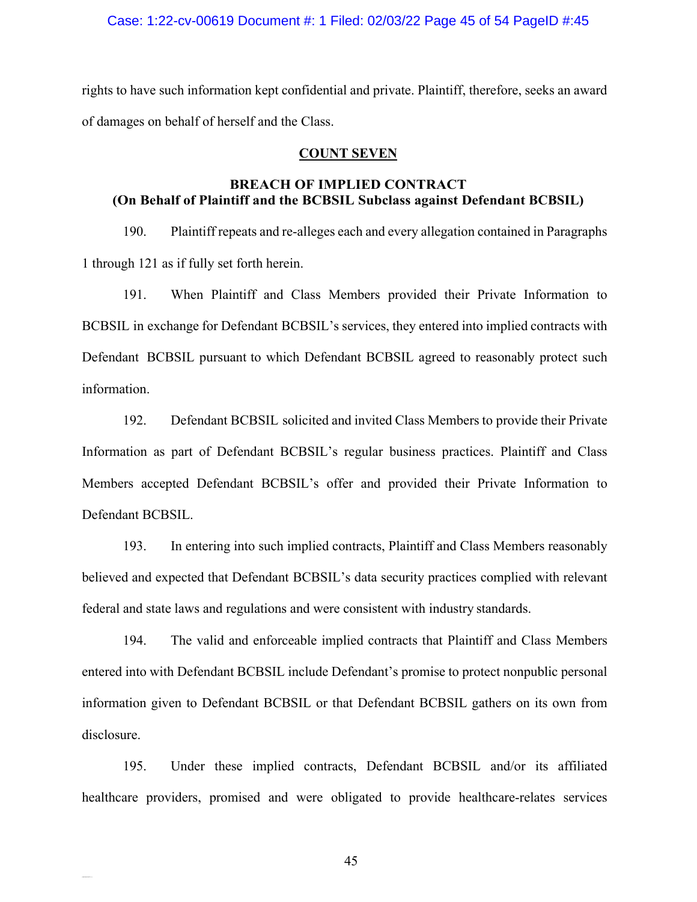rights to have such information kept confidential and private. Plaintiff, therefore, seeks an award of damages on behalf of herself and the Class.

## COUNT SEVEN

### BREACH OF IMPLIED CONTRACT
### (On Behalf of Plaintiff and the BCBSIL Subclass against Defendant BCBSIL)

190. Plaintiff repeats and re-alleges each and every allegation contained in Paragraphs 1 through 121 as if fully set forth herein.

191. When Plaintiff and Class Members provided their Private Information to BCBSIL in exchange for Defendant BCBSIL's services, they entered into implied contracts with Defendant BCBSIL pursuant to which Defendant BCBSIL agreed to reasonably protect such information.

192. Defendant BCBSIL solicited and invited Class Members to provide their Private Information as part of Defendant BCBSIL's regular business practices. Plaintiff and Class Members accepted Defendant BCBSIL's offer and provided their Private Information to Defendant BCBSIL.

193. In entering into such implied contracts, Plaintiff and Class Members reasonably believed and expected that Defendant BCBSIL's data security practices complied with relevant federal and state laws and regulations and were consistent with industry standards.

194. The valid and enforceable implied contracts that Plaintiff and Class Members entered into with Defendant BCBSIL include Defendant's promise to protect nonpublic personal information given to Defendant BCBSIL or that Defendant BCBSIL gathers on its own from disclosure.

195. Under these implied contracts, Defendant BCBSIL and/or its affiliated healthcare providers, promised and were obligated to provide healthcare-relates services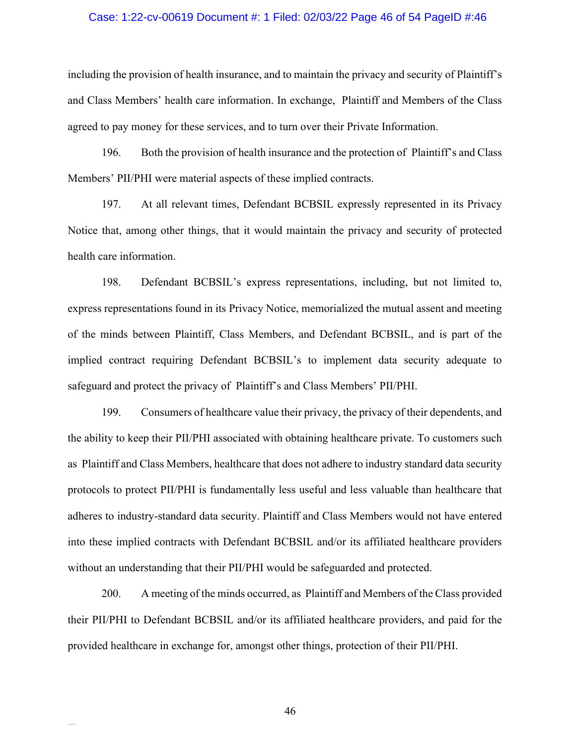including the provision of health insurance, and to maintain the privacy and security of Plaintiff's and Class Members' health care information. In exchange, Plaintiff and Members of the Class agreed to pay money for these services, and to turn over their Private Information.

196. Both the provision of health insurance and the protection of Plaintiff's and Class Members' PII/PHI were material aspects of these implied contracts.

197. At all relevant times, Defendant BCBSIL expressly represented in its Privacy Notice that, among other things, that it would maintain the privacy and security of protected health care information.

198. Defendant BCBSIL's express representations, including, but not limited to, express representations found in its Privacy Notice, memorialized the mutual assent and meeting of the minds between Plaintiff, Class Members, and Defendant BCBSIL, and is part of the implied contract requiring Defendant BCBSIL's to implement data security adequate to safeguard and protect the privacy of Plaintiff's and Class Members' PII/PHI.

199. Consumers of healthcare value their privacy, the privacy of their dependents, and the ability to keep their PII/PHI associated with obtaining healthcare private. To customers such as Plaintiff and Class Members, healthcare that does not adhere to industry standard data security protocols to protect PII/PHI is fundamentally less useful and less valuable than healthcare that adheres to industry-standard data security. Plaintiff and Class Members would not have entered into these implied contracts with Defendant BCBSIL and/or its affiliated healthcare providers without an understanding that their PII/PHI would be safeguarded and protected.

200. A meeting of the minds occurred, as Plaintiff and Members of the Class provided their PII/PHI to Defendant BCBSIL and/or its affiliated healthcare providers, and paid for the provided healthcare in exchange for, amongst other things, protection of their PII/PHI.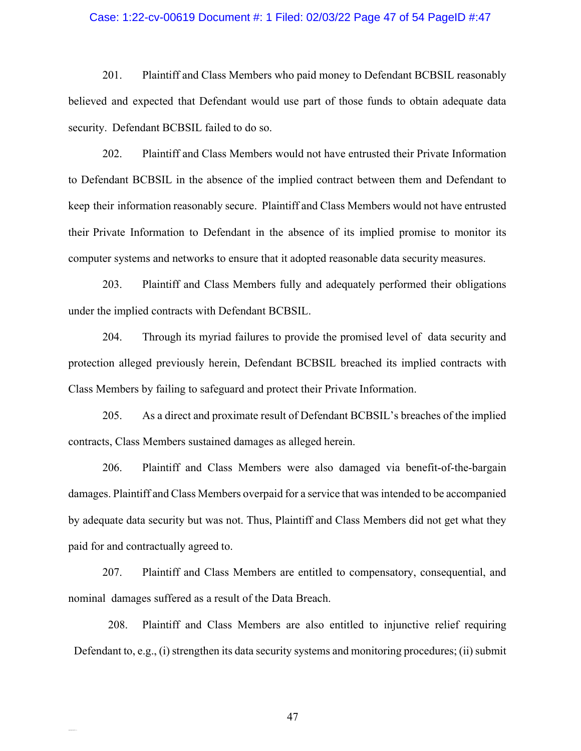201. Plaintiff and Class Members who paid money to Defendant BCBSIL reasonably believed and expected that Defendant would use part of those funds to obtain adequate data security. Defendant BCBSIL failed to do so.

202. Plaintiff and Class Members would not have entrusted their Private Information to Defendant BCBSIL in the absence of the implied contract between them and Defendant to keep their information reasonably secure. Plaintiff and Class Members would not have entrusted their Private Information to Defendant in the absence of its implied promise to monitor its computer systems and networks to ensure that it adopted reasonable data security measures.

203. Plaintiff and Class Members fully and adequately performed their obligations under the implied contracts with Defendant BCBSIL.

204. Through its myriad failures to provide the promised level of data security and protection alleged previously herein, Defendant BCBSIL breached its implied contracts with Class Members by failing to safeguard and protect their Private Information.

205. As a direct and proximate result of Defendant BCBSIL's breaches of the implied contracts, Class Members sustained damages as alleged herein.

206. Plaintiff and Class Members were also damaged via benefit-of-the-bargain damages. Plaintiff and Class Members overpaid for a service that was intended to be accompanied by adequate data security but was not. Thus, Plaintiff and Class Members did not get what they paid for and contractually agreed to.

207. Plaintiff and Class Members are entitled to compensatory, consequential, and nominal damages suffered as a result of the Data Breach.

208. Plaintiff and Class Members are also entitled to injunctive relief requiring Defendant to, e.g., (i) strengthen its data security systems and monitoring procedures; (ii) submit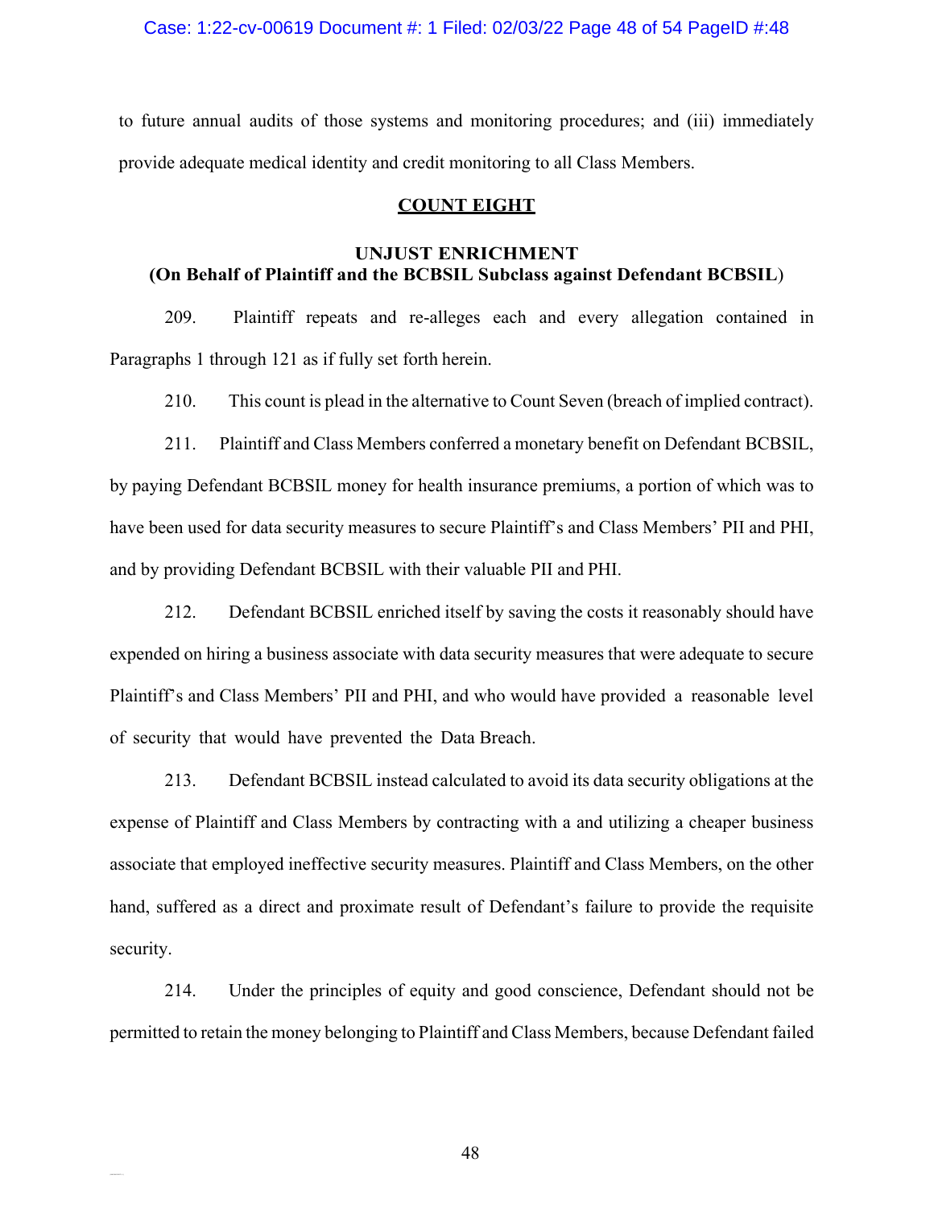to future annual audits of those systems and monitoring procedures; and (iii) immediately provide adequate medical identity and credit monitoring to all Class Members.

## COUNT EIGHT

### UNJUST ENRICHMENT
### (On Behalf of Plaintiff and the BCBSIL Subclass against Defendant BCBSIL)

209. Plaintiff repeats and re-alleges each and every allegation contained in Paragraphs 1 through 121 as if fully set forth herein.

210. This count is plead in the alternative to Count Seven (breach of implied contract).

211. Plaintiff and Class Members conferred a monetary benefit on Defendant BCBSIL, by paying Defendant BCBSIL money for health insurance premiums, a portion of which was to have been used for data security measures to secure Plaintiff's and Class Members' PII and PHI, and by providing Defendant BCBSIL with their valuable PII and PHI.

212. Defendant BCBSIL enriched itself by saving the costs it reasonably should have expended on hiring a business associate with data security measures that were adequate to secure Plaintiff's and Class Members' PII and PHI, and who would have provided a reasonable level of security that would have prevented the Data Breach.

213. Defendant BCBSIL instead calculated to avoid its data security obligations at the expense of Plaintiff and Class Members by contracting with a and utilizing a cheaper business associate that employed ineffective security measures. Plaintiff and Class Members, on the other hand, suffered as a direct and proximate result of Defendant's failure to provide the requisite security.

214. Under the principles of equity and good conscience, Defendant should not be permitted to retain the money belonging to Plaintiff and Class Members, because Defendant failed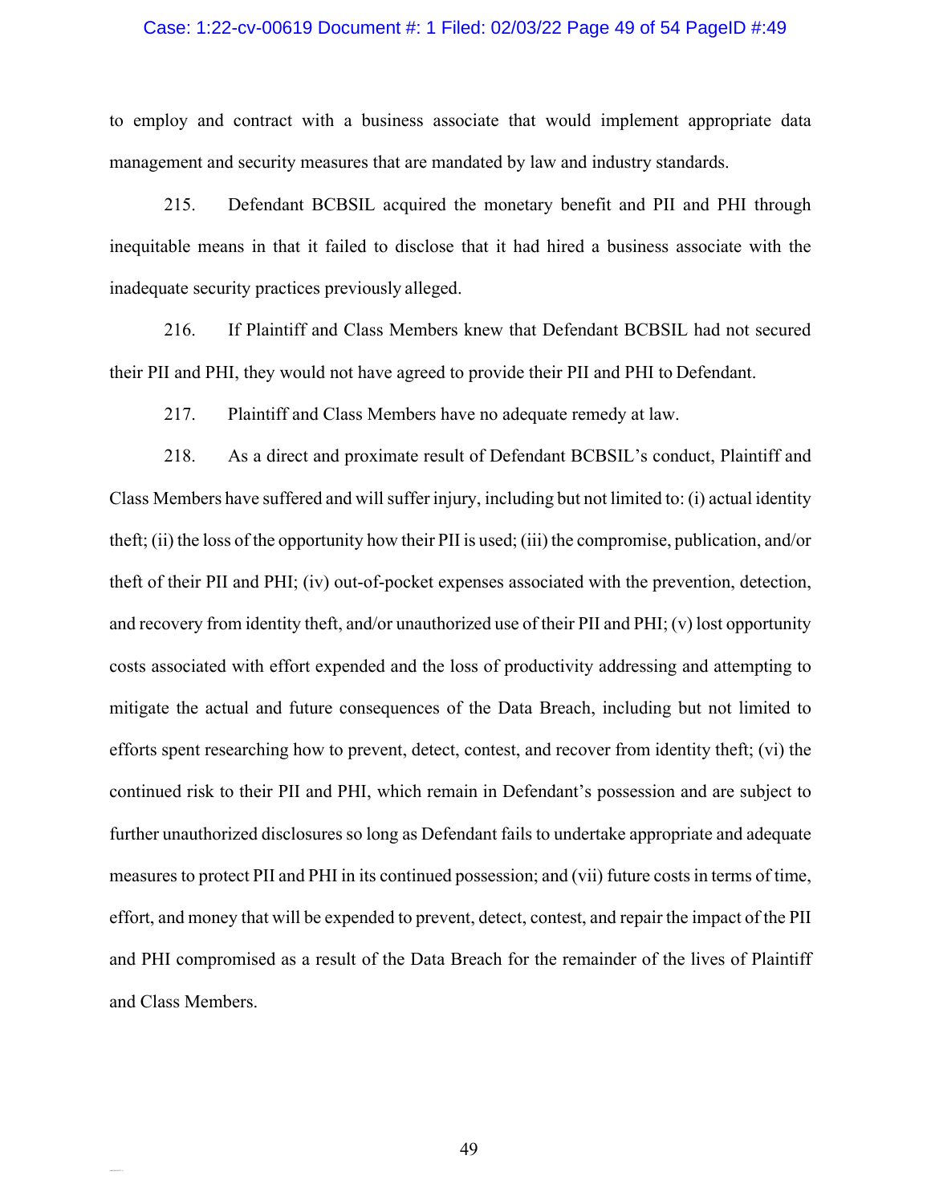to employ and contract with a business associate that would implement appropriate data management and security measures that are mandated by law and industry standards.

215. Defendant BCBSIL acquired the monetary benefit and PII and PHI through inequitable means in that it failed to disclose that it had hired a business associate with the inadequate security practices previously alleged.

216. If Plaintiff and Class Members knew that Defendant BCBSIL had not secured their PII and PHI, they would not have agreed to provide their PII and PHI to Defendant.

217. Plaintiff and Class Members have no adequate remedy at law.

218. As a direct and proximate result of Defendant BCBSIL's conduct, Plaintiff and Class Members have suffered and will suffer injury, including but not limited to: (i) actual identity theft; (ii) the loss of the opportunity how their PII is used; (iii) the compromise, publication, and/or theft of their PII and PHI; (iv) out-of-pocket expenses associated with the prevention, detection, and recovery from identity theft, and/or unauthorized use of their PII and PHI; (v) lost opportunity costs associated with effort expended and the loss of productivity addressing and attempting to mitigate the actual and future consequences of the Data Breach, including but not limited to efforts spent researching how to prevent, detect, contest, and recover from identity theft; (vi) the continued risk to their PII and PHI, which remain in Defendant's possession and are subject to further unauthorized disclosures so long as Defendant fails to undertake appropriate and adequate measures to protect PII and PHI in its continued possession; and (vii) future costs in terms of time, effort, and money that will be expended to prevent, detect, contest, and repair the impact of the PII and PHI compromised as a result of the Data Breach for the remainder of the lives of Plaintiff and Class Members.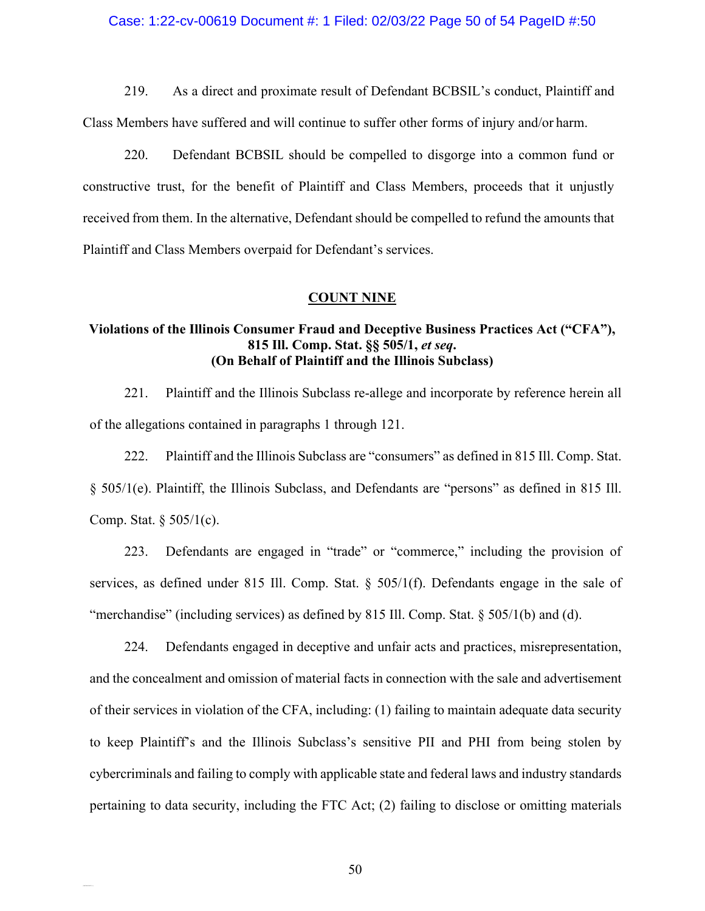219. As a direct and proximate result of Defendant BCBSIL's conduct, Plaintiff and Class Members have suffered and will continue to suffer other forms of injury and/or harm.

220. Defendant BCBSIL should be compelled to disgorge into a common fund or constructive trust, for the benefit of Plaintiff and Class Members, proceeds that it unjustly received from them. In the alternative, Defendant should be compelled to refund the amounts that Plaintiff and Class Members overpaid for Defendant's services.

## <u>COUNT NINE</u>

### Violations of the Illinois Consumer Fraud and Deceptive Business Practices Act ("CFA"), 815 Ill. Comp. Stat. §§ 505/1, *et seq*. (On Behalf of Plaintiff and the Illinois Subclass)

221. Plaintiff and the Illinois Subclass re-allege and incorporate by reference herein all of the allegations contained in paragraphs 1 through 121.

222. Plaintiff and the Illinois Subclass are "consumers" as defined in 815 Ill. Comp. Stat. § 505/1(e). Plaintiff, the Illinois Subclass, and Defendants are "persons" as defined in 815 Ill. Comp. Stat. § 505/1(c).

223. Defendants are engaged in "trade" or "commerce," including the provision of services, as defined under 815 Ill. Comp. Stat. § 505/1(f). Defendants engage in the sale of "merchandise" (including services) as defined by 815 Ill. Comp. Stat. § 505/1(b) and (d).

224. Defendants engaged in deceptive and unfair acts and practices, misrepresentation, and the concealment and omission of material facts in connection with the sale and advertisement of their services in violation of the CFA, including: (1) failing to maintain adequate data security to keep Plaintiff's and the Illinois Subclass's sensitive PII and PHI from being stolen by cybercriminals and failing to comply with applicable state and federal laws and industry standards pertaining to data security, including the FTC Act; (2) failing to disclose or omitting materials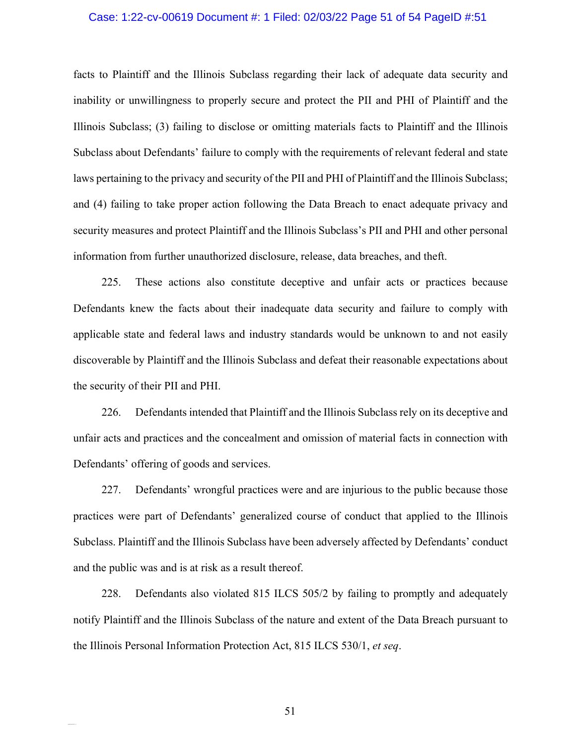facts to Plaintiff and the Illinois Subclass regarding their lack of adequate data security and inability or unwillingness to properly secure and protect the PII and PHI of Plaintiff and the Illinois Subclass; (3) failing to disclose or omitting materials facts to Plaintiff and the Illinois Subclass about Defendants' failure to comply with the requirements of relevant federal and state laws pertaining to the privacy and security of the PII and PHI of Plaintiff and the Illinois Subclass; and (4) failing to take proper action following the Data Breach to enact adequate privacy and security measures and protect Plaintiff and the Illinois Subclass's PII and PHI and other personal information from further unauthorized disclosure, release, data breaches, and theft.

225. These actions also constitute deceptive and unfair acts or practices because Defendants knew the facts about their inadequate data security and failure to comply with applicable state and federal laws and industry standards would be unknown to and not easily discoverable by Plaintiff and the Illinois Subclass and defeat their reasonable expectations about the security of their PII and PHI.

226. Defendants intended that Plaintiff and the Illinois Subclass rely on its deceptive and unfair acts and practices and the concealment and omission of material facts in connection with Defendants' offering of goods and services.

227. Defendants' wrongful practices were and are injurious to the public because those practices were part of Defendants' generalized course of conduct that applied to the Illinois Subclass. Plaintiff and the Illinois Subclass have been adversely affected by Defendants' conduct and the public was and is at risk as a result thereof.

228. Defendants also violated 815 ILCS 505/2 by failing to promptly and adequately notify Plaintiff and the Illinois Subclass of the nature and extent of the Data Breach pursuant to the Illinois Personal Information Protection Act, 815 ILCS 530/1, *et seq*.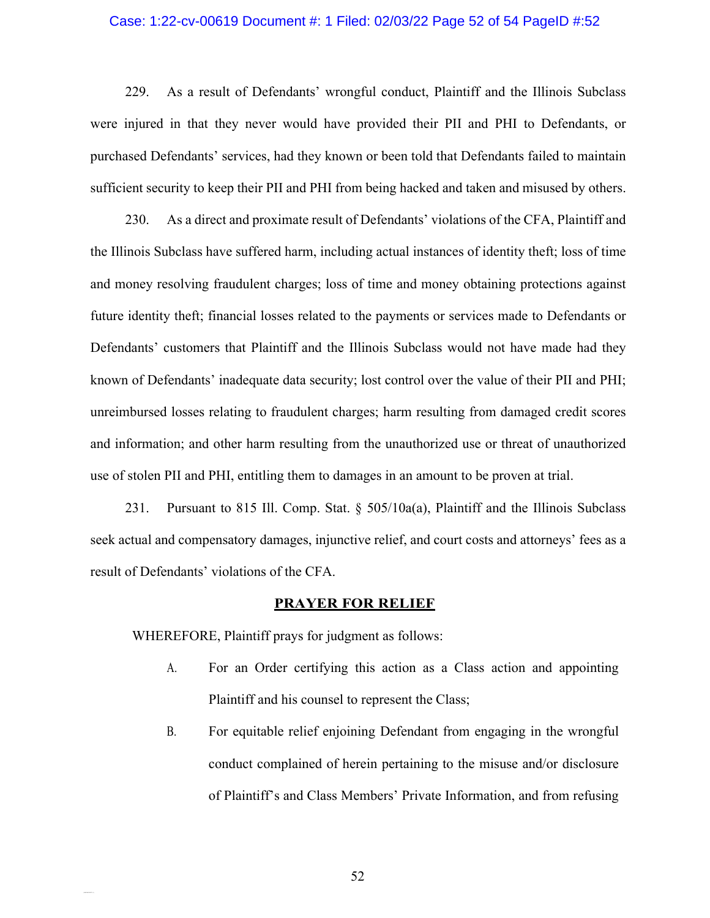229. As a result of Defendants' wrongful conduct, Plaintiff and the Illinois Subclass were injured in that they never would have provided their PII and PHI to Defendants, or purchased Defendants' services, had they known or been told that Defendants failed to maintain sufficient security to keep their PII and PHI from being hacked and taken and misused by others.

230. As a direct and proximate result of Defendants' violations of the CFA, Plaintiff and the Illinois Subclass have suffered harm, including actual instances of identity theft; loss of time and money resolving fraudulent charges; loss of time and money obtaining protections against future identity theft; financial losses related to the payments or services made to Defendants or Defendants' customers that Plaintiff and the Illinois Subclass would not have made had they known of Defendants' inadequate data security; lost control over the value of their PII and PHI; unreimbursed losses relating to fraudulent charges; harm resulting from damaged credit scores and information; and other harm resulting from the unauthorized use or threat of unauthorized use of stolen PII and PHI, entitling them to damages in an amount to be proven at trial.

231. Pursuant to 815 Ill. Comp. Stat. § 505/10a(a), Plaintiff and the Illinois Subclass seek actual and compensatory damages, injunctive relief, and court costs and attorneys' fees as a result of Defendants' violations of the CFA.

## PRAYER FOR RELIEF

WHEREFORE, Plaintiff prays for judgment as follows:

A. For an Order certifying this action as a Class action and appointing Plaintiff and his counsel to represent the Class;

B. For equitable relief enjoining Defendant from engaging in the wrongful conduct complained of herein pertaining to the misuse and/or disclosure of Plaintiff's and Class Members' Private Information, and from refusing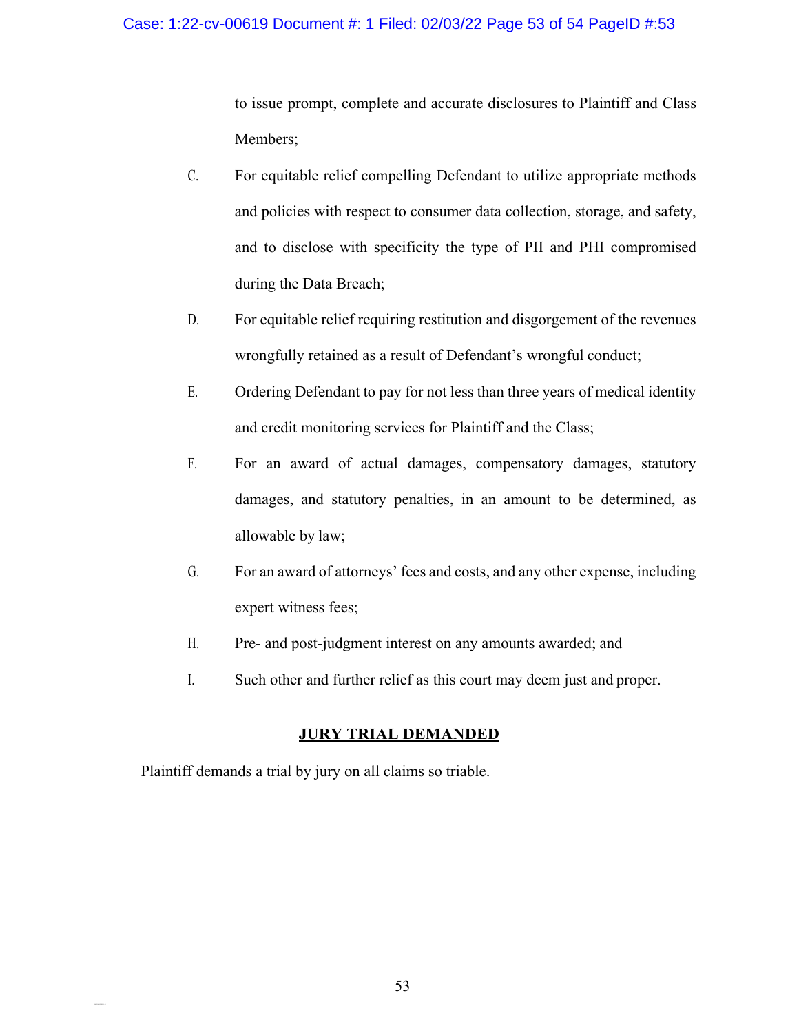to issue prompt, complete and accurate disclosures to Plaintiff and Class Members;

C. For equitable relief compelling Defendant to utilize appropriate methods and policies with respect to consumer data collection, storage, and safety, and to disclose with specificity the type of PII and PHI compromised during the Data Breach;

D. For equitable relief requiring restitution and disgorgement of the revenues wrongfully retained as a result of Defendant's wrongful conduct;

E. Ordering Defendant to pay for not less than three years of medical identity and credit monitoring services for Plaintiff and the Class;

F. For an award of actual damages, compensatory damages, statutory damages, and statutory penalties, in an amount to be determined, as allowable by law;

G. For an award of attorneys' fees and costs, and any other expense, including expert witness fees;

H. Pre- and post-judgment interest on any amounts awarded; and

I. Such other and further relief as this court may deem just and proper.

**JURY TRIAL DEMANDED**

Plaintiff demands a trial by jury on all claims so triable.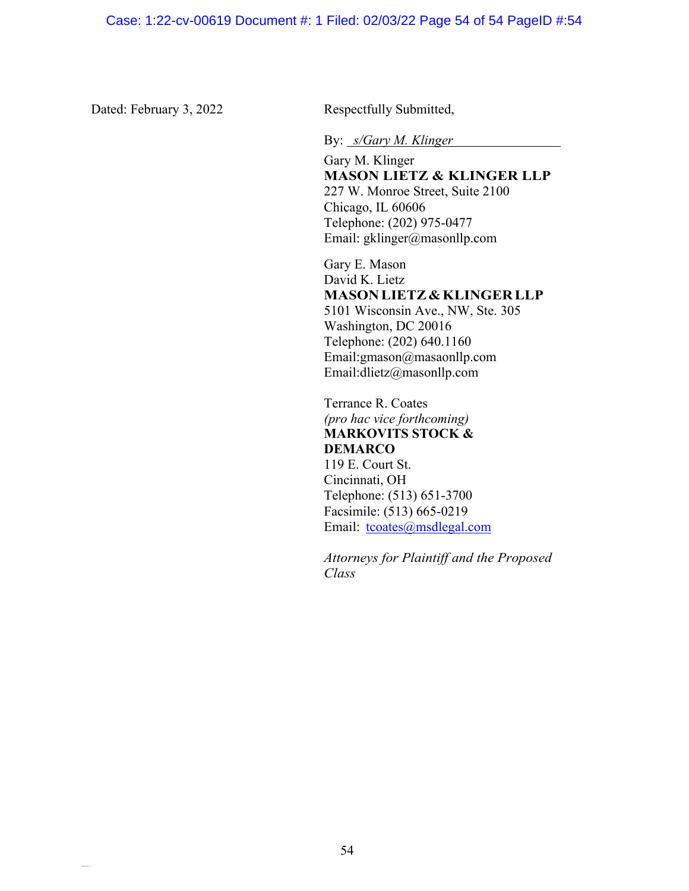Dated: February 3, 2022

Respectfully Submitted,

By: *s/Gary M. Klinger*

Gary M. Klinger
**MASON LIETZ & KLINGER LLP**
227 W. Monroe Street, Suite 2100
Chicago, IL 60606
Telephone: (202) 975-0477
Email: gklinger@masonllp.com

Gary E. Mason
David K. Lietz
**MASON LIETZ & KLINGER LLP**
5101 Wisconsin Ave., NW, Ste. 305
Washington, DC 20016
Telephone: (202) 640.1160
Email:gmason@masaonllp.com
Email:dlietz@masonllp.com

Terrance R. Coates
*(pro hac vice forthcoming)*
**MARKOVITS STOCK & DEMARCO**
119 E. Court St.
Cincinnati, OH
Telephone: (513) 651-3700
Facsimile: (513) 665-0219
Email: tcoates@msdlegal.com

*Attorneys for Plaintiff and the Proposed Class*